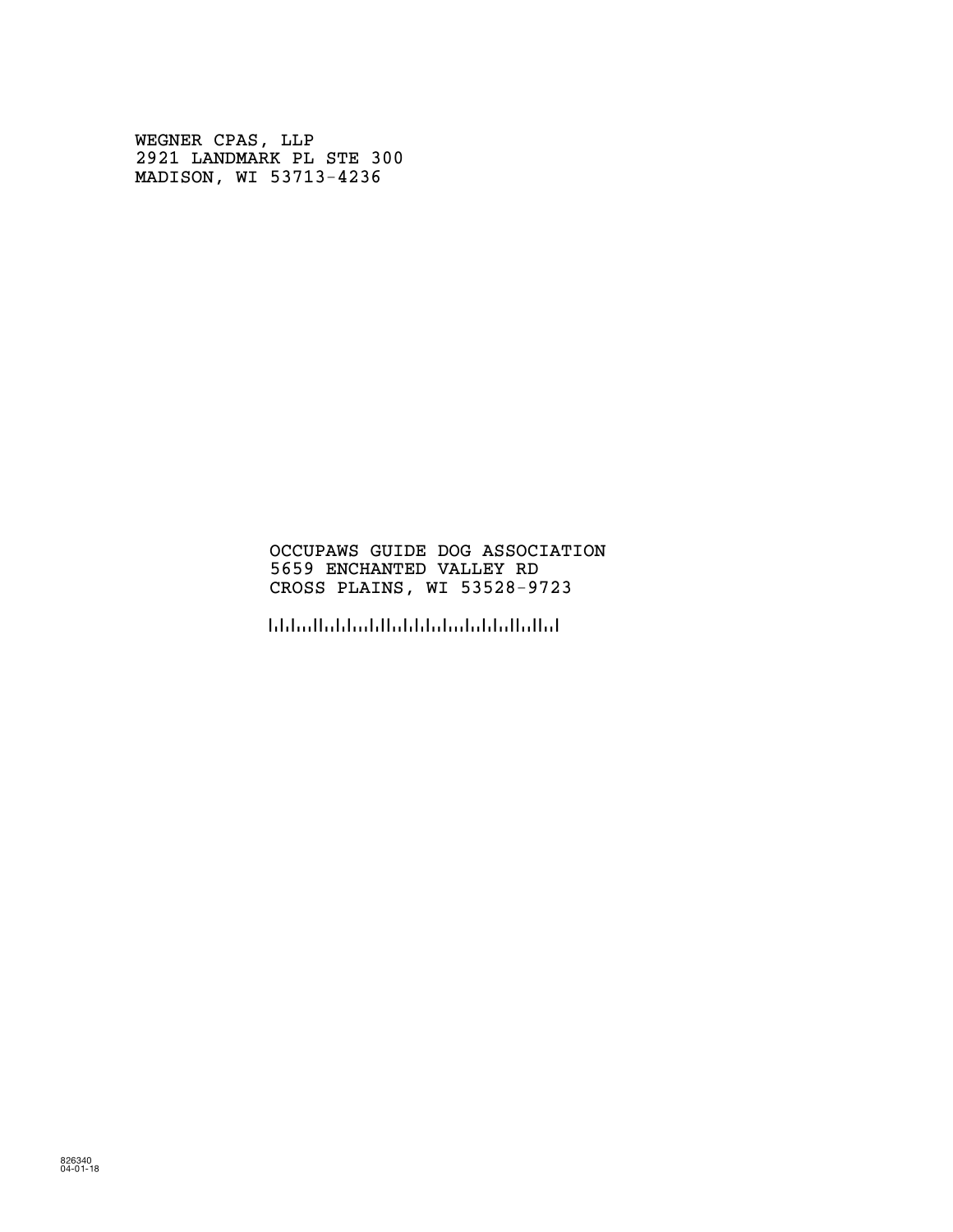WEGNER CPAS, LLP
2921 LANDMARK PL STE 300
MADISON, WI 53713-4236

OCCUPAWS GUIDE DOG ASSOCIATION
5659 ENCHANTED VALLEY RD
CROSS PLAINS, WI 53528-9723

826340
04-01-18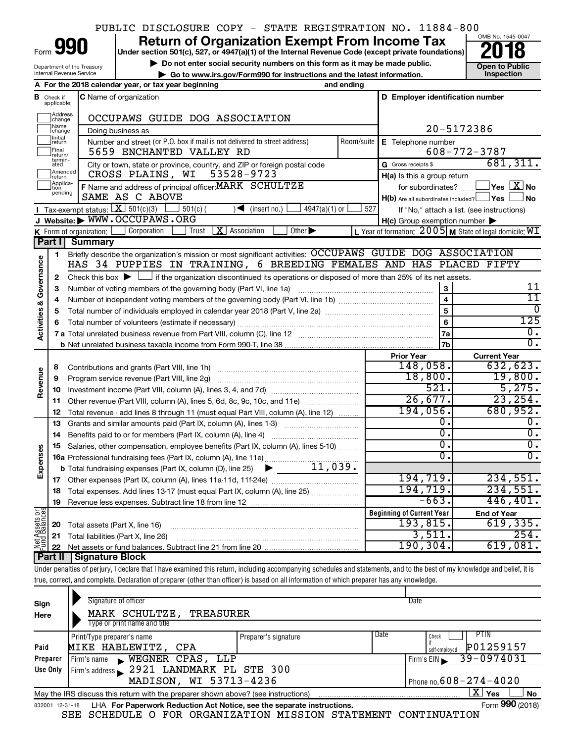PUBLIC DISCLOSURE COPY - STATE REGISTRATION NO. 11884-800

# Form 990 — Return of Organization Exempt From Income Tax (2018)

Under section 501(c), 527, or 4947(a)(1) of the Internal Revenue Code (except private foundations)

▶ Do not enter social security numbers on this form as it may be made public.

▶ Go to www.irs.gov/Form990 for instructions and the latest information.

OMB No. 1545-0047 | Open to Public Inspection

Department of the Treasury, Internal Revenue Service

**A** For the 2018 calendar year, or tax year beginning and ending

**B** Check if applicable: Address change, Name change, Initial return, Final return/terminated, Amended return, Application pending

**C** Name of organization: OCCUPAWS GUIDE DOG ASSOCIATION

Doing business as

Number and street (or P.O. box if mail is not delivered to street address): 5659 ENCHANTED VALLEY RD | Room/suite

City or town, state or province, country, and ZIP or foreign postal code: CROSS PLAINS, WI 53528-9723

**D** Employer identification number: 20-5172386

**E** Telephone number: 608-772-3787

**G** Gross receipts $ 681,311.

**F** Name and address of principal officer: MARK SCHULTZE, SAME AS C ABOVE

**H(a)** Is this a group return for subordinates? Yes [ ] No [X]

**H(b)** Are all subordinates included? Yes [ ] No [ ] If "No," attach a list. (see instructions)

**H(c)** Group exemption number ▶

**I** Tax-exempt status: [X] 501(c)(3) [ ] 501(c) ( ) ◀ (insert no.) [ ] 4947(a)(1) or [ ] 527

**J** Website: ▶ WWW.OCCUPAWS.ORG

**K** Form of organization: [ ] Corporation [ ] Trust [X] Association [ ] Other ▶

**L** Year of formation: 2005 **M** State of legal domicile: WI

## Part I Summary

**Activities & Governance**

1. Briefly describe the organization's mission or most significant activities: OCCUPAWS GUIDE DOG ASSOCIATION HAS 34 PUPPIES IN TRAINING, 6 BREEDING FEMALES AND HAS PLACED FIFTY
2. Check this box ▶ [ ] if the organization discontinued its operations or disposed of more than 25% of its net assets.

| Line | Description | Box | Value |
|---|---|---|---|
| 3 | Number of voting members of the governing body (Part VI, line 1a) | 3 | 11 |
| 4 | Number of independent voting members of the governing body (Part VI, line 1b) | 4 | 11 |
| 5 | Total number of individuals employed in calendar year 2018 (Part V, line 2a) | 5 | 0 |
| 6 | Total number of volunteers (estimate if necessary) | 6 | 125 |
| 7a | Total unrelated business revenue from Part VIII, column (C), line 12 | 7a | 0. |
| 7b | Net unrelated business taxable income from Form 990-T, line 38 | 7b | 0. |

| Section | Line | Description | Prior Year | Current Year |
|---|---|---|---|---|
| Revenue | 8 | Contributions and grants (Part VIII, line 1h) | 148,058. | 632,623. |
| | 9 | Program service revenue (Part VIII, line 2g) | 18,800. | 19,800. |
| | 10 | Investment income (Part VIII, column (A), lines 3, 4, and 7d) | 521. | 5,275. |
| | 11 | Other revenue (Part VIII, column (A), lines 5, 6d, 8c, 9c, 10c, and 11e) | 26,677. | 23,254. |
| | 12 | Total revenue - add lines 8 through 11 (must equal Part VIII, column (A), line 12) | 194,056. | 680,952. |
| Expenses | 13 | Grants and similar amounts paid (Part IX, column (A), lines 1-3) | 0. | 0. |
| | 14 | Benefits paid to or for members (Part IX, column (A), line 4) | 0. | 0. |
| | 15 | Salaries, other compensation, employee benefits (Part IX, column (A), lines 5-10) | 0. | 0. |
| | 16a | Professional fundraising fees (Part IX, column (A), line 11e) | 0. | 0. |
| | b | Total fundraising expenses (Part IX, column (D), line 25) ▶ 11,039. | | |
| | 17 | Other expenses (Part IX, column (A), lines 11a-11d, 11f-24e) | 194,719. | 234,551. |
| | 18 | Total expenses. Add lines 13-17 (must equal Part IX, column (A), line 25) | 194,719. | 234,551. |
| | 19 | Revenue less expenses. Subtract line 18 from line 12 | -663. | 446,401. |

| Section | Line | Description | Beginning of Current Year | End of Year |
|---|---|---|---|---|
| Net Assets or Fund Balances | 20 | Total assets (Part X, line 16) | 193,815. | 619,335. |
| | 21 | Total liabilities (Part X, line 26) | 3,511. | 254. |
| | 22 | Net assets or fund balances. Subtract line 21 from line 20 | 190,304. | 619,081. |

## Part II Signature Block

Under penalties of perjury, I declare that I have examined this return, including accompanying schedules and statements, and to the best of my knowledge and belief, it is true, correct, and complete. Declaration of preparer (other than officer) is based on all information of which preparer has any knowledge.

**Sign Here**

Signature of officer | Date

MARK SCHULTZE, TREASURER

Type or print name and title

**Paid Preparer Use Only**

| Print/Type preparer's name | Preparer's signature | Date | Check if self-employed | PTIN |
|---|---|---|---|---|
| MIKE HABLEWITZ, CPA | | | [ ] | P01259157 |

Firm's name ▶ WEGNER CPAS, LLP | Firm's EIN ▶ 39-0974031

Firm's address ▶ 2921 LANDMARK PL STE 300, MADISON, WI 53713-4236 | Phone no. 608-274-4020

May the IRS discuss this return with the preparer shown above? (see instructions) [X] Yes [ ] No

832001 12-31-18 LHA For Paperwork Reduction Act Notice, see the separate instructions. Form 990 (2018)

SEE SCHEDULE O FOR ORGANIZATION MISSION STATEMENT CONTINUATION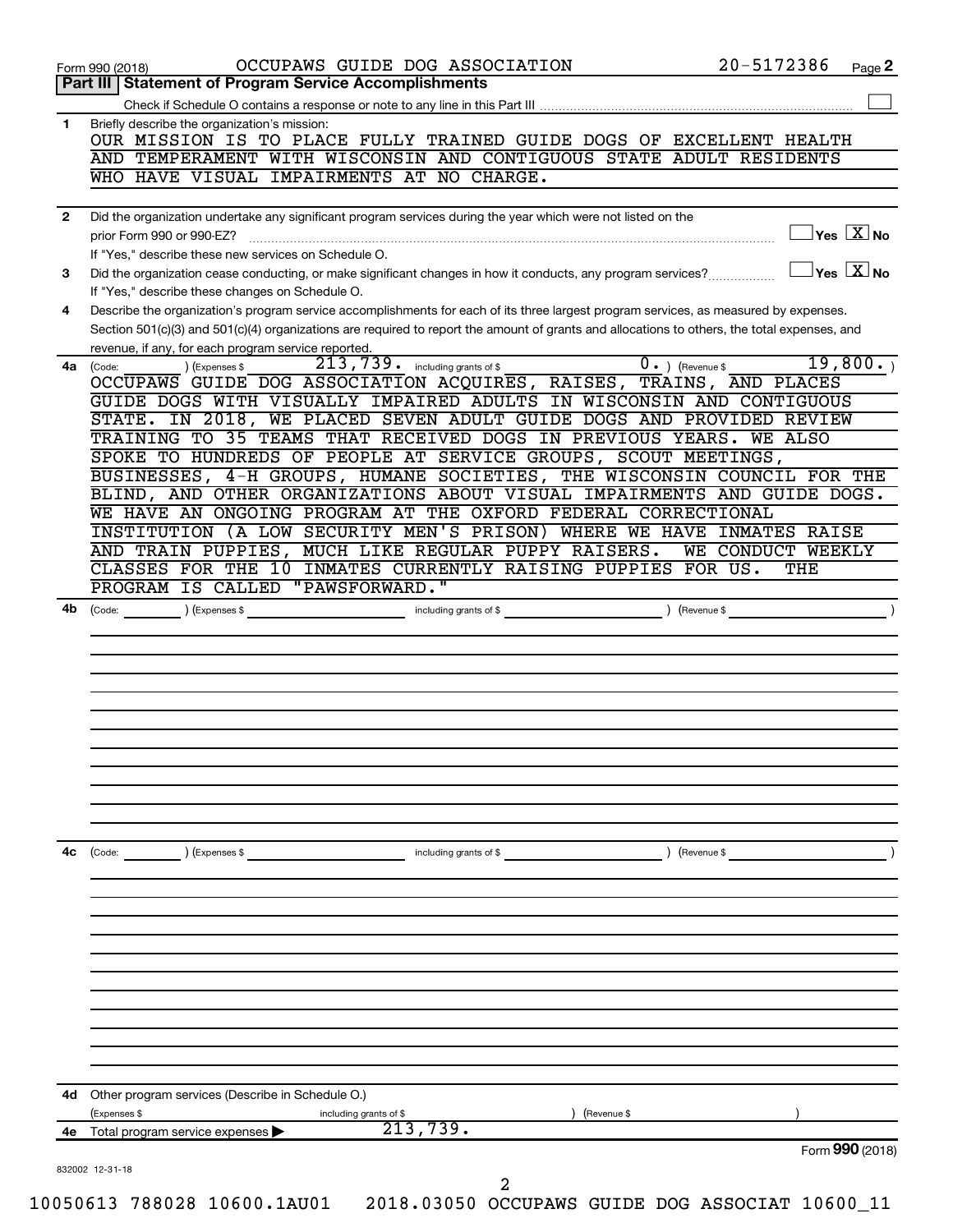Form 990 (2018) OCCUPAWS GUIDE DOG ASSOCIATION 20-5172386 Page 2

## Part III Statement of Program Service Accomplishments

Check if Schedule O contains a response or note to any line in this Part III ☐

**1** Briefly describe the organization's mission:

OUR MISSION IS TO PLACE FULLY TRAINED GUIDE DOGS OF EXCELLENT HEALTH AND TEMPERAMENT WITH WISCONSIN AND CONTIGUOUS STATE ADULT RESIDENTS WHO HAVE VISUAL IMPAIRMENTS AT NO CHARGE.

**2** Did the organization undertake any significant program services during the year which were not listed on the prior Form 990 or 990-EZ? ☐ Yes ☒ No

If "Yes," describe these new services on Schedule O.

**3** Did the organization cease conducting, or make significant changes in how it conducts, any program services? ☐ Yes ☒ No

If "Yes," describe these changes on Schedule O.

**4** Describe the organization's program service accomplishments for each of its three largest program services, as measured by expenses. Section 501(c)(3) and 501(c)(4) organizations are required to report the amount of grants and allocations to others, the total expenses, and revenue, if any, for each program service reported.

**4a** (Code: ) (Expenses $ 213,739. including grants of $ 0. ) (Revenue $ 19,800. )

OCCUPAWS GUIDE DOG ASSOCIATION ACQUIRES, RAISES, TRAINS, AND PLACES GUIDE DOGS WITH VISUALLY IMPAIRED ADULTS IN WISCONSIN AND CONTIGUOUS STATE. IN 2018, WE PLACED SEVEN ADULT GUIDE DOGS AND PROVIDED REVIEW TRAINING TO 35 TEAMS THAT RECEIVED DOGS IN PREVIOUS YEARS. WE ALSO SPOKE TO HUNDREDS OF PEOPLE AT SERVICE GROUPS, SCOUT MEETINGS, BUSINESSES, 4-H GROUPS, HUMANE SOCIETIES, THE WISCONSIN COUNCIL FOR THE BLIND, AND OTHER ORGANIZATIONS ABOUT VISUAL IMPAIRMENTS AND GUIDE DOGS. WE HAVE AN ONGOING PROGRAM AT THE OXFORD FEDERAL CORRECTIONAL INSTITUTION (A LOW SECURITY MEN'S PRISON) WHERE WE HAVE INMATES RAISE AND TRAIN PUPPIES, MUCH LIKE REGULAR PUPPY RAISERS. WE CONDUCT WEEKLY CLASSES FOR THE 10 INMATES CURRENTLY RAISING PUPPIES FOR US. THE PROGRAM IS CALLED "PAWSFORWARD."

**4b** (Code: ) (Expenses $ including grants of $ ) (Revenue $ )

**4c** (Code: ) (Expenses $ including grants of $ ) (Revenue $ )

**4d** Other program services (Describe in Schedule O.)

(Expenses $ including grants of $ ) (Revenue $ )

**4e** Total program service expenses ▶ 213,739.

Form **990** (2018)

832002 12-31-18

10050613 788028 10600.1AU01 2018.03050 OCCUPAWS GUIDE DOG ASSOCIAT 10600_11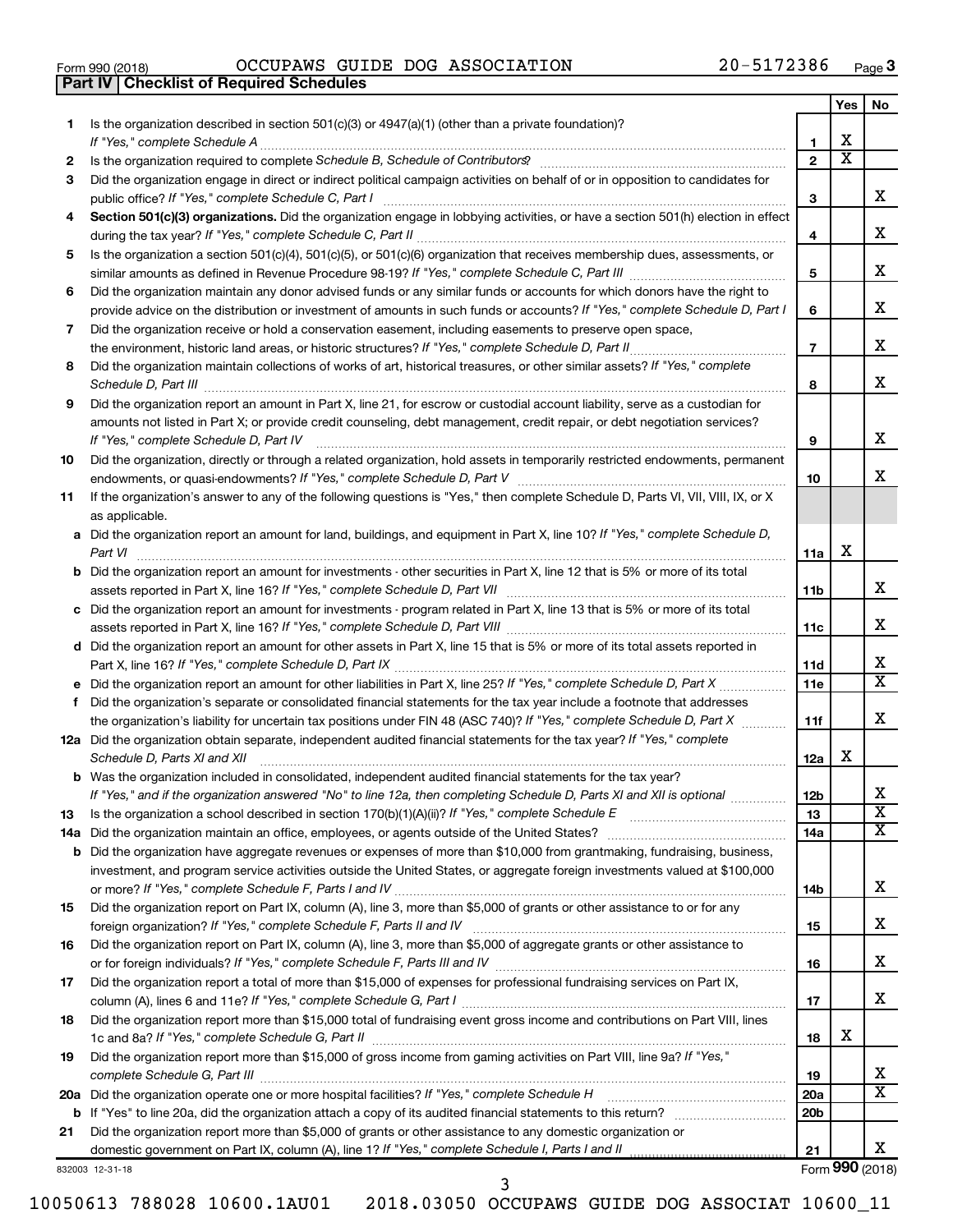Form 990 (2018) OCCUPAWS GUIDE DOG ASSOCIATION 20-5172386 Page **3**

**Part IV | Checklist of Required Schedules**

| | | | Yes | No |
|---|---|---|---|---|
| **1** | Is the organization described in section 501(c)(3) or 4947(a)(1) (other than a private foundation)? *If "Yes," complete Schedule A* | **1** | X | |
| **2** | Is the organization required to complete *Schedule B, Schedule of Contributors*? | **2** | X | |
| **3** | Did the organization engage in direct or indirect political campaign activities on behalf of or in opposition to candidates for public office? *If "Yes," complete Schedule C, Part I* | **3** | | X |
| **4** | **Section 501(c)(3) organizations.** Did the organization engage in lobbying activities, or have a section 501(h) election in effect during the tax year? *If "Yes," complete Schedule C, Part II* | **4** | | X |
| **5** | Is the organization a section 501(c)(4), 501(c)(5), or 501(c)(6) organization that receives membership dues, assessments, or similar amounts as defined in Revenue Procedure 98-19? *If "Yes," complete Schedule C, Part III* | **5** | | X |
| **6** | Did the organization maintain any donor advised funds or any similar funds or accounts for which donors have the right to provide advice on the distribution or investment of amounts in such funds or accounts? *If "Yes," complete Schedule D, Part I* | **6** | | X |
| **7** | Did the organization receive or hold a conservation easement, including easements to preserve open space, the environment, historic land areas, or historic structures? *If "Yes," complete Schedule D, Part II* | **7** | | X |
| **8** | Did the organization maintain collections of works of art, historical treasures, or other similar assets? *If "Yes," complete Schedule D, Part III* | **8** | | X |
| **9** | Did the organization report an amount in Part X, line 21, for escrow or custodial account liability, serve as a custodian for amounts not listed in Part X; or provide credit counseling, debt management, credit repair, or debt negotiation services? *If "Yes," complete Schedule D, Part IV* | **9** | | X |
| **10** | Did the organization, directly or through a related organization, hold assets in temporarily restricted endowments, permanent endowments, or quasi-endowments? *If "Yes," complete Schedule D, Part V* | **10** | | X |
| **11** | If the organization's answer to any of the following questions is "Yes," then complete Schedule D, Parts VI, VII, VIII, IX, or X as applicable. | | | |
| **a** | Did the organization report an amount for land, buildings, and equipment in Part X, line 10? *If "Yes," complete Schedule D, Part VI* | **11a** | X | |
| **b** | Did the organization report an amount for investments - other securities in Part X, line 12 that is 5% or more of its total assets reported in Part X, line 16? *If "Yes," complete Schedule D, Part VII* | **11b** | | X |
| **c** | Did the organization report an amount for investments - program related in Part X, line 13 that is 5% or more of its total assets reported in Part X, line 16? *If "Yes," complete Schedule D, Part VIII* | **11c** | | X |
| **d** | Did the organization report an amount for other assets in Part X, line 15 that is 5% or more of its total assets reported in Part X, line 16? *If "Yes," complete Schedule D, Part IX* | **11d** | | X |
| **e** | Did the organization report an amount for other liabilities in Part X, line 25? *If "Yes," complete Schedule D, Part X* | **11e** | | X |
| **f** | Did the organization's separate or consolidated financial statements for the tax year include a footnote that addresses the organization's liability for uncertain tax positions under FIN 48 (ASC 740)? *If "Yes," complete Schedule D, Part X* | **11f** | | X |
| **12a** | Did the organization obtain separate, independent audited financial statements for the tax year? *If "Yes," complete Schedule D, Parts XI and XII* | **12a** | X | |
| **b** | Was the organization included in consolidated, independent audited financial statements for the tax year? *If "Yes," and if the organization answered "No" to line 12a, then completing Schedule D, Parts XI and XII is optional* | **12b** | | X |
| **13** | Is the organization a school described in section 170(b)(1)(A)(ii)? *If "Yes," complete Schedule E* | **13** | | X |
| **14a** | Did the organization maintain an office, employees, or agents outside of the United States? | **14a** | | X |
| **b** | Did the organization have aggregate revenues or expenses of more than $10,000 from grantmaking, fundraising, business, investment, and program service activities outside the United States, or aggregate foreign investments valued at $100,000 or more? *If "Yes," complete Schedule F, Parts I and IV* | **14b** | | X |
| **15** | Did the organization report on Part IX, column (A), line 3, more than $5,000 of grants or other assistance to or for any foreign organization? *If "Yes," complete Schedule F, Parts II and IV* | **15** | | X |
| **16** | Did the organization report on Part IX, column (A), line 3, more than $5,000 of aggregate grants or other assistance to or for foreign individuals? *If "Yes," complete Schedule F, Parts III and IV* | **16** | | X |
| **17** | Did the organization report a total of more than $15,000 of expenses for professional fundraising services on Part IX, column (A), lines 6 and 11e? *If "Yes," complete Schedule G, Part I* | **17** | | X |
| **18** | Did the organization report more than $15,000 total of fundraising event gross income and contributions on Part VIII, lines 1c and 8a? *If "Yes," complete Schedule G, Part II* | **18** | X | |
| **19** | Did the organization report more than $15,000 of gross income from gaming activities on Part VIII, line 9a? *If "Yes," complete Schedule G, Part III* | **19** | | X |
| **20a** | Did the organization operate one or more hospital facilities? *If "Yes," complete Schedule H* | **20a** | | X |
| **b** | If "Yes" to line 20a, did the organization attach a copy of its audited financial statements to this return? | **20b** | | |
| **21** | Did the organization report more than $5,000 of grants or other assistance to any domestic organization or domestic government on Part IX, column (A), line 1? *If "Yes," complete Schedule I, Parts I and II* | **21** | | X |

832003 12-31-18 Form **990** (2018)

10050613 788028 10600.1AU01 2018.03050 OCCUPAWS GUIDE DOG ASSOCIAT 10600_11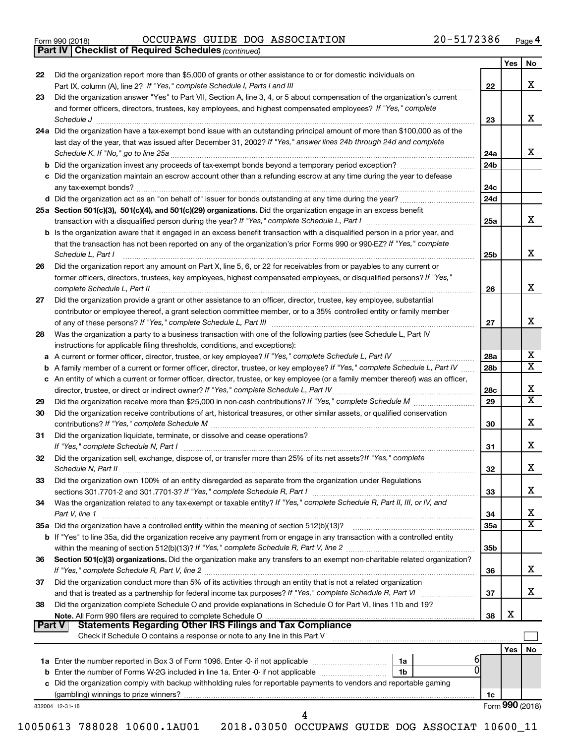Form 990 (2018) OCCUPAWS GUIDE DOG ASSOCIATION 20-5172386 Page 4

**Part IV | Checklist of Required Schedules** *(continued)*

| | | | Yes | No |
|---|---|---|---|---|
| 22 | Did the organization report more than $5,000 of grants or other assistance to or for domestic individuals on Part IX, column (A), line 2? *If "Yes," complete Schedule I, Parts I and III* | 22 | | X |
| 23 | Did the organization answer "Yes" to Part VII, Section A, line 3, 4, or 5 about compensation of the organization's current and former officers, directors, trustees, key employees, and highest compensated employees? *If "Yes," complete Schedule J* | 23 | | X |
| 24a | Did the organization have a tax-exempt bond issue with an outstanding principal amount of more than $100,000 as of the last day of the year, that was issued after December 31, 2002? *If "Yes," answer lines 24b through 24d and complete Schedule K. If "No," go to line 25a* | 24a | | X |
| b | Did the organization invest any proceeds of tax-exempt bonds beyond a temporary period exception? | 24b | | |
| c | Did the organization maintain an escrow account other than a refunding escrow at any time during the year to defease any tax-exempt bonds? | 24c | | |
| d | Did the organization act as an "on behalf of" issuer for bonds outstanding at any time during the year? | 24d | | |
| 25a | **Section 501(c)(3), 501(c)(4), and 501(c)(29) organizations.** Did the organization engage in an excess benefit transaction with a disqualified person during the year? *If "Yes," complete Schedule L, Part I* | 25a | | X |
| b | Is the organization aware that it engaged in an excess benefit transaction with a disqualified person in a prior year, and that the transaction has not been reported on any of the organization's prior Forms 990 or 990-EZ? *If "Yes," complete Schedule L, Part I* | 25b | | X |
| 26 | Did the organization report any amount on Part X, line 5, 6, or 22 for receivables from or payables to any current or former officers, directors, trustees, key employees, highest compensated employees, or disqualified persons? *If "Yes," complete Schedule L, Part II* | 26 | | X |
| 27 | Did the organization provide a grant or other assistance to an officer, director, trustee, key employee, substantial contributor or employee thereof, a grant selection committee member, or to a 35% controlled entity or family member of any of these persons? *If "Yes," complete Schedule L, Part III* | 27 | | X |
| 28 | Was the organization a party to a business transaction with one of the following parties (see Schedule L, Part IV instructions for applicable filing thresholds, conditions, and exceptions): | | | |
| a | A current or former officer, director, trustee, or key employee? *If "Yes," complete Schedule L, Part IV* | 28a | | X |
| b | A family member of a current or former officer, director, trustee, or key employee? *If "Yes," complete Schedule L, Part IV* | 28b | | X |
| c | An entity of which a current or former officer, director, trustee, or key employee (or a family member thereof) was an officer, director, trustee, or direct or indirect owner? *If "Yes," complete Schedule L, Part IV* | 28c | | X |
| 29 | Did the organization receive more than $25,000 in non-cash contributions? *If "Yes," complete Schedule M* | 29 | | X |
| 30 | Did the organization receive contributions of art, historical treasures, or other similar assets, or qualified conservation contributions? *If "Yes," complete Schedule M* | 30 | | X |
| 31 | Did the organization liquidate, terminate, or dissolve and cease operations? *If "Yes," complete Schedule N, Part I* | 31 | | X |
| 32 | Did the organization sell, exchange, dispose of, or transfer more than 25% of its net assets? *If "Yes," complete Schedule N, Part II* | 32 | | X |
| 33 | Did the organization own 100% of an entity disregarded as separate from the organization under Regulations sections 301.7701-2 and 301.7701-3? *If "Yes," complete Schedule R, Part I* | 33 | | X |
| 34 | Was the organization related to any tax-exempt or taxable entity? *If "Yes," complete Schedule R, Part II, III, or IV, and Part V, line 1* | 34 | | X |
| 35a | Did the organization have a controlled entity within the meaning of section 512(b)(13)? | 35a | | X |
| b | If "Yes" to line 35a, did the organization receive any payment from or engage in any transaction with a controlled entity within the meaning of section 512(b)(13)? *If "Yes," complete Schedule R, Part V, line 2* | 35b | | |
| 36 | **Section 501(c)(3) organizations.** Did the organization make any transfers to an exempt non-charitable related organization? *If "Yes," complete Schedule R, Part V, line 2* | 36 | | X |
| 37 | Did the organization conduct more than 5% of its activities through an entity that is not a related organization and that is treated as a partnership for federal income tax purposes? *If "Yes," complete Schedule R, Part VI* | 37 | | X |
| 38 | Did the organization complete Schedule O and provide explanations in Schedule O for Part VI, lines 11b and 19? **Note.** All Form 990 filers are required to complete Schedule O | 38 | X | |

**Part V | Statements Regarding Other IRS Filings and Tax Compliance**

Check if Schedule O contains a response or note to any line in this Part V ☐

| | | | | | Yes | No |
|---|---|---|---|---|---|---|
| 1a | Enter the number reported in Box 3 of Form 1096. Enter -0- if not applicable | 1a | 6 | | | |
| b | Enter the number of Forms W-2G included in line 1a. Enter -0- if not applicable | 1b | 0 | | | |
| c | Did the organization comply with backup withholding rules for reportable payments to vendors and reportable gaming (gambling) winnings to prize winners? | | | 1c | | |

832004 12-31-18 Form **990** (2018)

10050613 788028 10600.1AU01 2018.03050 OCCUPAWS GUIDE DOG ASSOCIAT 10600_11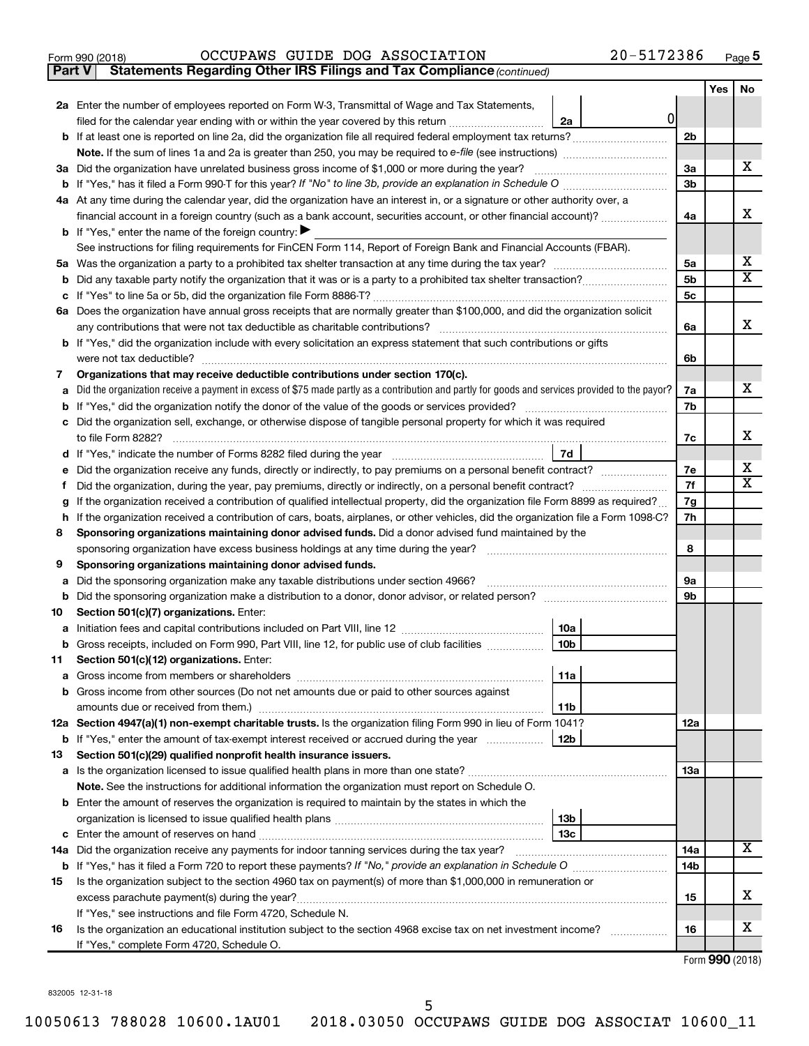Form 990 (2018) OCCUPAWS GUIDE DOG ASSOCIATION 20-5172386 Page 5

**Part V Statements Regarding Other IRS Filings and Tax Compliance** *(continued)*

| | | | | Yes | No |
|---|---|---|---|---|---|
| **2a** | Enter the number of employees reported on Form W-3, Transmittal of Wage and Tax Statements, filed for the calendar year ending with or within the year covered by this return | 2a 0 | | | |
| **b** | If at least one is reported on line 2a, did the organization file all required federal employment tax returns? | | 2b | | |
| | **Note.** If the sum of lines 1a and 2a is greater than 250, you may be required to *e-file* (see instructions) | | | | |
| **3a** | Did the organization have unrelated business gross income of $1,000 or more during the year? | | 3a | | X |
| **b** | If "Yes," has it filed a Form 990-T for this year? *If "No" to line 3b, provide an explanation in Schedule O* | | 3b | | |
| **4a** | At any time during the calendar year, did the organization have an interest in, or a signature or other authority over, a financial account in a foreign country (such as a bank account, securities account, or other financial account)? | | 4a | | X |
| **b** | If "Yes," enter the name of the foreign country: ▶ | | | | |
| | See instructions for filing requirements for FinCEN Form 114, Report of Foreign Bank and Financial Accounts (FBAR). | | | | |
| **5a** | Was the organization a party to a prohibited tax shelter transaction at any time during the tax year? | | 5a | | X |
| **b** | Did any taxable party notify the organization that it was or is a party to a prohibited tax shelter transaction? | | 5b | | X |
| **c** | If "Yes" to line 5a or 5b, did the organization file Form 8886-T? | | 5c | | |
| **6a** | Does the organization have annual gross receipts that are normally greater than $100,000, and did the organization solicit any contributions that were not tax deductible as charitable contributions? | | 6a | | X |
| **b** | If "Yes," did the organization include with every solicitation an express statement that such contributions or gifts were not tax deductible? | | 6b | | |
| **7** | **Organizations that may receive deductible contributions under section 170(c).** | | | | |
| **a** | Did the organization receive a payment in excess of $75 made partly as a contribution and partly for goods and services provided to the payor? | | 7a | | X |
| **b** | If "Yes," did the organization notify the donor of the value of the goods or services provided? | | 7b | | |
| **c** | Did the organization sell, exchange, or otherwise dispose of tangible personal property for which it was required to file Form 8282? | | 7c | | X |
| **d** | If "Yes," indicate the number of Forms 8282 filed during the year | 7d | | | |
| **e** | Did the organization receive any funds, directly or indirectly, to pay premiums on a personal benefit contract? | | 7e | | X |
| **f** | Did the organization, during the year, pay premiums, directly or indirectly, on a personal benefit contract? | | 7f | | X |
| **g** | If the organization received a contribution of qualified intellectual property, did the organization file Form 8899 as required? | | 7g | | |
| **h** | If the organization received a contribution of cars, boats, airplanes, or other vehicles, did the organization file a Form 1098-C? | | 7h | | |
| **8** | **Sponsoring organizations maintaining donor advised funds.** Did a donor advised fund maintained by the sponsoring organization have excess business holdings at any time during the year? | | 8 | | |
| **9** | **Sponsoring organizations maintaining donor advised funds.** | | | | |
| **a** | Did the sponsoring organization make any taxable distributions under section 4966? | | 9a | | |
| **b** | Did the sponsoring organization make a distribution to a donor, donor advisor, or related person? | | 9b | | |
| **10** | **Section 501(c)(7) organizations.** Enter: | | | | |
| **a** | Initiation fees and capital contributions included on Part VIII, line 12 | 10a | | | |
| **b** | Gross receipts, included on Form 990, Part VIII, line 12, for public use of club facilities | 10b | | | |
| **11** | **Section 501(c)(12) organizations.** Enter: | | | | |
| **a** | Gross income from members or shareholders | 11a | | | |
| **b** | Gross income from other sources (Do not net amounts due or paid to other sources against amounts due or received from them.) | 11b | | | |
| **12a** | **Section 4947(a)(1) non-exempt charitable trusts.** Is the organization filing Form 990 in lieu of Form 1041? | | 12a | | |
| **b** | If "Yes," enter the amount of tax-exempt interest received or accrued during the year | 12b | | | |
| **13** | **Section 501(c)(29) qualified nonprofit health insurance issuers.** | | | | |
| **a** | Is the organization licensed to issue qualified health plans in more than one state? | | 13a | | |
| | **Note.** See the instructions for additional information the organization must report on Schedule O. | | | | |
| **b** | Enter the amount of reserves the organization is required to maintain by the states in which the organization is licensed to issue qualified health plans | 13b | | | |
| **c** | Enter the amount of reserves on hand | 13c | | | |
| **14a** | Did the organization receive any payments for indoor tanning services during the tax year? | | 14a | | X |
| **b** | If "Yes," has it filed a Form 720 to report these payments? *If "No," provide an explanation in Schedule O* | | 14b | | |
| **15** | Is the organization subject to the section 4960 tax on payment(s) of more than $1,000,000 in remuneration or excess parachute payment(s) during the year? | | 15 | | X |
| | If "Yes," see instructions and file Form 4720, Schedule N. | | | | |
| **16** | Is the organization an educational institution subject to the section 4968 excise tax on net investment income? | | 16 | | X |
| | If "Yes," complete Form 4720, Schedule O. | | | | |

Form **990** (2018)

832005 12-31-18

10050613 788028 10600.1AU01 2018.03050 OCCUPAWS GUIDE DOG ASSOCIAT 10600_11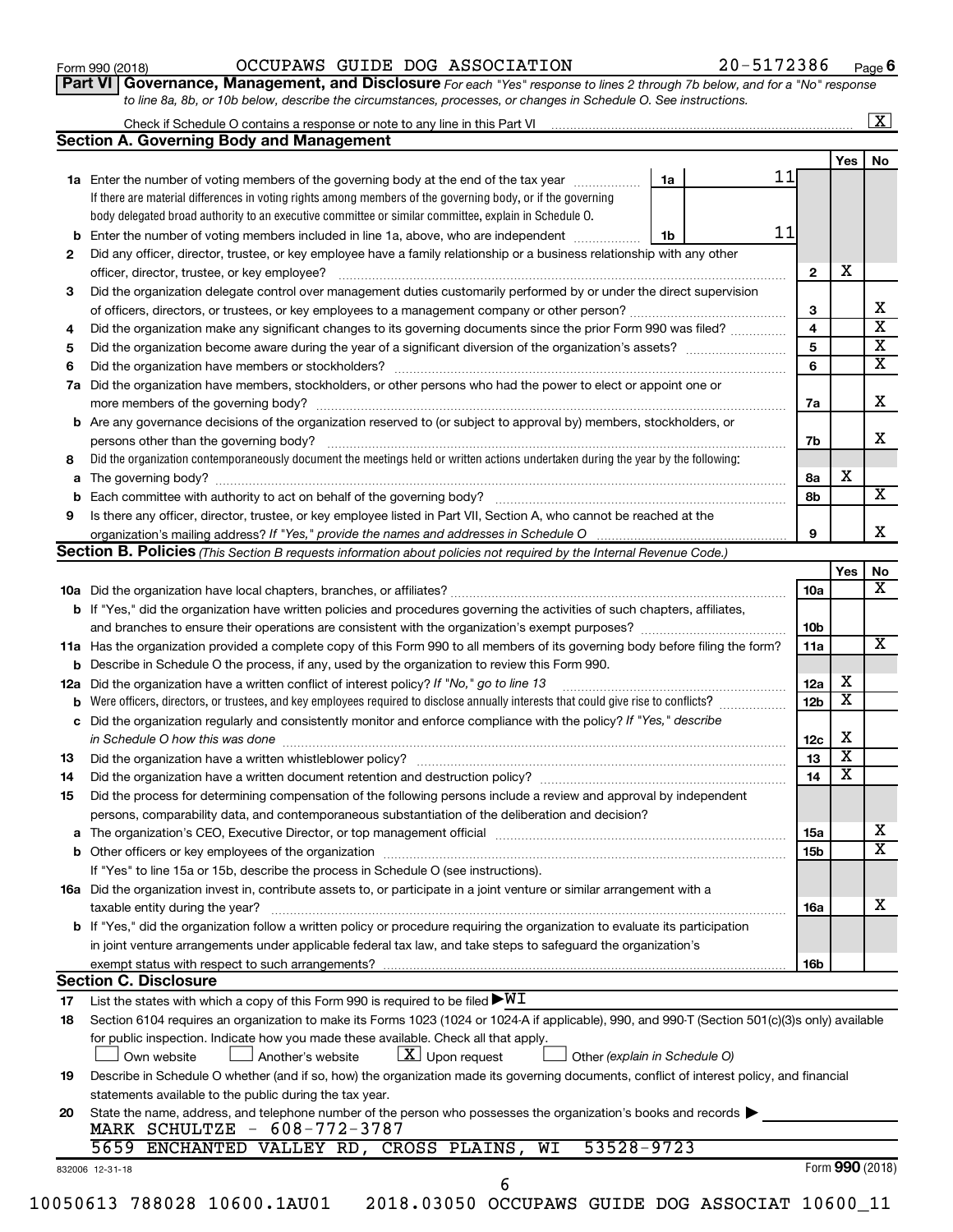Form 990 (2018) OCCUPAWS GUIDE DOG ASSOCIATION 20-5172386 Page 6

**Part VI Governance, Management, and Disclosure** *For each "Yes" response to lines 2 through 7b below, and for a "No" response to line 8a, 8b, or 10b below, describe the circumstances, processes, or changes in Schedule O. See instructions.*

Check if Schedule O contains a response or note to any line in this Part VI .......... [X]

## Section A. Governing Body and Management

| | | | | Yes | No |
|---|---|---|---|---|---|
| **1a** | Enter the number of voting members of the governing body at the end of the tax year ... 1a | 11 | | | |
| | If there are material differences in voting rights among members of the governing body, or if the governing body delegated broad authority to an executive committee or similar committee, explain in Schedule O. | | | | |
| **b** | Enter the number of voting members included in line 1a, above, who are independent ... 1b | 11 | | | |
| **2** | Did any officer, director, trustee, or key employee have a family relationship or a business relationship with any other officer, director, trustee, or key employee? | | 2 | X | |
| **3** | Did the organization delegate control over management duties customarily performed by or under the direct supervision of officers, directors, or trustees, or key employees to a management company or other person? | | 3 | | X |
| **4** | Did the organization make any significant changes to its governing documents since the prior Form 990 was filed? | | 4 | | X |
| **5** | Did the organization become aware during the year of a significant diversion of the organization's assets? | | 5 | | X |
| **6** | Did the organization have members or stockholders? | | 6 | | X |
| **7a** | Did the organization have members, stockholders, or other persons who had the power to elect or appoint one or more members of the governing body? | | 7a | | X |
| **b** | Are any governance decisions of the organization reserved to (or subject to approval by) members, stockholders, or persons other than the governing body? | | 7b | | X |
| **8** | Did the organization contemporaneously document the meetings held or written actions undertaken during the year by the following: | | | | |
| **a** | The governing body? | | 8a | X | |
| **b** | Each committee with authority to act on behalf of the governing body? | | 8b | | X |
| **9** | Is there any officer, director, trustee, or key employee listed in Part VII, Section A, who cannot be reached at the organization's mailing address? *If "Yes," provide the names and addresses in Schedule O* | | 9 | | X |

## Section B. Policies *(This Section B requests information about policies not required by the Internal Revenue Code.)*

| | | | Yes | No |
|---|---|---|---|---|
| **10a** | Did the organization have local chapters, branches, or affiliates? | 10a | | X |
| **b** | If "Yes," did the organization have written policies and procedures governing the activities of such chapters, affiliates, and branches to ensure their operations are consistent with the organization's exempt purposes? | 10b | | |
| **11a** | Has the organization provided a complete copy of this Form 990 to all members of its governing body before filing the form? | 11a | | X |
| **b** | Describe in Schedule O the process, if any, used by the organization to review this Form 990. | | | |
| **12a** | Did the organization have a written conflict of interest policy? *If "No," go to line 13* | 12a | X | |
| **b** | Were officers, directors, or trustees, and key employees required to disclose annually interests that could give rise to conflicts? | 12b | X | |
| **c** | Did the organization regularly and consistently monitor and enforce compliance with the policy? *If "Yes," describe in Schedule O how this was done* | 12c | X | |
| **13** | Did the organization have a written whistleblower policy? | 13 | X | |
| **14** | Did the organization have a written document retention and destruction policy? | 14 | X | |
| **15** | Did the process for determining compensation of the following persons include a review and approval by independent persons, comparability data, and contemporaneous substantiation of the deliberation and decision? | | | |
| **a** | The organization's CEO, Executive Director, or top management official | 15a | | X |
| **b** | Other officers or key employees of the organization | 15b | | X |
| | If "Yes" to line 15a or 15b, describe the process in Schedule O (see instructions). | | | |
| **16a** | Did the organization invest in, contribute assets to, or participate in a joint venture or similar arrangement with a taxable entity during the year? | 16a | | X |
| **b** | If "Yes," did the organization follow a written policy or procedure requiring the organization to evaluate its participation in joint venture arrangements under applicable federal tax law, and take steps to safeguard the organization's exempt status with respect to such arrangements? | 16b | | |

## Section C. Disclosure

**17** List the states with which a copy of this Form 990 is required to be filed ▶ WI

**18** Section 6104 requires an organization to make its Forms 1023 (1024 or 1024-A if applicable), 990, and 990-T (Section 501(c)(3)s only) available for public inspection. Indicate how you made these available. Check all that apply.

[ ] Own website [ ] Another's website [X] Upon request [ ] Other *(explain in Schedule O)*

**19** Describe in Schedule O whether (and if so, how) the organization made its governing documents, conflict of interest policy, and financial statements available to the public during the tax year.

**20** State the name, address, and telephone number of the person who possesses the organization's books and records ▶

MARK SCHULTZE - 608-772-3787

5659 ENCHANTED VALLEY RD, CROSS PLAINS, WI 53528-9723

832006 12-31-18 Form **990** (2018)

10050613 788028 10600.1AU01 2018.03050 OCCUPAWS GUIDE DOG ASSOCIAT 10600_11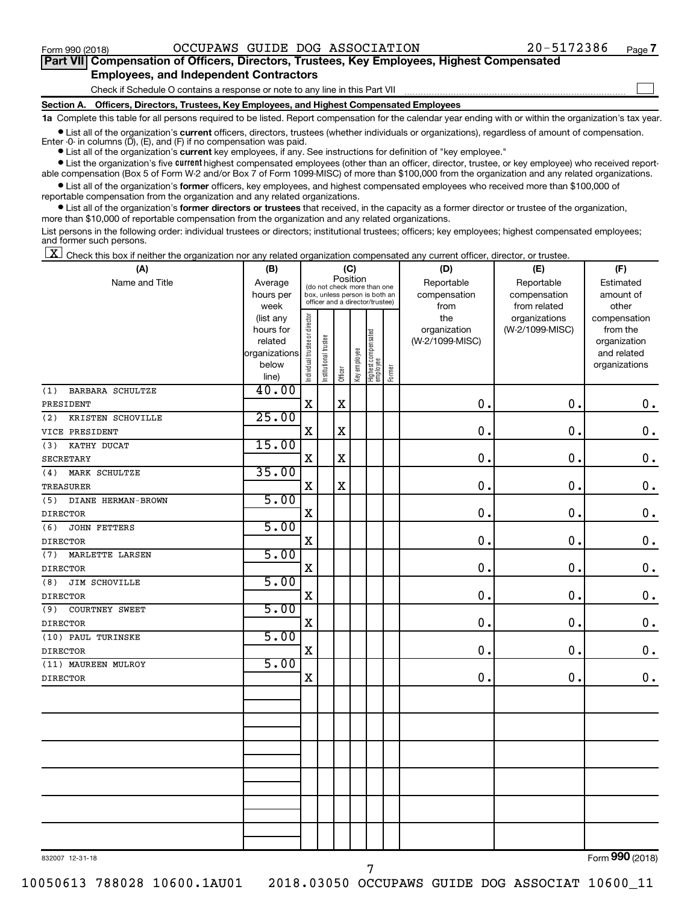Form 990 (2018) OCCUPAWS GUIDE DOG ASSOCIATION 20-5172386 Page 7

## Part VII Compensation of Officers, Directors, Trustees, Key Employees, Highest Compensated Employees, and Independent Contractors

Check if Schedule O contains a response or note to any line in this Part VII

### Section A. Officers, Directors, Trustees, Key Employees, and Highest Compensated Employees

**1a** Complete this table for all persons required to be listed. Report compensation for the calendar year ending with or within the organization's tax year.

- List all of the organization's **current** officers, directors, trustees (whether individuals or organizations), regardless of amount of compensation. Enter -0- in columns (D), (E), and (F) if no compensation was paid.
- List all of the organization's **current** key employees, if any. See instructions for definition of "key employee."
- List the organization's five **current** highest compensated employees (other than an officer, director, trustee, or key employee) who received reportable compensation (Box 5 of Form W-2 and/or Box 7 of Form 1099-MISC) of more than $100,000 from the organization and any related organizations.
- List all of the organization's **former** officers, key employees, and highest compensated employees who received more than $100,000 of reportable compensation from the organization and any related organizations.
- List all of the organization's **former directors or trustees** that received, in the capacity as a former director or trustee of the organization, more than $10,000 of reportable compensation from the organization and any related organizations.

List persons in the following order: individual trustees or directors; institutional trustees; officers; key employees; highest compensated employees; and former such persons.

[X] Check this box if neither the organization nor any related organization compensated any current officer, director, or trustee.

| (A) Name and Title | (B) Average hours per week (list any hours for related organizations below line) | (C) Position: Individual trustee or director | Institutional trustee | Officer | Key employee | Highest compensated employee | Former | (D) Reportable compensation from the organization (W-2/1099-MISC) | (E) Reportable compensation from related organizations (W-2/1099-MISC) | (F) Estimated amount of other compensation from the organization and related organizations |
|---|---|---|---|---|---|---|---|---|---|---|
| (1) BARBARA SCHULTZE PRESIDENT | 40.00 | X | | X | | | | 0. | 0. | 0. |
| (2) KRISTEN SCHOVILLE VICE PRESIDENT | 25.00 | X | | X | | | | 0. | 0. | 0. |
| (3) KATHY DUCAT SECRETARY | 15.00 | X | | X | | | | 0. | 0. | 0. |
| (4) MARK SCHULTZE TREASURER | 35.00 | X | | X | | | | 0. | 0. | 0. |
| (5) DIANE HERMAN-BROWN DIRECTOR | 5.00 | X | | | | | | 0. | 0. | 0. |
| (6) JOHN FETTERS DIRECTOR | 5.00 | X | | | | | | 0. | 0. | 0. |
| (7) MARLETTE LARSEN DIRECTOR | 5.00 | X | | | | | | 0. | 0. | 0. |
| (8) JIM SCHOVILLE DIRECTOR | 5.00 | X | | | | | | 0. | 0. | 0. |
| (9) COURTNEY SWEET DIRECTOR | 5.00 | X | | | | | | 0. | 0. | 0. |
| (10) PAUL TURINSKE DIRECTOR | 5.00 | X | | | | | | 0. | 0. | 0. |
| (11) MAUREEN MULROY DIRECTOR | 5.00 | X | | | | | | 0. | 0. | 0. |

832007 12-31-18 Form 990 (2018)

10050613 788028 10600.1AU01 2018.03050 OCCUPAWS GUIDE DOG ASSOCIAT 10600_11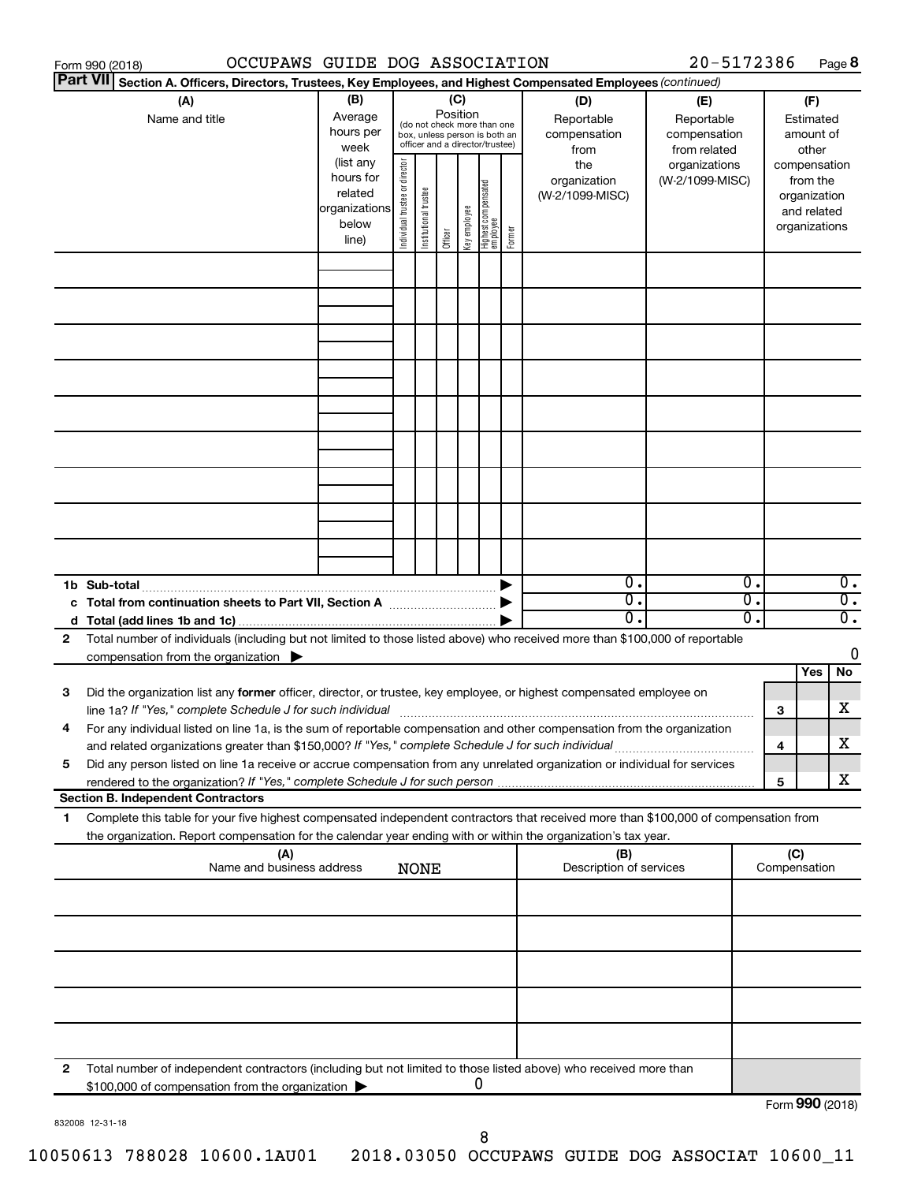Form 990 (2018) OCCUPAWS GUIDE DOG ASSOCIATION 20-5172386 Page 8

**Part VII Section A. Officers, Directors, Trustees, Key Employees, and Highest Compensated Employees** *(continued)*

| (A) Name and title | (B) Average hours per week (list any hours for related organizations below line) | (C) Position: Individual trustee or director | Institutional trustee | Officer | Key employee | Highest compensated employee | Former | (D) Reportable compensation from the organization (W-2/1099-MISC) | (E) Reportable compensation from related organizations (W-2/1099-MISC) | (F) Estimated amount of other compensation from the organization and related organizations |
|---|---|---|---|---|---|---|---|---|---|---|
| | | | | | | | | | | |
| | | | | | | | | | | |
| | | | | | | | | | | |
| | | | | | | | | | | |
| | | | | | | | | | | |
| | | | | | | | | | | |
| | | | | | | | | | | |
| | | | | | | | | | | |
| | | | | | | | | | | |
| **1b Sub-total** | | | | | | | ▶ | 0. | 0. | 0. |
| **c Total from continuation sheets to Part VII, Section A** | | | | | | | ▶ | 0. | 0. | 0. |
| **d Total (add lines 1b and 1c)** | | | | | | | ▶ | 0. | 0. | 0. |

**2** Total number of individuals (including but not limited to those listed above) who received more than $100,000 of reportable compensation from the organization ▶ 0

| | | | Yes | No |
|---|---|---|---|---|
| **3** | Did the organization list any **former** officer, director, or trustee, key employee, or highest compensated employee on line 1a? *If "Yes," complete Schedule J for such individual* | 3 | | X |
| **4** | For any individual listed on line 1a, is the sum of reportable compensation and other compensation from the organization and related organizations greater than $150,000? *If "Yes," complete Schedule J for such individual* | 4 | | X |
| **5** | Did any person listed on line 1a receive or accrue compensation from any unrelated organization or individual for services rendered to the organization? *If "Yes," complete Schedule J for such person* | 5 | | X |

**Section B. Independent Contractors**

**1** Complete this table for your five highest compensated independent contractors that received more than $100,000 of compensation from the organization. Report compensation for the calendar year ending with or within the organization's tax year.

| (A) Name and business address NONE | (B) Description of services | (C) Compensation |
|---|---|---|
| | | |
| | | |
| | | |
| | | |
| | | |

**2** Total number of independent contractors (including but not limited to those listed above) who received more than $100,000 of compensation from the organization ▶ 0

Form **990** (2018)

832008 12-31-18

10050613 788028 10600.1AU01 2018.03050 OCCUPAWS GUIDE DOG ASSOCIAT 10600_11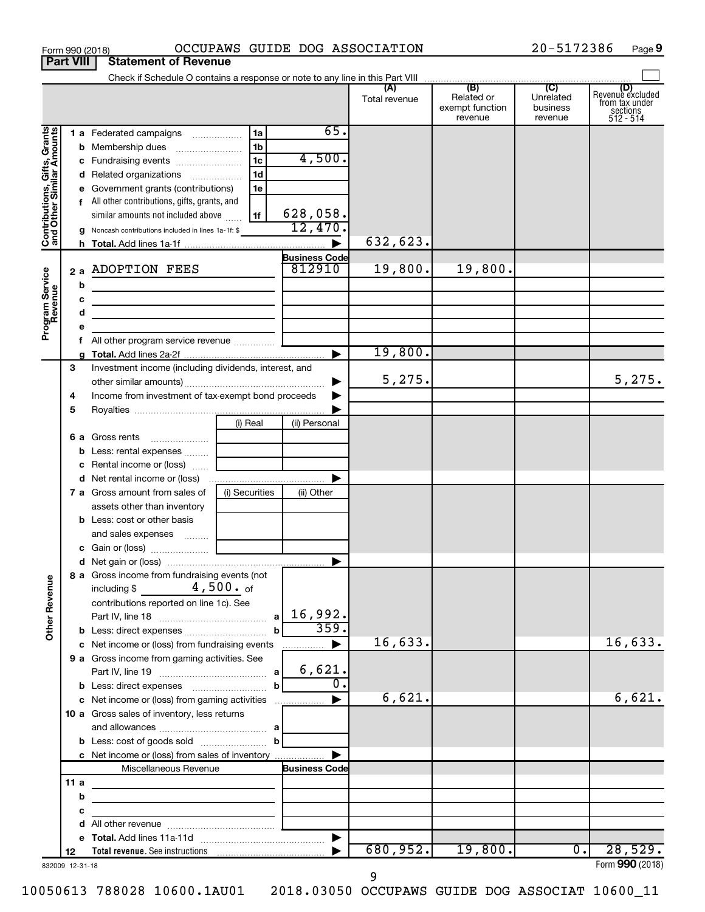Form 990 (2018) OCCUPAWS GUIDE DOG ASSOCIATION 20-5172386 Page 9

## Part VIII Statement of Revenue

Check if Schedule O contains a response or note to any line in this Part VIII

| | | | | (A) Total revenue | (B) Related or exempt function revenue | (C) Unrelated business revenue | (D) Revenue excluded from tax under sections 512 - 514 |
|---|---|---|---|---|---|---|---|
| **Contributions, Gifts, Grants and Other Similar Amounts** | 1 a Federated campaigns | 1a | 65. | | | | |
| | b Membership dues | 1b | | | | | |
| | c Fundraising events | 1c | 4,500. | | | | |
| | d Related organizations | 1d | | | | | |
| | e Government grants (contributions) | 1e | | | | | |
| | f All other contributions, gifts, grants, and similar amounts not included above | 1f | 628,058. | | | | |
| | g Noncash contributions included in lines 1a-1f: $ | | 12,470. | | | | |
| | h **Total.** Add lines 1a-1f | | ▶ | 632,623. | | | |
| **Program Service Revenue** | | | **Business Code** | | | | |
| | 2 a ADOPTION FEES | | 812910 | 19,800. | 19,800. | | |
| | b | | | | | | |
| | c | | | | | | |
| | d | | | | | | |
| | e | | | | | | |
| | f All other program service revenue | | | | | | |
| | g **Total.** Add lines 2a-2f | | ▶ | 19,800. | | | |
| **Other Revenue** | 3 Investment income (including dividends, interest, and other similar amounts) | | ▶ | 5,275. | | | 5,275. |
| | 4 Income from investment of tax-exempt bond proceeds | | ▶ | | | | |
| | 5 Royalties | | ▶ | | | | |
| | | (i) Real | (ii) Personal | | | | |
| | 6 a Gross rents | | | | | | |
| | b Less: rental expenses | | | | | | |
| | c Rental income or (loss) | | | | | | |
| | d Net rental income or (loss) | | ▶ | | | | |
| | 7 a Gross amount from sales of assets other than inventory | (i) Securities | (ii) Other | | | | |
| | b Less: cost or other basis and sales expenses | | | | | | |
| | c Gain or (loss) | | | | | | |
| | d Net gain or (loss) | | ▶ | | | | |
| | 8 a Gross income from fundraising events (not including $ 4,500. of contributions reported on line 1c). See Part IV, line 18 | a | 16,992. | | | | |
| | b Less: direct expenses | b | 359. | | | | |
| | c Net income or (loss) from fundraising events | | ▶ | 16,633. | | | 16,633. |
| | 9 a Gross income from gaming activities. See Part IV, line 19 | a | 6,621. | | | | |
| | b Less: direct expenses | b | 0. | | | | |
| | c Net income or (loss) from gaming activities | | ▶ | 6,621. | | | 6,621. |
| | 10 a Gross sales of inventory, less returns and allowances | a | | | | | |
| | b Less: cost of goods sold | b | | | | | |
| | c Net income or (loss) from sales of inventory | | ▶ | | | | |
| | Miscellaneous Revenue | | **Business Code** | | | | |
| | 11 a | | | | | | |
| | b | | | | | | |
| | c | | | | | | |
| | d All other revenue | | | | | | |
| | e **Total.** Add lines 11a-11d | | ▶ | | | | |
| | 12 **Total revenue.** See instructions | | ▶ | 680,952. | 19,800. | 0. | 28,529. |

832009 12-31-18 Form **990** (2018)

10050613 788028 10600.1AU01 2018.03050 OCCUPAWS GUIDE DOG ASSOCIAT 10600_11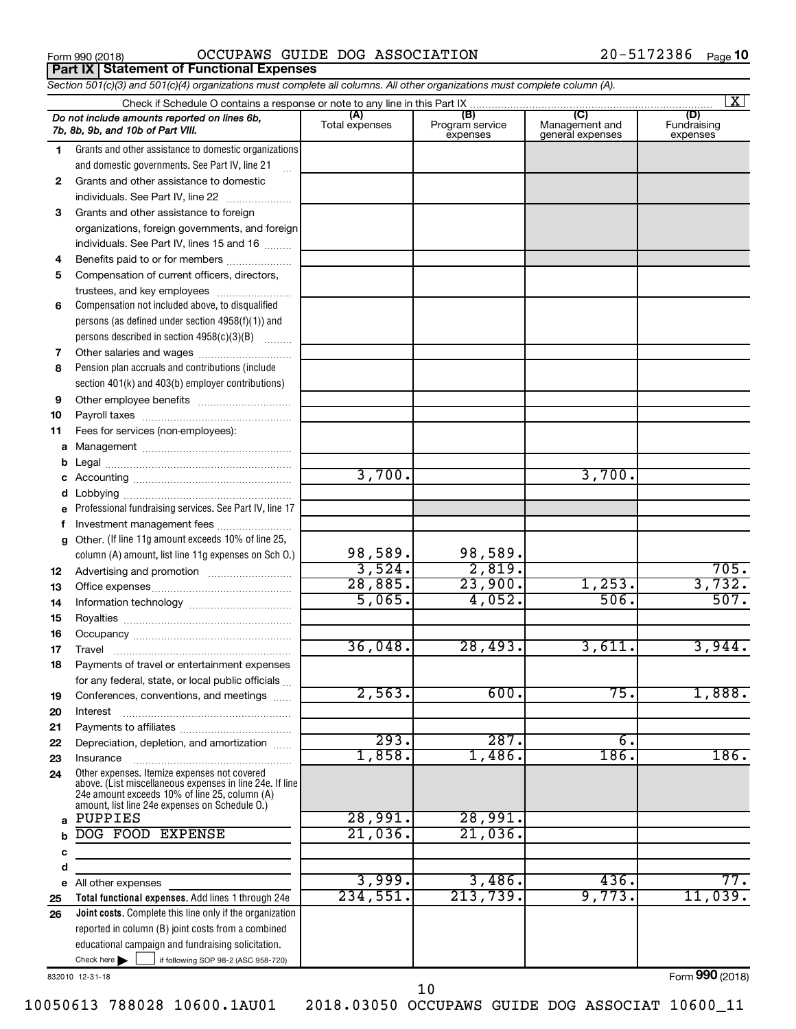Form 990 (2018) OCCUPAWS GUIDE DOG ASSOCIATION 20-5172386 Page 10

## Part IX Statement of Functional Expenses

*Section 501(c)(3) and 501(c)(4) organizations must complete all columns. All other organizations must complete column (A).*

Check if Schedule O contains a response or note to any line in this Part IX [X]

| *Do not include amounts reported on lines 6b, 7b, 8b, 9b, and 10b of Part VIII.* | (A) Total expenses | (B) Program service expenses | (C) Management and general expenses | (D) Fundraising expenses |
|---|---|---|---|---|
| 1 Grants and other assistance to domestic organizations and domestic governments. See Part IV, line 21 | | | | |
| 2 Grants and other assistance to domestic individuals. See Part IV, line 22 | | | | |
| 3 Grants and other assistance to foreign organizations, foreign governments, and foreign individuals. See Part IV, lines 15 and 16 | | | | |
| 4 Benefits paid to or for members | | | | |
| 5 Compensation of current officers, directors, trustees, and key employees | | | | |
| 6 Compensation not included above, to disqualified persons (as defined under section 4958(f)(1)) and persons described in section 4958(c)(3)(B) | | | | |
| 7 Other salaries and wages | | | | |
| 8 Pension plan accruals and contributions (include section 401(k) and 403(b) employer contributions) | | | | |
| 9 Other employee benefits | | | | |
| 10 Payroll taxes | | | | |
| 11 Fees for services (non-employees): | | | | |
| a Management | | | | |
| b Legal | | | | |
| c Accounting | 3,700. | | 3,700. | |
| d Lobbying | | | | |
| e Professional fundraising services. See Part IV, line 17 | | | | |
| f Investment management fees | | | | |
| g Other. (If line 11g amount exceeds 10% of line 25, column (A) amount, list line 11g expenses on Sch O.) | 98,589. | 98,589. | | |
| 12 Advertising and promotion | 3,524. | 2,819. | | 705. |
| 13 Office expenses | 28,885. | 23,900. | 1,253. | 3,732. |
| 14 Information technology | 5,065. | 4,052. | 506. | 507. |
| 15 Royalties | | | | |
| 16 Occupancy | | | | |
| 17 Travel | 36,048. | 28,493. | 3,611. | 3,944. |
| 18 Payments of travel or entertainment expenses for any federal, state, or local public officials | | | | |
| 19 Conferences, conventions, and meetings | 2,563. | 600. | 75. | 1,888. |
| 20 Interest | | | | |
| 21 Payments to affiliates | | | | |
| 22 Depreciation, depletion, and amortization | 293. | 287. | 6. | |
| 23 Insurance | 1,858. | 1,486. | 186. | 186. |
| 24 Other expenses. Itemize expenses not covered above. (List miscellaneous expenses in line 24e. If line 24e amount exceeds 10% of line 25, column (A) amount, list line 24e expenses on Schedule O.) | | | | |
| a PUPPIES | 28,991. | 28,991. | | |
| b DOG FOOD EXPENSE | 21,036. | 21,036. | | |
| c | | | | |
| d | | | | |
| e All other expenses | 3,999. | 3,486. | 436. | 77. |
| 25 **Total functional expenses.** Add lines 1 through 24e | 234,551. | 213,739. | 9,773. | 11,039. |
| 26 **Joint costs.** Complete this line only if the organization reported in column (B) joint costs from a combined educational campaign and fundraising solicitation. Check here [ ] if following SOP 98-2 (ASC 958-720) | | | | |

832010 12-31-18 Form 990 (2018)

10050613 788028 10600.1AU01 2018.03050 OCCUPAWS GUIDE DOG ASSOCIAT 10600_11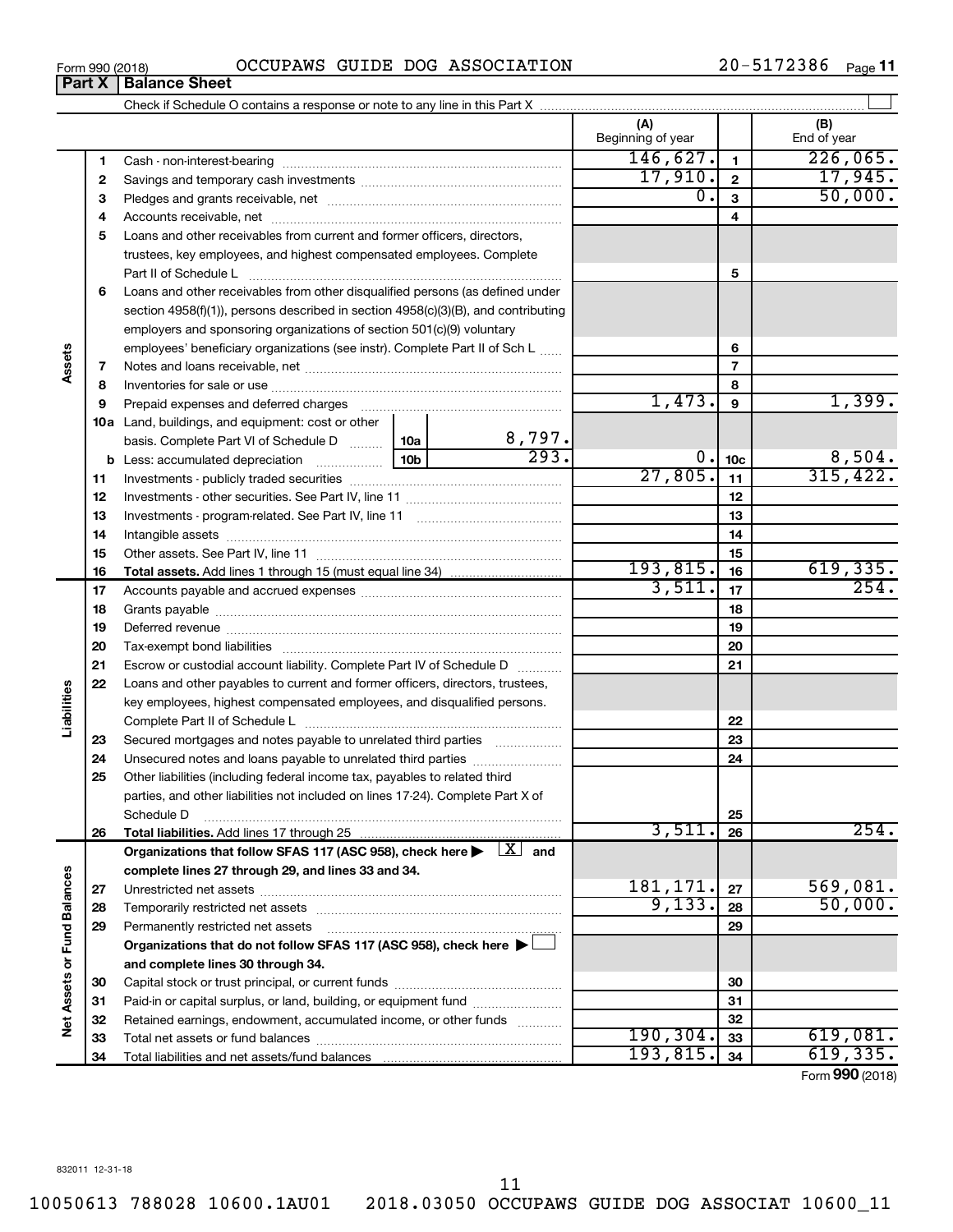Form 990 (2018) OCCUPAWS GUIDE DOG ASSOCIATION 20-5172386

## Part X | Balance Sheet

Check if Schedule O contains a response or note to any line in this Part X

| | | | | (A) Beginning of year | | (B) End of year |
|---|---|---|---|---|---|---|
| Assets | 1 | Cash - non-interest-bearing | | 146,627. | 1 | 226,065. |
| | 2 | Savings and temporary cash investments | | 17,910. | 2 | 17,945. |
| | 3 | Pledges and grants receivable, net | | 0. | 3 | 50,000. |
| | 4 | Accounts receivable, net | | | 4 | |
| | 5 | Loans and other receivables from current and former officers, directors, trustees, key employees, and highest compensated employees. Complete Part II of Schedule L | | | 5 | |
| | 6 | Loans and other receivables from other disqualified persons (as defined under section 4958(f)(1)), persons described in section 4958(c)(3)(B), and contributing employers and sponsoring organizations of section 501(c)(9) voluntary employees' beneficiary organizations (see instr). Complete Part II of Sch L | | | 6 | |
| | 7 | Notes and loans receivable, net | | | 7 | |
| | 8 | Inventories for sale or use | | | 8 | |
| | 9 | Prepaid expenses and deferred charges | | 1,473. | 9 | 1,399. |
| | 10a | Land, buildings, and equipment: cost or other basis. Complete Part VI of Schedule D | 10a 8,797. | | | |
| | b | Less: accumulated depreciation | 10b 293. | 0. | 10c | 8,504. |
| | 11 | Investments - publicly traded securities | | 27,805. | 11 | 315,422. |
| | 12 | Investments - other securities. See Part IV, line 11 | | | 12 | |
| | 13 | Investments - program-related. See Part IV, line 11 | | | 13 | |
| | 14 | Intangible assets | | | 14 | |
| | 15 | Other assets. See Part IV, line 11 | | | 15 | |
| | 16 | **Total assets.** Add lines 1 through 15 (must equal line 34) | | 193,815. | 16 | 619,335. |
| Liabilities | 17 | Accounts payable and accrued expenses | | 3,511. | 17 | 254. |
| | 18 | Grants payable | | | 18 | |
| | 19 | Deferred revenue | | | 19 | |
| | 20 | Tax-exempt bond liabilities | | | 20 | |
| | 21 | Escrow or custodial account liability. Complete Part IV of Schedule D | | | 21 | |
| | 22 | Loans and other payables to current and former officers, directors, trustees, key employees, highest compensated employees, and disqualified persons. Complete Part II of Schedule L | | | 22 | |
| | 23 | Secured mortgages and notes payable to unrelated third parties | | | 23 | |
| | 24 | Unsecured notes and loans payable to unrelated third parties | | | 24 | |
| | 25 | Other liabilities (including federal income tax, payables to related third parties, and other liabilities not included on lines 17-24). Complete Part X of Schedule D | | | 25 | |
| | 26 | **Total liabilities.** Add lines 17 through 25 | | 3,511. | 26 | 254. |
| Net Assets or Fund Balances | | **Organizations that follow SFAS 117 (ASC 958), check here ▶ [X] and complete lines 27 through 29, and lines 33 and 34.** | | | | |
| | 27 | Unrestricted net assets | | 181,171. | 27 | 569,081. |
| | 28 | Temporarily restricted net assets | | 9,133. | 28 | 50,000. |
| | 29 | Permanently restricted net assets | | | 29 | |
| | | **Organizations that do not follow SFAS 117 (ASC 958), check here ▶ [ ] and complete lines 30 through 34.** | | | | |
| | 30 | Capital stock or trust principal, or current funds | | | 30 | |
| | 31 | Paid-in or capital surplus, or land, building, or equipment fund | | | 31 | |
| | 32 | Retained earnings, endowment, accumulated income, or other funds | | | 32 | |
| | 33 | Total net assets or fund balances | | 190,304. | 33 | 619,081. |
| | 34 | Total liabilities and net assets/fund balances | | 193,815. | 34 | 619,335. |

Form **990** (2018)

832011 12-31-18

10050613 788028 10600.1AU01 2018.03050 OCCUPAWS GUIDE DOG ASSOCIAT 10600_11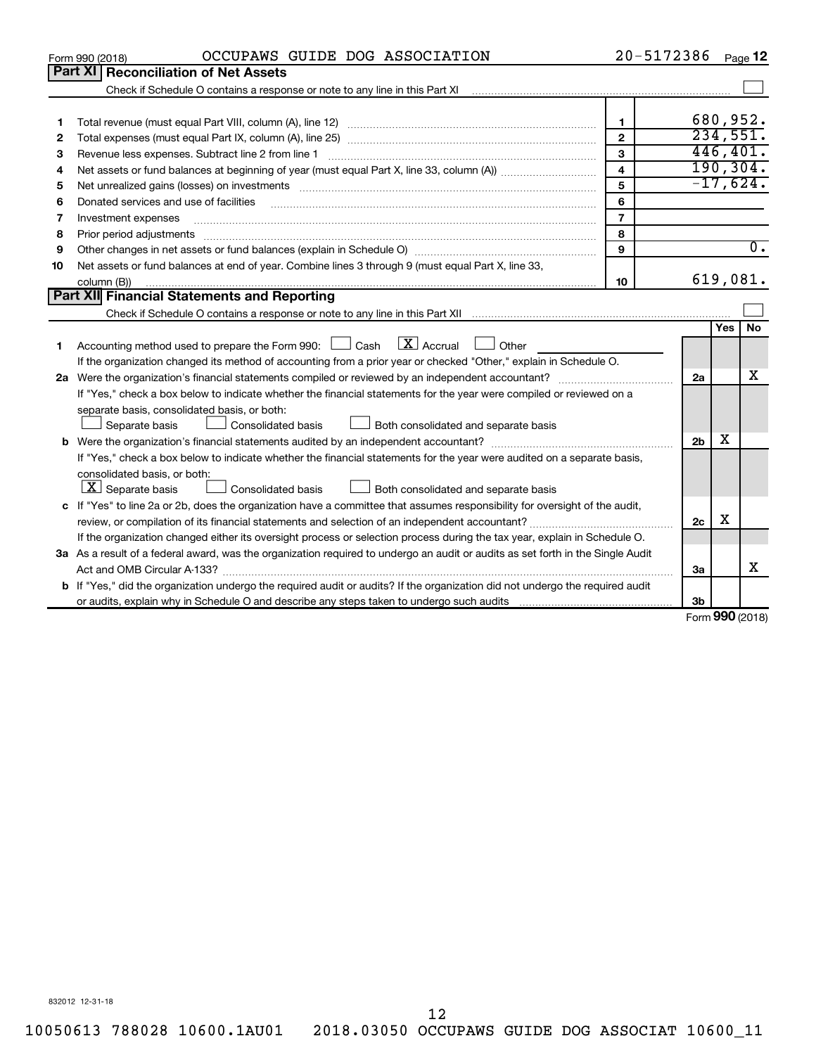Form 990 (2018) OCCUPAWS GUIDE DOG ASSOCIATION 20-5172386

## Part XI Reconciliation of Net Assets

Check if Schedule O contains a response or note to any line in this Part XI

| | | | |
|---|---|---|---|
| 1 | Total revenue (must equal Part VIII, column (A), line 12) | 1 | 680,952. |
| 2 | Total expenses (must equal Part IX, column (A), line 25) | 2 | 234,551. |
| 3 | Revenue less expenses. Subtract line 2 from line 1 | 3 | 446,401. |
| 4 | Net assets or fund balances at beginning of year (must equal Part X, line 33, column (A)) | 4 | 190,304. |
| 5 | Net unrealized gains (losses) on investments | 5 | -17,624. |
| 6 | Donated services and use of facilities | 6 | |
| 7 | Investment expenses | 7 | |
| 8 | Prior period adjustments | 8 | |
| 9 | Other changes in net assets or fund balances (explain in Schedule O) | 9 | 0. |
| 10 | Net assets or fund balances at end of year. Combine lines 3 through 9 (must equal Part X, line 33, column (B)) | 10 | 619,081. |

## Part XII Financial Statements and Reporting

Check if Schedule O contains a response or note to any line in this Part XII

| | | | Yes | No |
|---|---|---|---|---|
| 1 | Accounting method used to prepare the Form 990: ☐ Cash ☒ Accrual ☐ Other<br>If the organization changed its method of accounting from a prior year or checked "Other," explain in Schedule O. | | | |
| 2a | Were the organization's financial statements compiled or reviewed by an independent accountant?<br>If "Yes," check a box below to indicate whether the financial statements for the year were compiled or reviewed on a separate basis, consolidated basis, or both:<br>☐ Separate basis ☐ Consolidated basis ☐ Both consolidated and separate basis | 2a | | X |
| b | Were the organization's financial statements audited by an independent accountant?<br>If "Yes," check a box below to indicate whether the financial statements for the year were audited on a separate basis, consolidated basis, or both:<br>☒ Separate basis ☐ Consolidated basis ☐ Both consolidated and separate basis | 2b | X | |
| c | If "Yes" to line 2a or 2b, does the organization have a committee that assumes responsibility for oversight of the audit, review, or compilation of its financial statements and selection of an independent accountant?<br>If the organization changed either its oversight process or selection process during the tax year, explain in Schedule O. | 2c | X | |
| 3a | As a result of a federal award, was the organization required to undergo an audit or audits as set forth in the Single Audit Act and OMB Circular A-133? | 3a | | X |
| b | If "Yes," did the organization undergo the required audit or audits? If the organization did not undergo the required audit or audits, explain why in Schedule O and describe any steps taken to undergo such audits | 3b | | |

Form **990** (2018)

832012 12-31-18

10050613 788028 10600.1AU01 2018.03050 OCCUPAWS GUIDE DOG ASSOCIAT 10600_11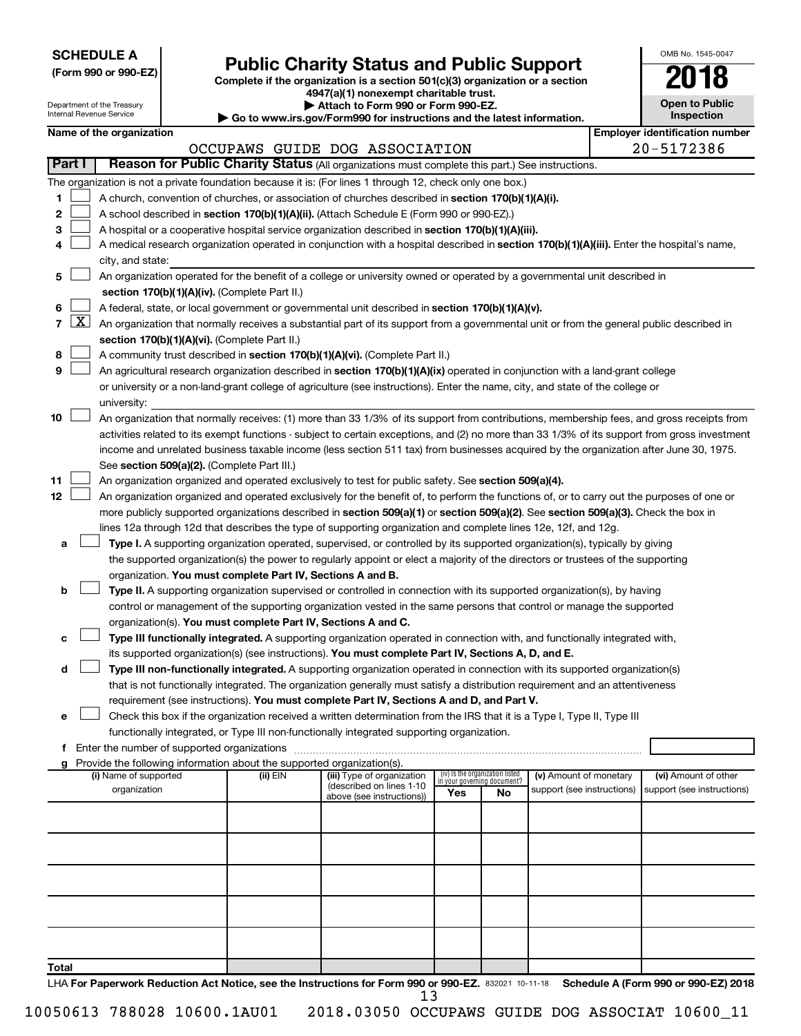**SCHEDULE A**
**(Form 990 or 990-EZ)**

Department of the Treasury
Internal Revenue Service

# Public Charity Status and Public Support

**Complete if the organization is a section 501(c)(3) organization or a section 4947(a)(1) nonexempt charitable trust.**
**▶ Attach to Form 990 or Form 990-EZ.**
**▶ Go to www.irs.gov/Form990 for instructions and the latest information.**

OMB No. 1545-0047
**2018**
**Open to Public Inspection**

**Name of the organization:** OCCUPAWS GUIDE DOG ASSOCIATION
**Employer identification number:** 20-5172386

## Part I Reason for Public Charity Status (All organizations must complete this part.) See instructions.

The organization is not a private foundation because it is: (For lines 1 through 12, check only one box.)

1. [ ] A church, convention of churches, or association of churches described in **section 170(b)(1)(A)(i).**
2. [ ] A school described in **section 170(b)(1)(A)(ii).** (Attach Schedule E (Form 990 or 990-EZ).)
3. [ ] A hospital or a cooperative hospital service organization described in **section 170(b)(1)(A)(iii).**
4. [ ] A medical research organization operated in conjunction with a hospital described in **section 170(b)(1)(A)(iii).** Enter the hospital's name, city, and state:
5. [ ] An organization operated for the benefit of a college or university owned or operated by a governmental unit described in **section 170(b)(1)(A)(iv).** (Complete Part II.)
6. [ ] A federal, state, or local government or governmental unit described in **section 170(b)(1)(A)(v).**
7. [X] An organization that normally receives a substantial part of its support from a governmental unit or from the general public described in **section 170(b)(1)(A)(vi).** (Complete Part II.)
8. [ ] A community trust described in **section 170(b)(1)(A)(vi).** (Complete Part II.)
9. [ ] An agricultural research organization described in **section 170(b)(1)(A)(ix)** operated in conjunction with a land-grant college or university or a non-land-grant college of agriculture (see instructions). Enter the name, city, and state of the college or university:
10. [ ] An organization that normally receives: (1) more than 33 1/3% of its support from contributions, membership fees, and gross receipts from activities related to its exempt functions - subject to certain exceptions, and (2) no more than 33 1/3% of its support from gross investment income and unrelated business taxable income (less section 511 tax) from businesses acquired by the organization after June 30, 1975. See **section 509(a)(2).** (Complete Part III.)
11. [ ] An organization organized and operated exclusively to test for public safety. See **section 509(a)(4).**
12. [ ] An organization organized and operated exclusively for the benefit of, to perform the functions of, or to carry out the purposes of one or more publicly supported organizations described in **section 509(a)(1)** or **section 509(a)(2).** See **section 509(a)(3).** Check the box in lines 12a through 12d that describes the type of supporting organization and complete lines 12e, 12f, and 12g.
   - **a** [ ] **Type I.** A supporting organization operated, supervised, or controlled by its supported organization(s), typically by giving the supported organization(s) the power to regularly appoint or elect a majority of the directors or trustees of the supporting organization. **You must complete Part IV, Sections A and B.**
   - **b** [ ] **Type II.** A supporting organization supervised or controlled in connection with its supported organization(s), by having control or management of the supporting organization vested in the same persons that control or manage the supported organization(s). **You must complete Part IV, Sections A and C.**
   - **c** [ ] **Type III functionally integrated.** A supporting organization operated in connection with, and functionally integrated with, its supported organization(s) (see instructions). **You must complete Part IV, Sections A, D, and E.**
   - **d** [ ] **Type III non-functionally integrated.** A supporting organization operated in connection with its supported organization(s) that is not functionally integrated. The organization generally must satisfy a distribution requirement and an attentiveness requirement (see instructions). **You must complete Part IV, Sections A and D, and Part V.**
   - **e** [ ] Check this box if the organization received a written determination from the IRS that it is a Type I, Type II, Type III functionally integrated, or Type III non-functionally integrated supporting organization.
   - **f** Enter the number of supported organizations
   - **g** Provide the following information about the supported organization(s).

| (i) Name of supported organization | (ii) EIN | (iii) Type of organization (described on lines 1-10 above (see instructions)) | (iv) Is the organization listed in your governing document? Yes | No | (v) Amount of monetary support (see instructions) | (vi) Amount of other support (see instructions) |
|---|---|---|---|---|---|---|
| | | | | | | |
| | | | | | | |
| | | | | | | |
| | | | | | | |
| | | | | | | |
| **Total** | | | | | | |

LHA **For Paperwork Reduction Act Notice, see the Instructions for Form 990 or 990-EZ.** 832021 10-11-18 **Schedule A (Form 990 or 990-EZ) 2018**

10050613 788028 10600.1AU01 2018.03050 OCCUPAWS GUIDE DOG ASSOCIAT 10600_11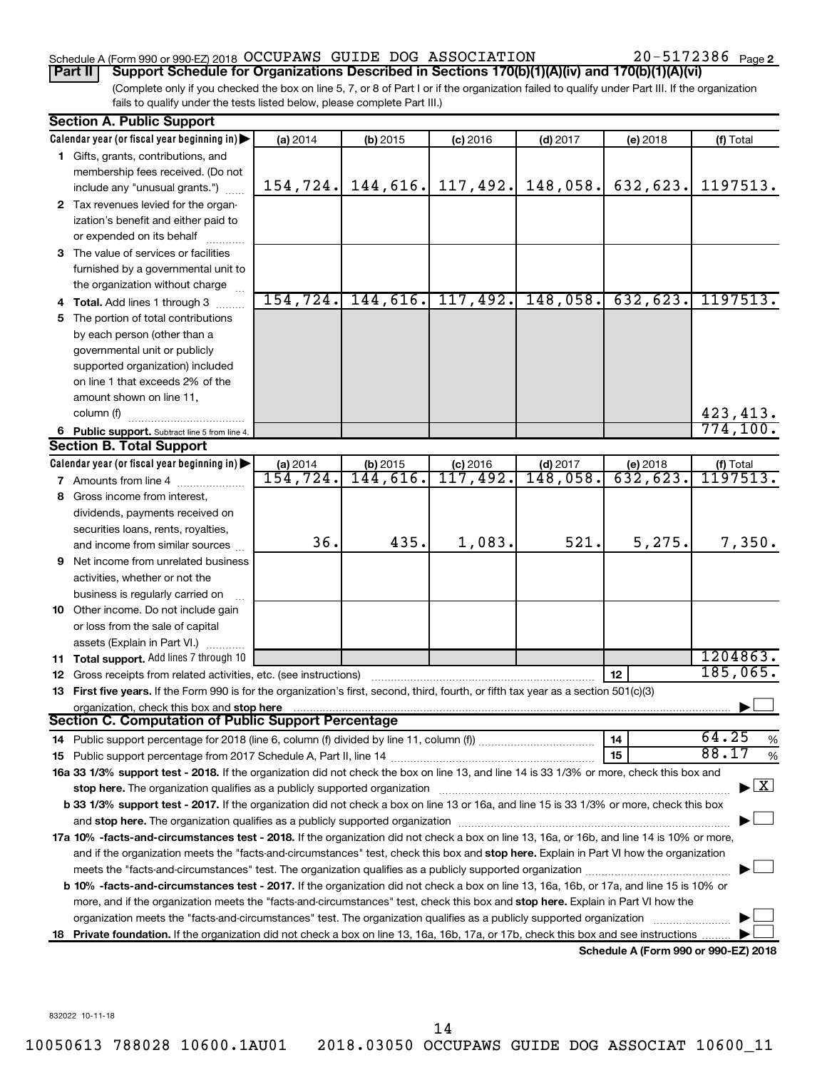Schedule A (Form 990 or 990-EZ) 2018 OCCUPAWS GUIDE DOG ASSOCIATION 20-5172386 Page 2

**Part II | Support Schedule for Organizations Described in Sections 170(b)(1)(A)(iv) and 170(b)(1)(A)(vi)**

(Complete only if you checked the box on line 5, 7, or 8 of Part I or if the organization failed to qualify under Part III. If the organization fails to qualify under the tests listed below, please complete Part III.)

## Section A. Public Support

| Calendar year (or fiscal year beginning in) ▶ | (a) 2014 | (b) 2015 | (c) 2016 | (d) 2017 | (e) 2018 | (f) Total |
|---|---|---|---|---|---|---|
| **1** Gifts, grants, contributions, and membership fees received. (Do not include any "unusual grants.") | 154,724. | 144,616. | 117,492. | 148,058. | 632,623. | 1197513. |
| **2** Tax revenues levied for the organization's benefit and either paid to or expended on its behalf | | | | | | |
| **3** The value of services or facilities furnished by a governmental unit to the organization without charge | | | | | | |
| **4 Total.** Add lines 1 through 3 | 154,724. | 144,616. | 117,492. | 148,058. | 632,623. | 1197513. |
| **5** The portion of total contributions by each person (other than a governmental unit or publicly supported organization) included on line 1 that exceeds 2% of the amount shown on line 11, column (f) | | | | | | 423,413. |
| **6 Public support.** Subtract line 5 from line 4. | | | | | | 774,100. |

## Section B. Total Support

| Calendar year (or fiscal year beginning in) ▶ | (a) 2014 | (b) 2015 | (c) 2016 | (d) 2017 | (e) 2018 | (f) Total |
|---|---|---|---|---|---|---|
| **7** Amounts from line 4 | 154,724. | 144,616. | 117,492. | 148,058. | 632,623. | 1197513. |
| **8** Gross income from interest, dividends, payments received on securities loans, rents, royalties, and income from similar sources | 36. | 435. | 1,083. | 521. | 5,275. | 7,350. |
| **9** Net income from unrelated business activities, whether or not the business is regularly carried on | | | | | | |
| **10** Other income. Do not include gain or loss from the sale of capital assets (Explain in Part VI.) | | | | | | |
| **11 Total support.** Add lines 7 through 10 | | | | | | 1204863. |
| **12** Gross receipts from related activities, etc. (see instructions) | | | | | **12** | 185,065. |

**13 First five years.** If the Form 990 is for the organization's first, second, third, fourth, or fifth tax year as a section 501(c)(3) organization, check this box and **stop here** ▶ ☐

## Section C. Computation of Public Support Percentage

| | | |
|---|---|---|
| **14** Public support percentage for 2018 (line 6, column (f) divided by line 11, column (f)) | **14** | 64.25 % |
| **15** Public support percentage from 2017 Schedule A, Part II, line 14 | **15** | 88.17 % |

**16a 33 1/3% support test - 2018.** If the organization did not check the box on line 13, and line 14 is 33 1/3% or more, check this box and **stop here.** The organization qualifies as a publicly supported organization ▶ ☒

**b 33 1/3% support test - 2017.** If the organization did not check a box on line 13 or 16a, and line 15 is 33 1/3% or more, check this box and **stop here.** The organization qualifies as a publicly supported organization ▶ ☐

**17a 10% -facts-and-circumstances test - 2018.** If the organization did not check a box on line 13, 16a, or 16b, and line 14 is 10% or more, and if the organization meets the "facts-and-circumstances" test, check this box and **stop here.** Explain in Part VI how the organization meets the "facts-and-circumstances" test. The organization qualifies as a publicly supported organization ▶ ☐

**b 10% -facts-and-circumstances test - 2017.** If the organization did not check a box on line 13, 16a, 16b, or 17a, and line 15 is 10% or more, and if the organization meets the "facts-and-circumstances" test, check this box and **stop here.** Explain in Part VI how the organization meets the "facts-and-circumstances" test. The organization qualifies as a publicly supported organization ▶ ☐

**18 Private foundation.** If the organization did not check a box on line 13, 16a, 16b, 17a, or 17b, check this box and see instructions ▶ ☐

**Schedule A (Form 990 or 990-EZ) 2018**

832022 10-11-18

10050613 788028 10600.1AU01 2018.03050 OCCUPAWS GUIDE DOG ASSOCIAT 10600_11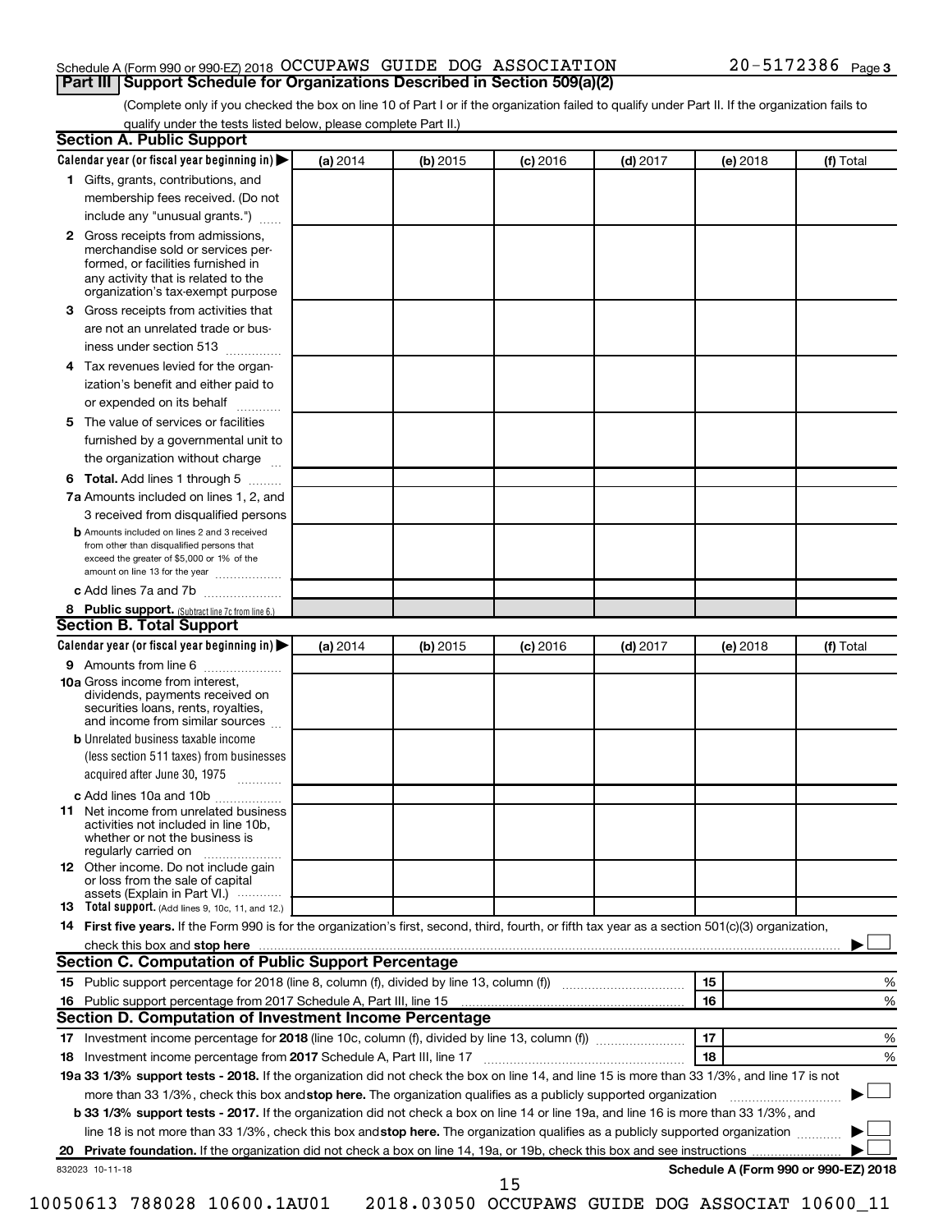Schedule A (Form 990 or 990-EZ) 2018 OCCUPAWS GUIDE DOG ASSOCIATION 20-5172386 Page 3

## Part III Support Schedule for Organizations Described in Section 509(a)(2)

(Complete only if you checked the box on line 10 of Part I or if the organization failed to qualify under Part II. If the organization fails to qualify under the tests listed below, please complete Part II.)

### Section A. Public Support

| Calendar year (or fiscal year beginning in) ▶ | (a) 2014 | (b) 2015 | (c) 2016 | (d) 2017 | (e) 2018 | (f) Total |
|---|---|---|---|---|---|---|
| **1** Gifts, grants, contributions, and membership fees received. (Do not include any "unusual grants.") | | | | | | |
| **2** Gross receipts from admissions, merchandise sold or services performed, or facilities furnished in any activity that is related to the organization's tax-exempt purpose | | | | | | |
| **3** Gross receipts from activities that are not an unrelated trade or business under section 513 | | | | | | |
| **4** Tax revenues levied for the organization's benefit and either paid to or expended on its behalf | | | | | | |
| **5** The value of services or facilities furnished by a governmental unit to the organization without charge | | | | | | |
| **6 Total.** Add lines 1 through 5 | | | | | | |
| **7a** Amounts included on lines 1, 2, and 3 received from disqualified persons | | | | | | |
| **b** Amounts included on lines 2 and 3 received from other than disqualified persons that exceed the greater of $5,000 or 1% of the amount on line 13 for the year | | | | | | |
| **c** Add lines 7a and 7b | | | | | | |
| **8 Public support.** (Subtract line 7c from line 6.) | | | | | | |

### Section B. Total Support

| Calendar year (or fiscal year beginning in) ▶ | (a) 2014 | (b) 2015 | (c) 2016 | (d) 2017 | (e) 2018 | (f) Total |
|---|---|---|---|---|---|---|
| **9** Amounts from line 6 | | | | | | |
| **10a** Gross income from interest, dividends, payments received on securities loans, rents, royalties, and income from similar sources | | | | | | |
| **b** Unrelated business taxable income (less section 511 taxes) from businesses acquired after June 30, 1975 | | | | | | |
| **c** Add lines 10a and 10b | | | | | | |
| **11** Net income from unrelated business activities not included in line 10b, whether or not the business is regularly carried on | | | | | | |
| **12** Other income. Do not include gain or loss from the sale of capital assets (Explain in Part VI.) | | | | | | |
| **13 Total support.** (Add lines 9, 10c, 11, and 12.) | | | | | | |

**14 First five years.** If the Form 990 is for the organization's first, second, third, fourth, or fifth tax year as a section 501(c)(3) organization, check this box and **stop here** ▶ ☐

### Section C. Computation of Public Support Percentage

| | | | |
|---|---|---|---|
| **15** | Public support percentage for 2018 (line 8, column (f), divided by line 13, column (f)) | 15 | % |
| **16** | Public support percentage from 2017 Schedule A, Part III, line 15 | 16 | % |

### Section D. Computation of Investment Income Percentage

| | | | |
|---|---|---|---|
| **17** | Investment income percentage for **2018** (line 10c, column (f), divided by line 13, column (f)) | 17 | % |
| **18** | Investment income percentage from **2017** Schedule A, Part III, line 17 | 18 | % |

**19a 33 1/3% support tests - 2018.** If the organization did not check the box on line 14, and line 15 is more than 33 1/3%, and line 17 is not more than 33 1/3%, check this box and **stop here.** The organization qualifies as a publicly supported organization ▶ ☐

**b 33 1/3% support tests - 2017.** If the organization did not check a box on line 14 or line 19a, and line 16 is more than 33 1/3%, and line 18 is not more than 33 1/3%, check this box and **stop here.** The organization qualifies as a publicly supported organization ▶ ☐

**20 Private foundation.** If the organization did not check a box on line 14, 19a, or 19b, check this box and see instructions ▶ ☐

832023 10-11-18 **Schedule A (Form 990 or 990-EZ) 2018**

10050613 788028 10600.1AU01 2018.03050 OCCUPAWS GUIDE DOG ASSOCIAT 10600_11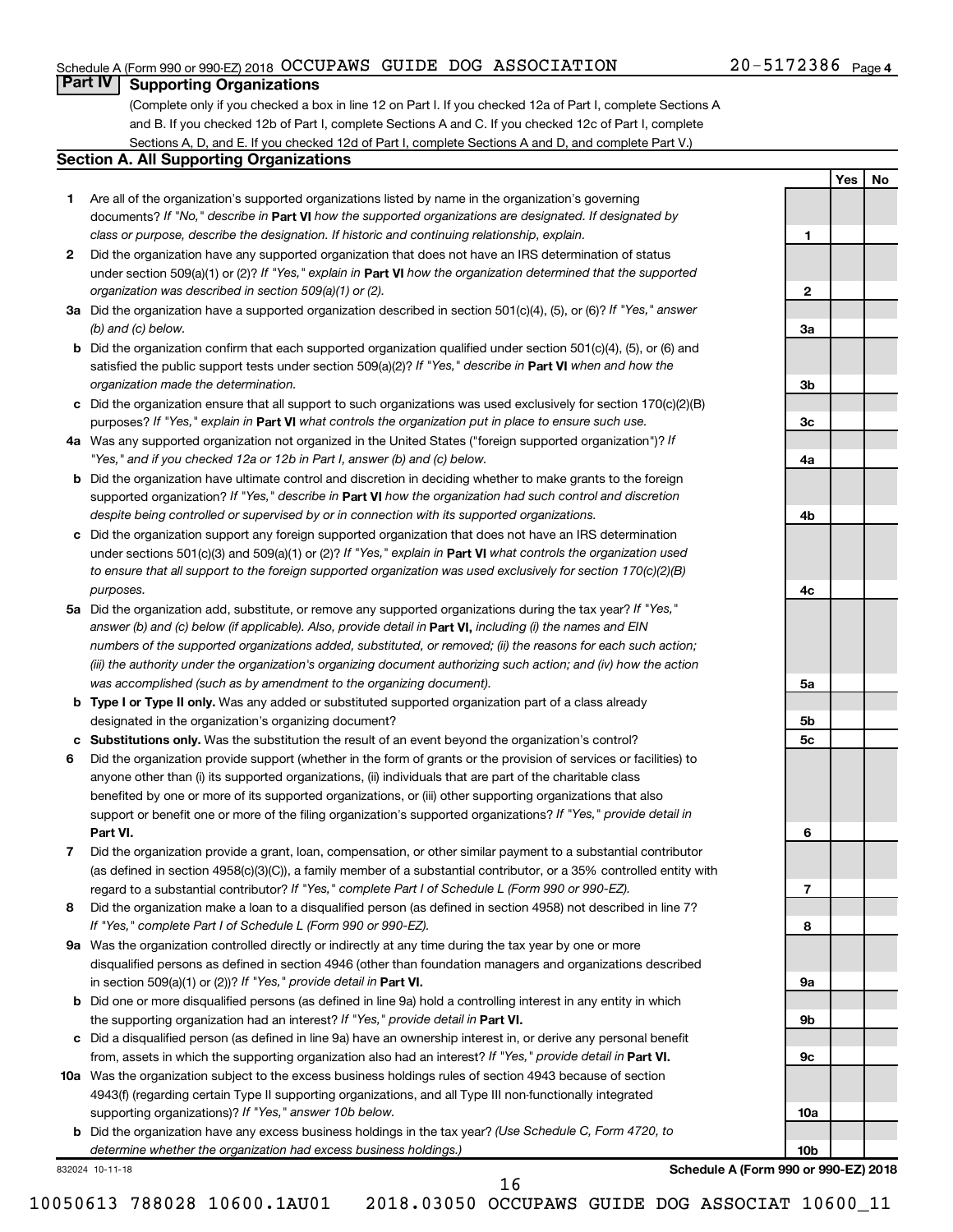Schedule A (Form 990 or 990-EZ) 2018 OCCUPAWS GUIDE DOG ASSOCIATION 20-5172386 Page 4

## Part IV Supporting Organizations

(Complete only if you checked a box in line 12 on Part I. If you checked 12a of Part I, complete Sections A and B. If you checked 12b of Part I, complete Sections A and C. If you checked 12c of Part I, complete Sections A, D, and E. If you checked 12d of Part I, complete Sections A and D, and complete Part V.)

### Section A. All Supporting Organizations

| | | | Yes | No |
|---|---|---|---|---|
| **1** | Are all of the organization's supported organizations listed by name in the organization's governing documents? *If "No," describe in* **Part VI** *how the supported organizations are designated. If designated by class or purpose, describe the designation. If historic and continuing relationship, explain.* | **1** | | |
| **2** | Did the organization have any supported organization that does not have an IRS determination of status under section 509(a)(1) or (2)? *If "Yes," explain in* **Part VI** *how the organization determined that the supported organization was described in section 509(a)(1) or (2).* | **2** | | |
| **3a** | Did the organization have a supported organization described in section 501(c)(4), (5), or (6)? *If "Yes," answer (b) and (c) below.* | **3a** | | |
| **b** | Did the organization confirm that each supported organization qualified under section 501(c)(4), (5), or (6) and satisfied the public support tests under section 509(a)(2)? *If "Yes," describe in* **Part VI** *when and how the organization made the determination.* | **3b** | | |
| **c** | Did the organization ensure that all support to such organizations was used exclusively for section 170(c)(2)(B) purposes? *If "Yes," explain in* **Part VI** *what controls the organization put in place to ensure such use.* | **3c** | | |
| **4a** | Was any supported organization not organized in the United States ("foreign supported organization")? *If "Yes," and if you checked 12a or 12b in Part I, answer (b) and (c) below.* | **4a** | | |
| **b** | Did the organization have ultimate control and discretion in deciding whether to make grants to the foreign supported organization? *If "Yes," describe in* **Part VI** *how the organization had such control and discretion despite being controlled or supervised by or in connection with its supported organizations.* | **4b** | | |
| **c** | Did the organization support any foreign supported organization that does not have an IRS determination under sections 501(c)(3) and 509(a)(1) or (2)? *If "Yes," explain in* **Part VI** *what controls the organization used to ensure that all support to the foreign supported organization was used exclusively for section 170(c)(2)(B) purposes.* | **4c** | | |
| **5a** | Did the organization add, substitute, or remove any supported organizations during the tax year? *If "Yes," answer (b) and (c) below (if applicable). Also, provide detail in* **Part VI,** *including (i) the names and EIN numbers of the supported organizations added, substituted, or removed; (ii) the reasons for each such action; (iii) the authority under the organization's organizing document authorizing such action; and (iv) how the action was accomplished (such as by amendment to the organizing document).* | **5a** | | |
| **b** | **Type I or Type II only.** Was any added or substituted supported organization part of a class already designated in the organization's organizing document? | **5b** | | |
| **c** | **Substitutions only.** Was the substitution the result of an event beyond the organization's control? | **5c** | | |
| **6** | Did the organization provide support (whether in the form of grants or the provision of services or facilities) to anyone other than (i) its supported organizations, (ii) individuals that are part of the charitable class benefited by one or more of its supported organizations, or (iii) other supporting organizations that also support or benefit one or more of the filing organization's supported organizations? *If "Yes," provide detail in* **Part VI.** | **6** | | |
| **7** | Did the organization provide a grant, loan, compensation, or other similar payment to a substantial contributor (as defined in section 4958(c)(3)(C)), a family member of a substantial contributor, or a 35% controlled entity with regard to a substantial contributor? *If "Yes," complete Part I of Schedule L (Form 990 or 990-EZ).* | **7** | | |
| **8** | Did the organization make a loan to a disqualified person (as defined in section 4958) not described in line 7? *If "Yes," complete Part I of Schedule L (Form 990 or 990-EZ).* | **8** | | |
| **9a** | Was the organization controlled directly or indirectly at any time during the tax year by one or more disqualified persons as defined in section 4946 (other than foundation managers and organizations described in section 509(a)(1) or (2))? *If "Yes," provide detail in* **Part VI.** | **9a** | | |
| **b** | Did one or more disqualified persons (as defined in line 9a) hold a controlling interest in any entity in which the supporting organization had an interest? *If "Yes," provide detail in* **Part VI.** | **9b** | | |
| **c** | Did a disqualified person (as defined in line 9a) have an ownership interest in, or derive any personal benefit from, assets in which the supporting organization also had an interest? *If "Yes," provide detail in* **Part VI.** | **9c** | | |
| **10a** | Was the organization subject to the excess business holdings rules of section 4943 because of section 4943(f) (regarding certain Type II supporting organizations, and all Type III non-functionally integrated supporting organizations)? *If "Yes," answer 10b below.* | **10a** | | |
| **b** | Did the organization have any excess business holdings in the tax year? *(Use Schedule C, Form 4720, to determine whether the organization had excess business holdings.)* | **10b** | | |

832024 10-11-18

**Schedule A (Form 990 or 990-EZ) 2018**

10050613 788028 10600.1AU01 2018.03050 OCCUPAWS GUIDE DOG ASSOCIAT 10600_11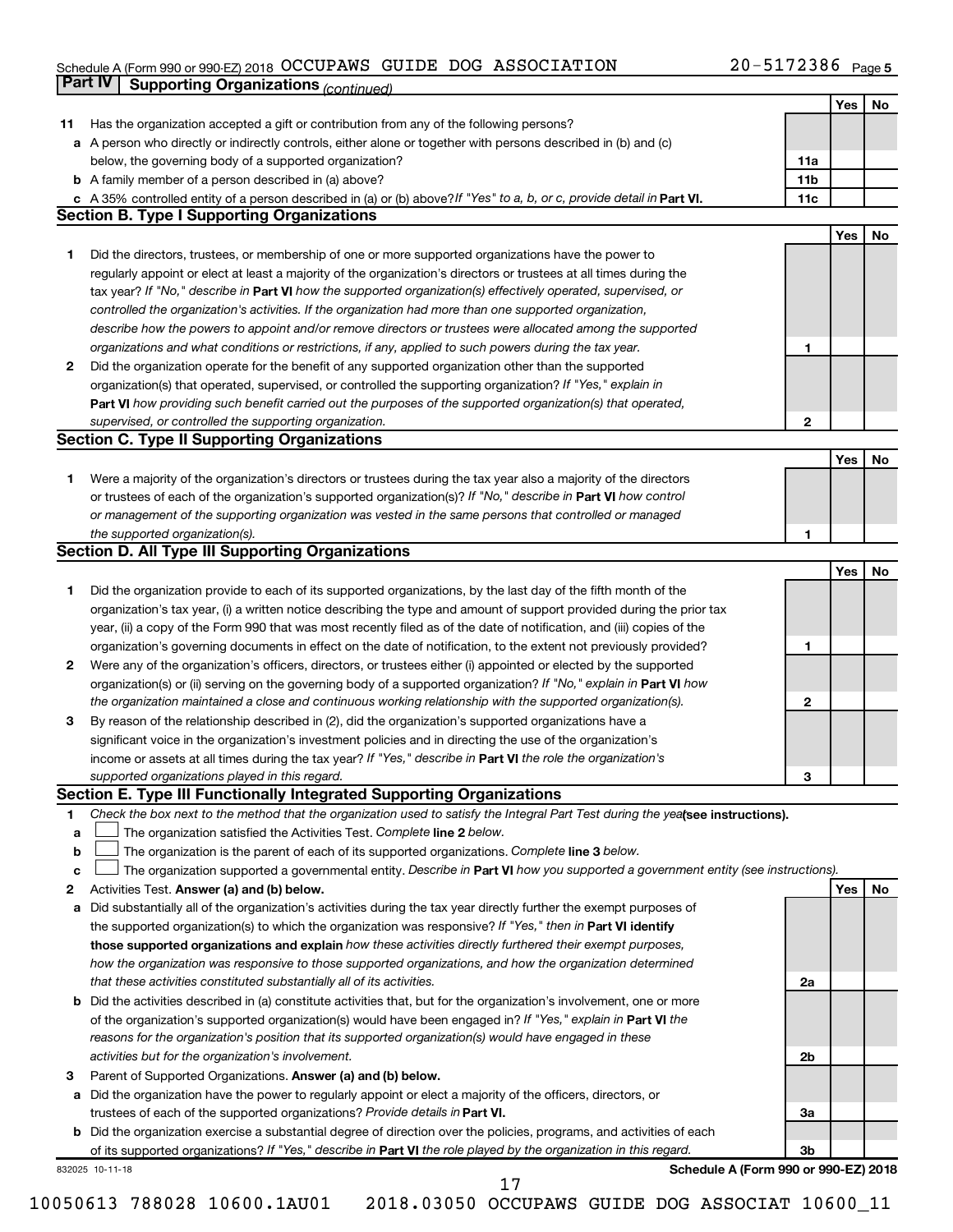Schedule A (Form 990 or 990-EZ) 2018 OCCUPAWS GUIDE DOG ASSOCIATION 20-5172386 Page 5

## Part IV Supporting Organizations *(continued)*

| | | | Yes | No |
|---|---|---|---|---|
| **11** | Has the organization accepted a gift or contribution from any of the following persons? | | | |
| **a** | A person who directly or indirectly controls, either alone or together with persons described in (b) and (c) below, the governing body of a supported organization? | **11a** | | |
| **b** | A family member of a person described in (a) above? | **11b** | | |
| **c** | A 35% controlled entity of a person described in (a) or (b) above? *If "Yes" to a, b, or c, provide detail in* **Part VI.** | **11c** | | |

### Section B. Type I Supporting Organizations

| | | | Yes | No |
|---|---|---|---|---|
| **1** | Did the directors, trustees, or membership of one or more supported organizations have the power to regularly appoint or elect at least a majority of the organization's directors or trustees at all times during the tax year? *If "No," describe in* **Part VI** *how the supported organization(s) effectively operated, supervised, or controlled the organization's activities. If the organization had more than one supported organization, describe how the powers to appoint and/or remove directors or trustees were allocated among the supported organizations and what conditions or restrictions, if any, applied to such powers during the tax year.* | **1** | | |
| **2** | Did the organization operate for the benefit of any supported organization other than the supported organization(s) that operated, supervised, or controlled the supporting organization? *If "Yes," explain in* **Part VI** *how providing such benefit carried out the purposes of the supported organization(s) that operated, supervised, or controlled the supporting organization.* | **2** | | |

### Section C. Type II Supporting Organizations

| | | | Yes | No |
|---|---|---|---|---|
| **1** | Were a majority of the organization's directors or trustees during the tax year also a majority of the directors or trustees of each of the organization's supported organization(s)? *If "No," describe in* **Part VI** *how control or management of the supporting organization was vested in the same persons that controlled or managed the supported organization(s).* | **1** | | |

### Section D. All Type III Supporting Organizations

| | | | Yes | No |
|---|---|---|---|---|
| **1** | Did the organization provide to each of its supported organizations, by the last day of the fifth month of the organization's tax year, (i) a written notice describing the type and amount of support provided during the prior tax year, (ii) a copy of the Form 990 that was most recently filed as of the date of notification, and (iii) copies of the organization's governing documents in effect on the date of notification, to the extent not previously provided? | **1** | | |
| **2** | Were any of the organization's officers, directors, or trustees either (i) appointed or elected by the supported organization(s) or (ii) serving on the governing body of a supported organization? *If "No," explain in* **Part VI** *how the organization maintained a close and continuous working relationship with the supported organization(s).* | **2** | | |
| **3** | By reason of the relationship described in (2), did the organization's supported organizations have a significant voice in the organization's investment policies and in directing the use of the organization's income or assets at all times during the tax year? *If "Yes," describe in* **Part VI** *the role the organization's supported organizations played in this regard.* | **3** | | |

### Section E. Type III Functionally Integrated Supporting Organizations

**1** *Check the box next to the method that the organization used to satisfy the Integral Part Test during the year* **(see instructions).**

- **a** ☐ The organization satisfied the Activities Test. *Complete* **line 2** *below.*
- **b** ☐ The organization is the parent of each of its supported organizations. *Complete* **line 3** *below.*
- **c** ☐ The organization supported a governmental entity. *Describe in* **Part VI** *how you supported a government entity (see instructions).*

| | | | Yes | No |
|---|---|---|---|---|
| **2** | Activities Test. **Answer (a) and (b) below.** | | | |
| **a** | Did substantially all of the organization's activities during the tax year directly further the exempt purposes of the supported organization(s) to which the organization was responsive? *If "Yes," then in* **Part VI identify those supported organizations and explain** *how these activities directly furthered their exempt purposes, how the organization was responsive to those supported organizations, and how the organization determined that these activities constituted substantially all of its activities.* | **2a** | | |
| **b** | Did the activities described in (a) constitute activities that, but for the organization's involvement, one or more of the organization's supported organization(s) would have been engaged in? *If "Yes," explain in* **Part VI** *the reasons for the organization's position that its supported organization(s) would have engaged in these activities but for the organization's involvement.* | **2b** | | |
| **3** | Parent of Supported Organizations. **Answer (a) and (b) below.** | | | |
| **a** | Did the organization have the power to regularly appoint or elect a majority of the officers, directors, or trustees of each of the supported organizations? *Provide details in* **Part VI.** | **3a** | | |
| **b** | Did the organization exercise a substantial degree of direction over the policies, programs, and activities of each of its supported organizations? *If "Yes," describe in* **Part VI** *the role played by the organization in this regard.* | **3b** | | |

832025 10-11-18 **Schedule A (Form 990 or 990-EZ) 2018**

10050613 788028 10600.1AU01 2018.03050 OCCUPAWS GUIDE DOG ASSOCIAT 10600_11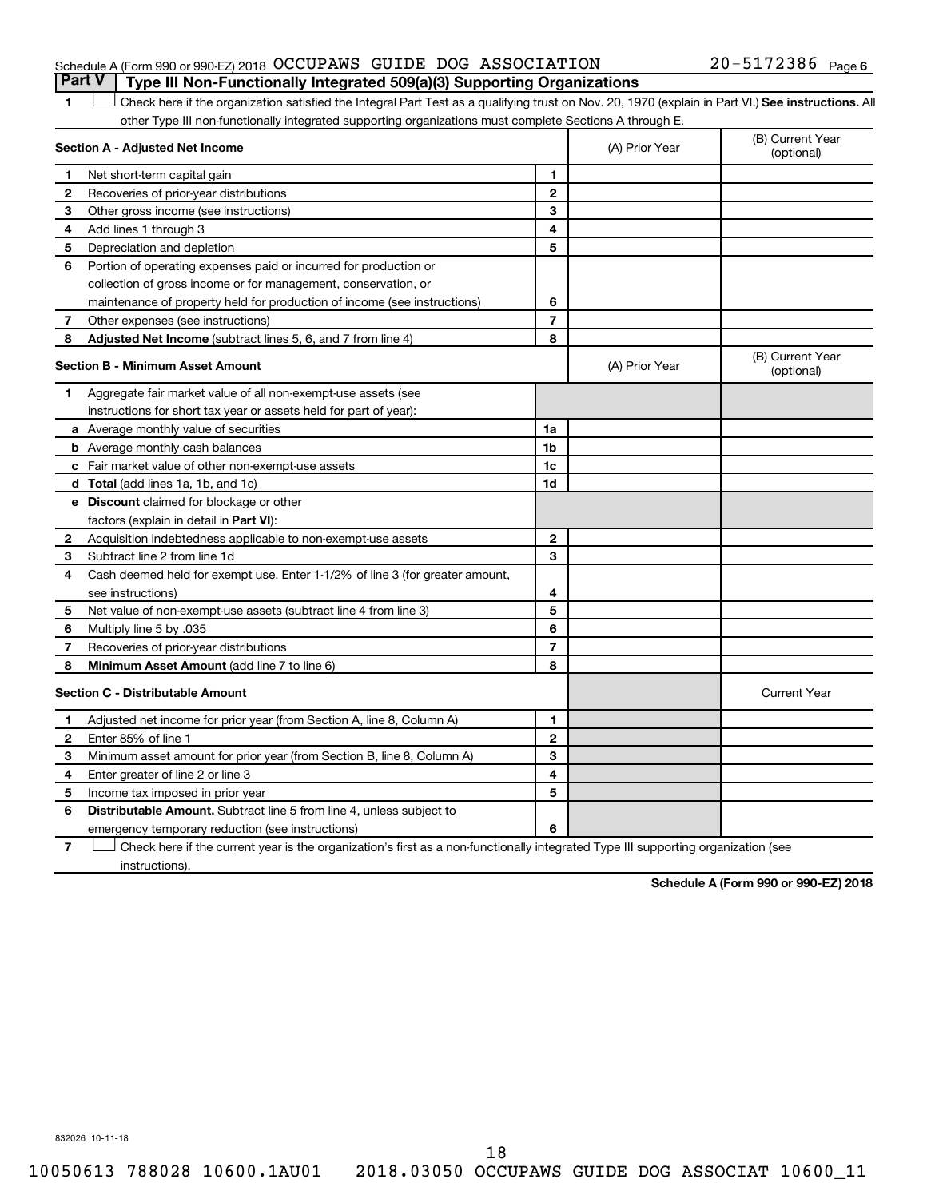Schedule A (Form 990 or 990-EZ) 2018 OCCUPAWS GUIDE DOG ASSOCIATION 20-5172386 Page 6

## Part V | Type III Non-Functionally Integrated 509(a)(3) Supporting Organizations

1 ☐ Check here if the organization satisfied the Integral Part Test as a qualifying trust on Nov. 20, 1970 (explain in Part VI.) **See instructions.** All other Type III non-functionally integrated supporting organizations must complete Sections A through E.

| **Section A - Adjusted Net Income** | | | (A) Prior Year | (B) Current Year (optional) |
|---|---|---|---|---|
| 1 | Net short-term capital gain | 1 | | |
| 2 | Recoveries of prior-year distributions | 2 | | |
| 3 | Other gross income (see instructions) | 3 | | |
| 4 | Add lines 1 through 3 | 4 | | |
| 5 | Depreciation and depletion | 5 | | |
| 6 | Portion of operating expenses paid or incurred for production or collection of gross income or for management, conservation, or maintenance of property held for production of income (see instructions) | 6 | | |
| 7 | Other expenses (see instructions) | 7 | | |
| 8 | **Adjusted Net Income** (subtract lines 5, 6, and 7 from line 4) | 8 | | |

| **Section B - Minimum Asset Amount** | | | (A) Prior Year | (B) Current Year (optional) |
|---|---|---|---|---|
| 1 | Aggregate fair market value of all non-exempt-use assets (see instructions for short tax year or assets held for part of year): | | | |
| a | Average monthly value of securities | 1a | | |
| b | Average monthly cash balances | 1b | | |
| c | Fair market value of other non-exempt-use assets | 1c | | |
| d | **Total** (add lines 1a, 1b, and 1c) | 1d | | |
| e | **Discount** claimed for blockage or other factors (explain in detail in **Part VI**): | | | |
| 2 | Acquisition indebtedness applicable to non-exempt-use assets | 2 | | |
| 3 | Subtract line 2 from line 1d | 3 | | |
| 4 | Cash deemed held for exempt use. Enter 1-1/2% of line 3 (for greater amount, see instructions) | 4 | | |
| 5 | Net value of non-exempt-use assets (subtract line 4 from line 3) | 5 | | |
| 6 | Multiply line 5 by .035 | 6 | | |
| 7 | Recoveries of prior-year distributions | 7 | | |
| 8 | **Minimum Asset Amount** (add line 7 to line 6) | 8 | | |

| **Section C - Distributable Amount** | | | | Current Year |
|---|---|---|---|---|
| 1 | Adjusted net income for prior year (from Section A, line 8, Column A) | 1 | | |
| 2 | Enter 85% of line 1 | 2 | | |
| 3 | Minimum asset amount for prior year (from Section B, line 8, Column A) | 3 | | |
| 4 | Enter greater of line 2 or line 3 | 4 | | |
| 5 | Income tax imposed in prior year | 5 | | |
| 6 | **Distributable Amount.** Subtract line 5 from line 4, unless subject to emergency temporary reduction (see instructions) | 6 | | |

7 ☐ Check here if the current year is the organization's first as a non-functionally integrated Type III supporting organization (see instructions).

**Schedule A (Form 990 or 990-EZ) 2018**

832026 10-11-18

10050613 788028 10600.1AU01 2018.03050 OCCUPAWS GUIDE DOG ASSOCIAT 10600_11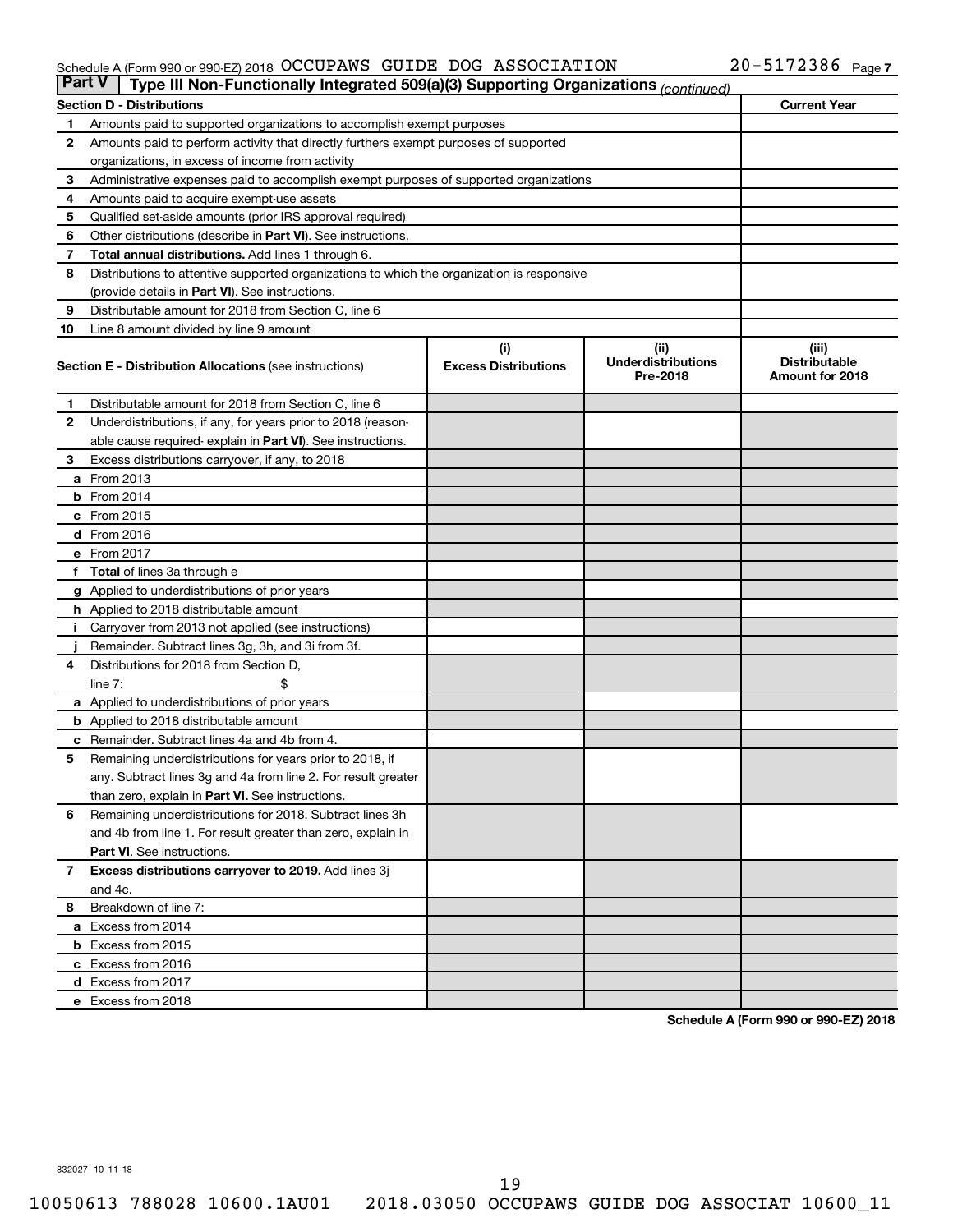Schedule A (Form 990 or 990-EZ) 2018 OCCUPAWS GUIDE DOG ASSOCIATION 20-5172386 Page 7

**Part V** **Type III Non-Functionally Integrated 509(a)(3) Supporting Organizations** *(continued)*

| **Section D - Distributions** | | **Current Year** |
|---|---|---|
| 1 | Amounts paid to supported organizations to accomplish exempt purposes | |
| 2 | Amounts paid to perform activity that directly furthers exempt purposes of supported organizations, in excess of income from activity | |
| 3 | Administrative expenses paid to accomplish exempt purposes of supported organizations | |
| 4 | Amounts paid to acquire exempt-use assets | |
| 5 | Qualified set-aside amounts (prior IRS approval required) | |
| 6 | Other distributions (describe in **Part VI**). See instructions. | |
| 7 | **Total annual distributions.** Add lines 1 through 6. | |
| 8 | Distributions to attentive supported organizations to which the organization is responsive (provide details in **Part VI**). See instructions. | |
| 9 | Distributable amount for 2018 from Section C, line 6 | |
| 10 | Line 8 amount divided by line 9 amount | |

| **Section E - Distribution Allocations** (see instructions) | | (i) **Excess Distributions** | (ii) **Underdistributions Pre-2018** | (iii) **Distributable Amount for 2018** |
|---|---|---|---|---|
| 1 | Distributable amount for 2018 from Section C, line 6 | | | |
| 2 | Underdistributions, if any, for years prior to 2018 (reasonable cause required- explain in **Part VI**). See instructions. | | | |
| 3 | Excess distributions carryover, if any, to 2018 | | | |
| a | From 2013 | | | |
| b | From 2014 | | | |
| c | From 2015 | | | |
| d | From 2016 | | | |
| e | From 2017 | | | |
| f | **Total** of lines 3a through e | | | |
| g | Applied to underdistributions of prior years | | | |
| h | Applied to 2018 distributable amount | | | |
| i | Carryover from 2013 not applied (see instructions) | | | |
| j | Remainder. Subtract lines 3g, 3h, and 3i from 3f. | | | |
| 4 | Distributions for 2018 from Section D, line 7: $ | | | |
| a | Applied to underdistributions of prior years | | | |
| b | Applied to 2018 distributable amount | | | |
| c | Remainder. Subtract lines 4a and 4b from 4. | | | |
| 5 | Remaining underdistributions for years prior to 2018, if any. Subtract lines 3g and 4a from line 2. For result greater than zero, explain in **Part VI.** See instructions. | | | |
| 6 | Remaining underdistributions for 2018. Subtract lines 3h and 4b from line 1. For result greater than zero, explain in **Part VI**. See instructions. | | | |
| 7 | **Excess distributions carryover to 2019.** Add lines 3j and 4c. | | | |
| 8 | Breakdown of line 7: | | | |
| a | Excess from 2014 | | | |
| b | Excess from 2015 | | | |
| c | Excess from 2016 | | | |
| d | Excess from 2017 | | | |
| e | Excess from 2018 | | | |

**Schedule A (Form 990 or 990-EZ) 2018**

832027 10-11-18

10050613 788028 10600.1AU01 2018.03050 OCCUPAWS GUIDE DOG ASSOCIAT 10600_11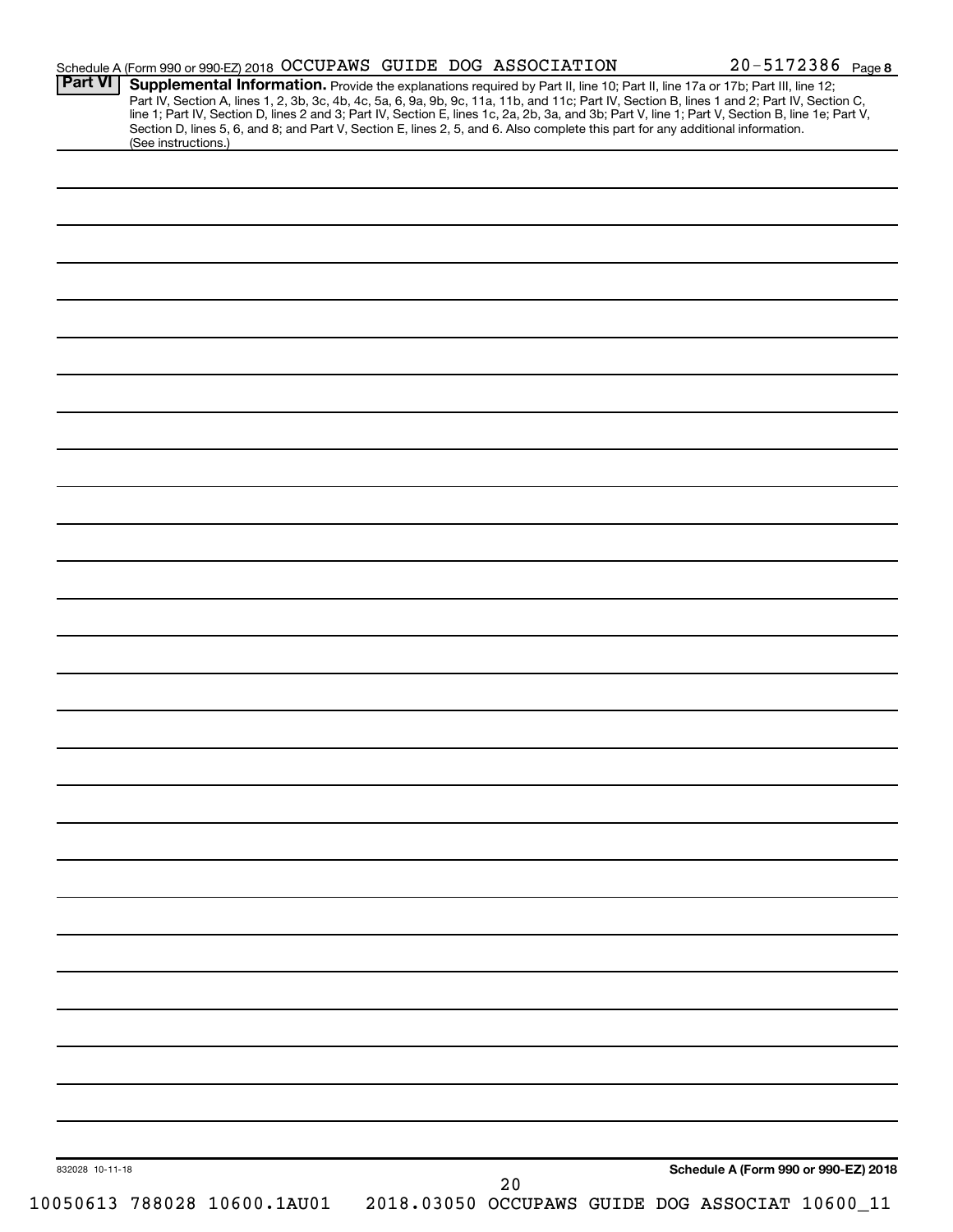Schedule A (Form 990 or 990-EZ) 2018 OCCUPAWS GUIDE DOG ASSOCIATION 20-5172386 Page 8

**Part VI** **Supplemental Information.** Provide the explanations required by Part II, line 10; Part II, line 17a or 17b; Part III, line 12; Part IV, Section A, lines 1, 2, 3b, 3c, 4b, 4c, 5a, 6, 9a, 9b, 9c, 11a, 11b, and 11c; Part IV, Section B, lines 1 and 2; Part IV, Section C, line 1; Part IV, Section D, lines 2 and 3; Part IV, Section E, lines 1c, 2a, 2b, 3a, and 3b; Part V, line 1; Part V, Section B, line 1e; Part V, Section D, lines 5, 6, and 8; and Part V, Section E, lines 2, 5, and 6. Also complete this part for any additional information. (See instructions.)

832028 10-11-18

**Schedule A (Form 990 or 990-EZ) 2018**

10050613 788028 10600.1AU01 2018.03050 OCCUPAWS GUIDE DOG ASSOCIAT 10600_11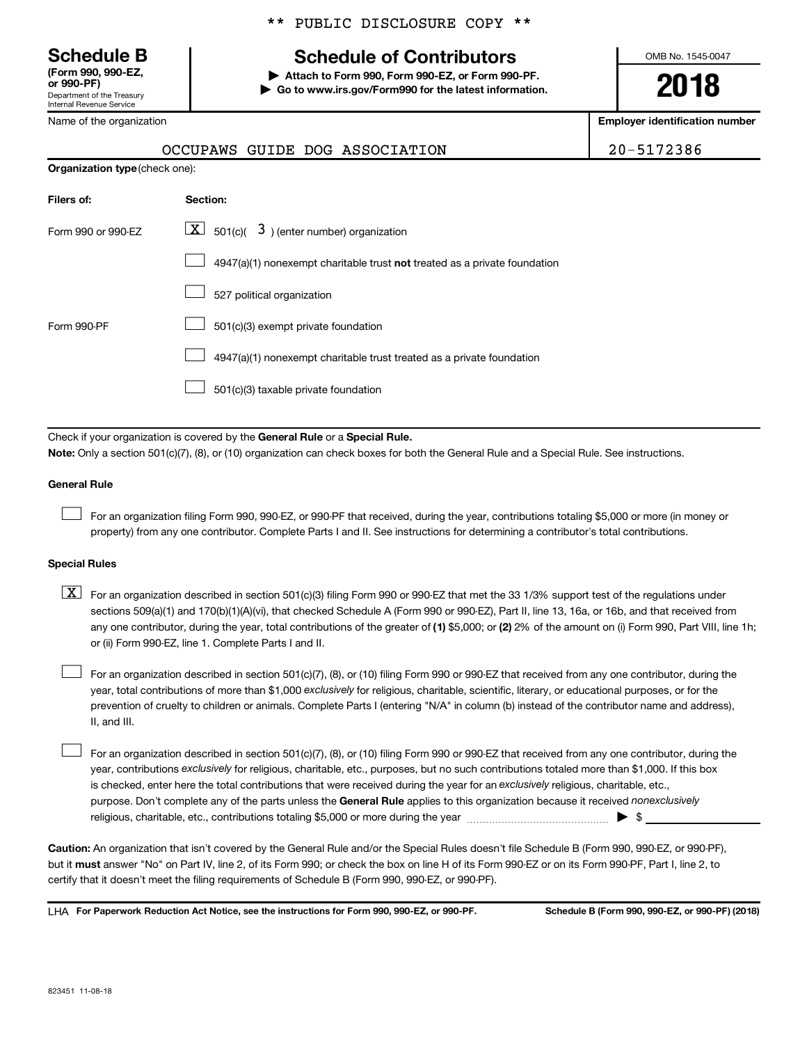\*\* PUBLIC DISCLOSURE COPY \*\*

**Schedule B**
**(Form 990, 990-EZ, or 990-PF)**
Department of the Treasury
Internal Revenue Service

# Schedule of Contributors

▶ **Attach to Form 990, Form 990-EZ, or Form 990-PF.**
▶ **Go to www.irs.gov/Form990 for the latest information.**

OMB No. 1545-0047

**2018**

Name of the organization: OCCUPAWS GUIDE DOG ASSOCIATION

**Employer identification number:** 20-5172386

**Organization type** (check one):

| Filers of: | Section: |
|---|---|
| Form 990 or 990-EZ | [X] 501(c)( 3 ) (enter number) organization |
| | [ ] 4947(a)(1) nonexempt charitable trust **not** treated as a private foundation |
| | [ ] 527 political organization |
| Form 990-PF | [ ] 501(c)(3) exempt private foundation |
| | [ ] 4947(a)(1) nonexempt charitable trust treated as a private foundation |
| | [ ] 501(c)(3) taxable private foundation |

Check if your organization is covered by the **General Rule** or a **Special Rule.**

**Note:** Only a section 501(c)(7), (8), or (10) organization can check boxes for both the General Rule and a Special Rule. See instructions.

**General Rule**

[ ] For an organization filing Form 990, 990-EZ, or 990-PF that received, during the year, contributions totaling $5,000 or more (in money or property) from any one contributor. Complete Parts I and II. See instructions for determining a contributor's total contributions.

**Special Rules**

[X] For an organization described in section 501(c)(3) filing Form 990 or 990-EZ that met the 33 1/3% support test of the regulations under sections 509(a)(1) and 170(b)(1)(A)(vi), that checked Schedule A (Form 990 or 990-EZ), Part II, line 13, 16a, or 16b, and that received from any one contributor, during the year, total contributions of the greater of **(1)** $5,000; or **(2)** 2% of the amount on (i) Form 990, Part VIII, line 1h; or (ii) Form 990-EZ, line 1. Complete Parts I and II.

[ ] For an organization described in section 501(c)(7), (8), or (10) filing Form 990 or 990-EZ that received from any one contributor, during the year, total contributions of more than $1,000 *exclusively* for religious, charitable, scientific, literary, or educational purposes, or for the prevention of cruelty to children or animals. Complete Parts I (entering "N/A" in column (b) instead of the contributor name and address), II, and III.

[ ] For an organization described in section 501(c)(7), (8), or (10) filing Form 990 or 990-EZ that received from any one contributor, during the year, contributions *exclusively* for religious, charitable, etc., purposes, but no such contributions totaled more than $1,000. If this box is checked, enter here the total contributions that were received during the year for an *exclusively* religious, charitable, etc., purpose. Don't complete any of the parts unless the **General Rule** applies to this organization because it received *nonexclusively* religious, charitable, etc., contributions totaling $5,000 or more during the year ▶ $ ____________

**Caution:** An organization that isn't covered by the General Rule and/or the Special Rules doesn't file Schedule B (Form 990, 990-EZ, or 990-PF), but it **must** answer "No" on Part IV, line 2, of its Form 990; or check the box on line H of its Form 990-EZ or on its Form 990-PF, Part I, line 2, to certify that it doesn't meet the filing requirements of Schedule B (Form 990, 990-EZ, or 990-PF).

LHA **For Paperwork Reduction Act Notice, see the instructions for Form 990, 990-EZ, or 990-PF.** **Schedule B (Form 990, 990-EZ, or 990-PF) (2018)**

823451 11-08-18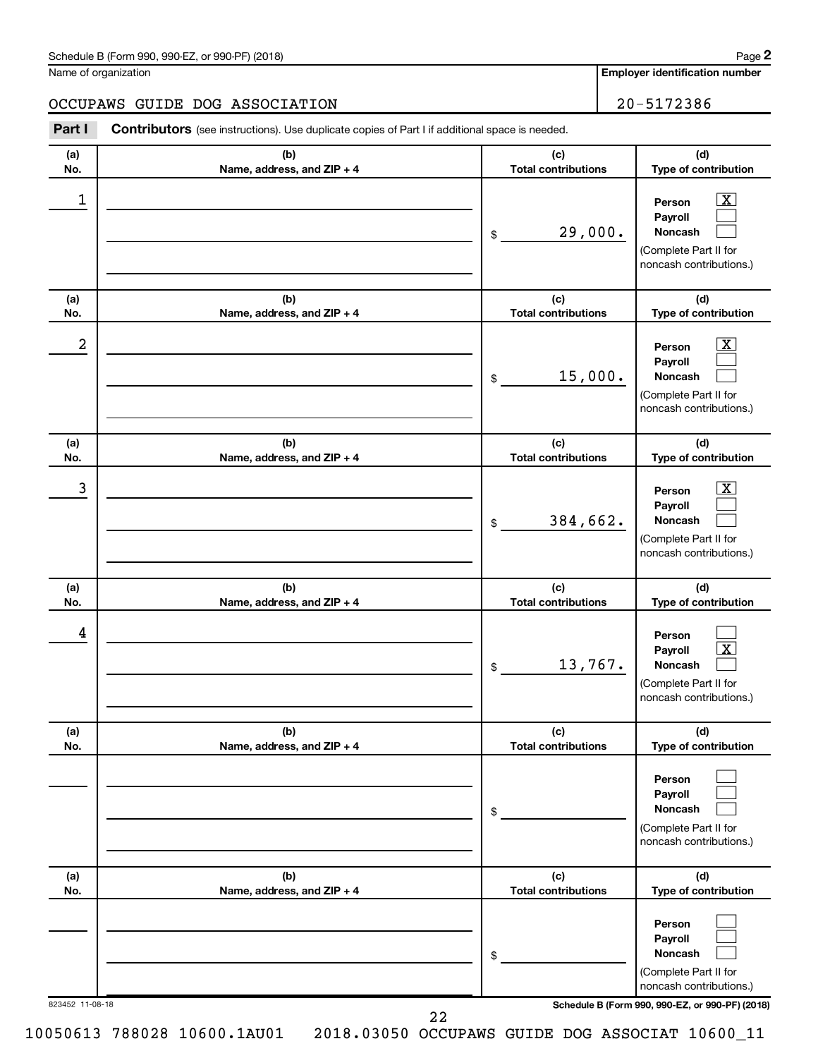Name of organization

OCCUPAWS GUIDE DOG ASSOCIATION

**Employer identification number**

20-5172386

**Part I** **Contributors** (see instructions). Use duplicate copies of Part I if additional space is needed.

| (a) No. | (b) Name, address, and ZIP + 4 | (c) Total contributions | (d) Type of contribution |
|---|---|---|---|
| 1 | | $ 29,000. | Person [X] Payroll [ ] Noncash [ ] (Complete Part II for noncash contributions.) |
| 2 | | $ 15,000. | Person [X] Payroll [ ] Noncash [ ] (Complete Part II for noncash contributions.) |
| 3 | | $ 384,662. | Person [X] Payroll [ ] Noncash [ ] (Complete Part II for noncash contributions.) |
| 4 | | $ 13,767. | Person [ ] Payroll [X] Noncash [ ] (Complete Part II for noncash contributions.) |
| | | $ | Person [ ] Payroll [ ] Noncash [ ] (Complete Part II for noncash contributions.) |
| | | $ | Person [ ] Payroll [ ] Noncash [ ] (Complete Part II for noncash contributions.) |

823452 11-08-18

10050613 788028 10600.1AU01 2018.03050 OCCUPAWS GUIDE DOG ASSOCIAT 10600_11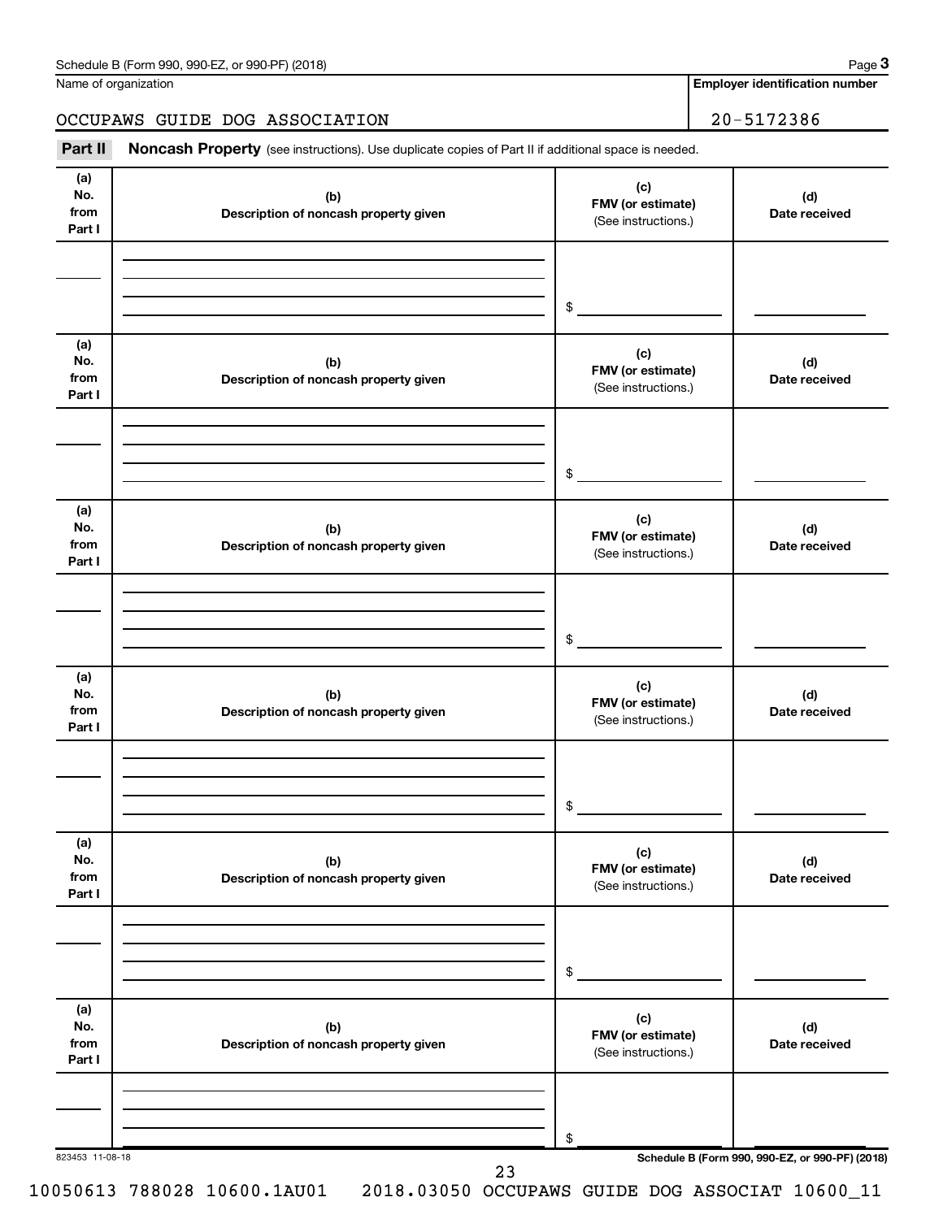Name of organization

**Employer identification number**

OCCUPAWS GUIDE DOG ASSOCIATION

20-5172386

**Part II** **Noncash Property** (see instructions). Use duplicate copies of Part II if additional space is needed.

| (a) No. from Part I | (b) Description of noncash property given | (c) FMV (or estimate) (See instructions.) | (d) Date received |
|---|---|---|---|
| | | $ | |

| (a) No. from Part I | (b) Description of noncash property given | (c) FMV (or estimate) (See instructions.) | (d) Date received |
|---|---|---|---|
| | | $ | |

| (a) No. from Part I | (b) Description of noncash property given | (c) FMV (or estimate) (See instructions.) | (d) Date received |
|---|---|---|---|
| | | $ | |

| (a) No. from Part I | (b) Description of noncash property given | (c) FMV (or estimate) (See instructions.) | (d) Date received |
|---|---|---|---|
| | | $ | |

| (a) No. from Part I | (b) Description of noncash property given | (c) FMV (or estimate) (See instructions.) | (d) Date received |
|---|---|---|---|
| | | $ | |

| (a) No. from Part I | (b) Description of noncash property given | (c) FMV (or estimate) (See instructions.) | (d) Date received |
|---|---|---|---|
| | | $ | |

823453 11-08-18

10050613 788028 10600.1AU01 2018.03050 OCCUPAWS GUIDE DOG ASSOCIAT 10600_11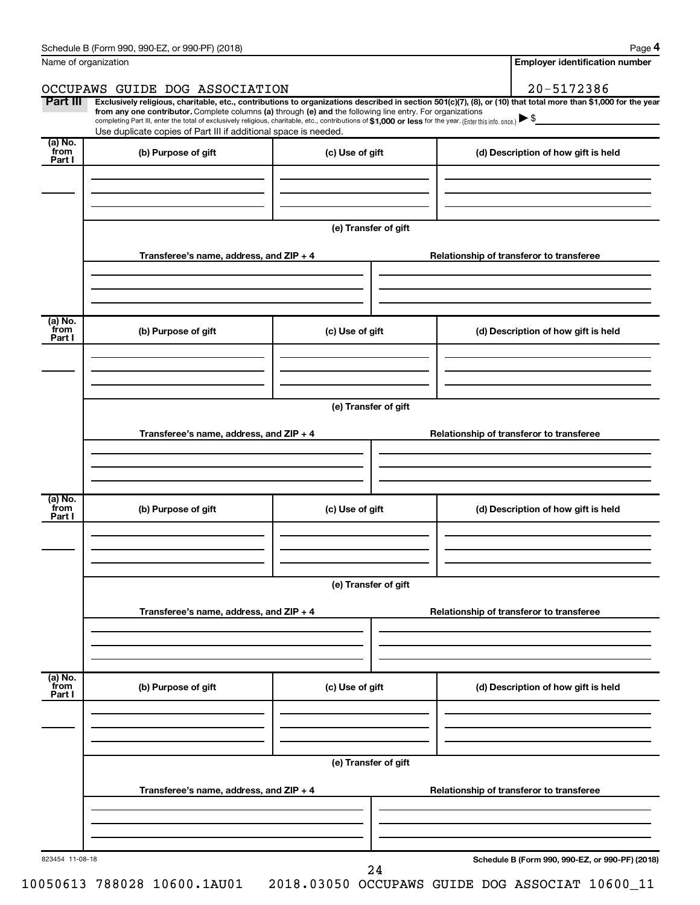Schedule B (Form 990, 990-EZ, or 990-PF) (2018) Page **4**

Name of organization: OCCUPAWS GUIDE DOG ASSOCIATION

**Employer identification number**: 20-5172386

**Part III** **Exclusively religious, charitable, etc., contributions to organizations described in section 501(c)(7), (8), or (10) that total more than $1,000 for the year from any one contributor.** Complete columns **(a)** through **(e)** and the following line entry. For organizations completing Part III, enter the total of exclusively religious, charitable, etc., contributions of **$1,000 or less** for the year. (Enter this info. once.) ▶ $

Use duplicate copies of Part III if additional space is needed.

| (a) No. from Part I | (b) Purpose of gift | (c) Use of gift | (d) Description of how gift is held |
|---|---|---|---|
| | | | |

**(e) Transfer of gift**

| Transferee's name, address, and ZIP + 4 | Relationship of transferor to transferee |
|---|---|
| | |

| (a) No. from Part I | (b) Purpose of gift | (c) Use of gift | (d) Description of how gift is held |
|---|---|---|---|
| | | | |

**(e) Transfer of gift**

| Transferee's name, address, and ZIP + 4 | Relationship of transferor to transferee |
|---|---|
| | |

| (a) No. from Part I | (b) Purpose of gift | (c) Use of gift | (d) Description of how gift is held |
|---|---|---|---|
| | | | |

**(e) Transfer of gift**

| Transferee's name, address, and ZIP + 4 | Relationship of transferor to transferee |
|---|---|
| | |

| (a) No. from Part I | (b) Purpose of gift | (c) Use of gift | (d) Description of how gift is held |
|---|---|---|---|
| | | | |

**(e) Transfer of gift**

| Transferee's name, address, and ZIP + 4 | Relationship of transferor to transferee |
|---|---|
| | |

823454 11-08-18

**Schedule B (Form 990, 990-EZ, or 990-PF) (2018)**

10050613 788028 10600.1AU01 2018.03050 OCCUPAWS GUIDE DOG ASSOCIAT 10600_11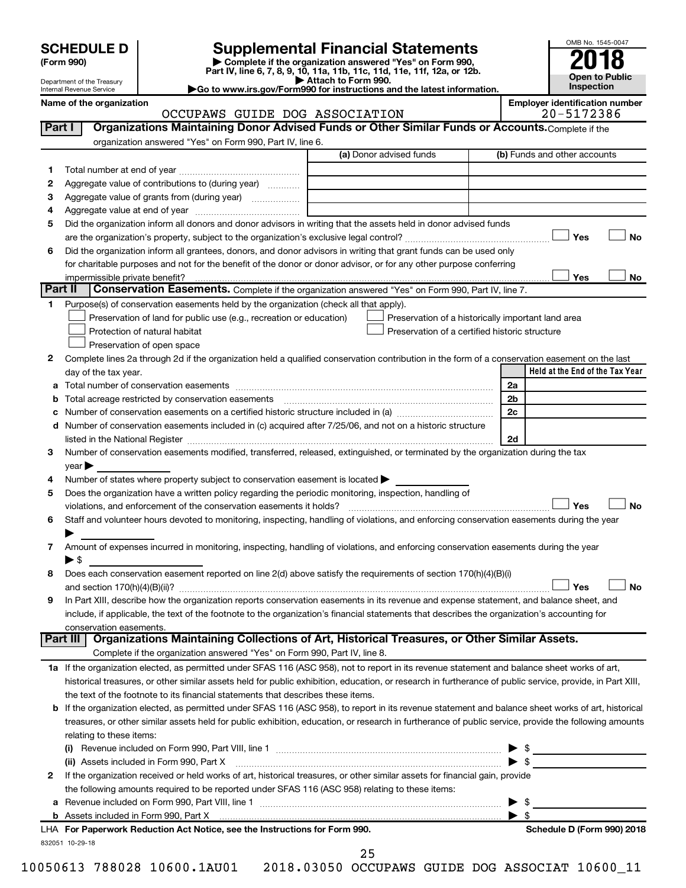# SCHEDULE D (Form 990)

Department of the Treasury
Internal Revenue Service

## Supplemental Financial Statements

▶ Complete if the organization answered "Yes" on Form 990, Part IV, line 6, 7, 8, 9, 10, 11a, 11b, 11c, 11d, 11e, 11f, 12a, or 12b.
▶ Attach to Form 990.
▶Go to www.irs.gov/Form990 for instructions and the latest information.

OMB No. 1545-0047

**2018**

**Open to Public Inspection**

**Name of the organization:** OCCUPAWS GUIDE DOG ASSOCIATION

**Employer identification number:** 20-5172386

## Part I Organizations Maintaining Donor Advised Funds or Other Similar Funds or Accounts.

Complete if the organization answered "Yes" on Form 990, Part IV, line 6.

| | | (a) Donor advised funds | (b) Funds and other accounts |
|---|---|---|---|
| 1 | Total number at end of year | | |
| 2 | Aggregate value of contributions to (during year) | | |
| 3 | Aggregate value of grants from (during year) | | |
| 4 | Aggregate value at end of year | | |

5 Did the organization inform all donors and donor advisors in writing that the assets held in donor advised funds are the organization's property, subject to the organization's exclusive legal control? ☐ Yes ☐ No

6 Did the organization inform all grantees, donors, and donor advisors in writing that grant funds can be used only for charitable purposes and not for the benefit of the donor or donor advisor, or for any other purpose conferring impermissible private benefit? ☐ Yes ☐ No

## Part II Conservation Easements.

Complete if the organization answered "Yes" on Form 990, Part IV, line 7.

1 Purpose(s) of conservation easements held by the organization (check all that apply).

- ☐ Preservation of land for public use (e.g., recreation or education)
- ☐ Protection of natural habitat
- ☐ Preservation of open space
- ☐ Preservation of a historically important land area
- ☐ Preservation of a certified historic structure

2 Complete lines 2a through 2d if the organization held a qualified conservation contribution in the form of a conservation easement on the last day of the tax year.

| | | | Held at the End of the Tax Year |
|---|---|---|---|
| a | Total number of conservation easements | 2a | |
| b | Total acreage restricted by conservation easements | 2b | |
| c | Number of conservation easements on a certified historic structure included in (a) | 2c | |
| d | Number of conservation easements included in (c) acquired after 7/25/06, and not on a historic structure listed in the National Register | 2d | |

3 Number of conservation easements modified, transferred, released, extinguished, or terminated by the organization during the tax year ▶

4 Number of states where property subject to conservation easement is located ▶

5 Does the organization have a written policy regarding the periodic monitoring, inspection, handling of violations, and enforcement of the conservation easements it holds? ☐ Yes ☐ No

6 Staff and volunteer hours devoted to monitoring, inspecting, handling of violations, and enforcing conservation easements during the year ▶

7 Amount of expenses incurred in monitoring, inspecting, handling of violations, and enforcing conservation easements during the year ▶ $

8 Does each conservation easement reported on line 2(d) above satisfy the requirements of section 170(h)(4)(B)(i) and section 170(h)(4)(B)(ii)? ☐ Yes ☐ No

9 In Part XIII, describe how the organization reports conservation easements in its revenue and expense statement, and balance sheet, and include, if applicable, the text of the footnote to the organization's financial statements that describes the organization's accounting for conservation easements.

## Part III Organizations Maintaining Collections of Art, Historical Treasures, or Other Similar Assets.

Complete if the organization answered "Yes" on Form 990, Part IV, line 8.

1a If the organization elected, as permitted under SFAS 116 (ASC 958), not to report in its revenue statement and balance sheet works of art, historical treasures, or other similar assets held for public exhibition, education, or research in furtherance of public service, provide, in Part XIII, the text of the footnote to its financial statements that describes these items.

b If the organization elected, as permitted under SFAS 116 (ASC 958), to report in its revenue statement and balance sheet works of art, historical treasures, or other similar assets held for public exhibition, education, or research in furtherance of public service, provide the following amounts relating to these items:

(i) Revenue included on Form 990, Part VIII, line 1 ▶ $

(ii) Assets included in Form 990, Part X ▶ $

2 If the organization received or held works of art, historical treasures, or other similar assets for financial gain, provide the following amounts required to be reported under SFAS 116 (ASC 958) relating to these items:

a Revenue included on Form 990, Part VIII, line 1 ▶ $

b Assets included in Form 990, Part X ▶ $

LHA For Paperwork Reduction Act Notice, see the Instructions for Form 990. Schedule D (Form 990) 2018

832051 10-29-18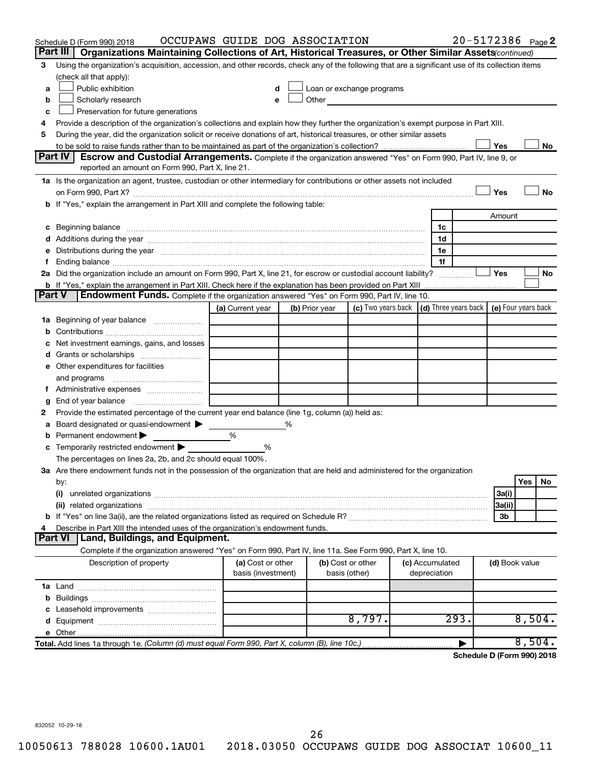Schedule D (Form 990) 2018 OCCUPAWS GUIDE DOG ASSOCIATION 20-5172386 Page 2

## Part III Organizations Maintaining Collections of Art, Historical Treasures, or Other Similar Assets *(continued)*

**3** Using the organization's acquisition, accession, and other records, check any of the following that are a significant use of its collection items (check all that apply):

- **a** ☐ Public exhibition
- **b** ☐ Scholarly research
- **c** ☐ Preservation for future generations
- **d** ☐ Loan or exchange programs
- **e** ☐ Other

**4** Provide a description of the organization's collections and explain how they further the organization's exempt purpose in Part XIII.

**5** During the year, did the organization solicit or receive donations of art, historical treasures, or other similar assets to be sold to raise funds rather than to be maintained as part of the organization's collection? ☐ Yes ☐ No

## Part IV Escrow and Custodial Arrangements.

Complete if the organization answered "Yes" on Form 990, Part IV, line 9, or reported an amount on Form 990, Part X, line 21.

**1a** Is the organization an agent, trustee, custodian or other intermediary for contributions or other assets not included on Form 990, Part X? ☐ Yes ☐ No

**b** If "Yes," explain the arrangement in Part XIII and complete the following table:

| | | Amount |
|---|---|---|
| **c** Beginning balance | 1c | |
| **d** Additions during the year | 1d | |
| **e** Distributions during the year | 1e | |
| **f** Ending balance | 1f | |

**2a** Did the organization include an amount on Form 990, Part X, line 21, for escrow or custodial account liability? ☐ Yes ☐ No

**b** If "Yes," explain the arrangement in Part XIII. Check here if the explanation has been provided on Part XIII ☐

## Part V Endowment Funds.

Complete if the organization answered "Yes" on Form 990, Part IV, line 10.

| | (a) Current year | (b) Prior year | (c) Two years back | (d) Three years back | (e) Four years back |
|---|---|---|---|---|---|
| **1a** Beginning of year balance | | | | | |
| **b** Contributions | | | | | |
| **c** Net investment earnings, gains, and losses | | | | | |
| **d** Grants or scholarships | | | | | |
| **e** Other expenditures for facilities and programs | | | | | |
| **f** Administrative expenses | | | | | |
| **g** End of year balance | | | | | |

**2** Provide the estimated percentage of the current year end balance (line 1g, column (a)) held as:

- **a** Board designated or quasi-endowment ▶ ______ %
- **b** Permanent endowment ▶ ______ %
- **c** Temporarily restricted endowment ▶ ______ %

The percentages on lines 2a, 2b, and 2c should equal 100%.

**3a** Are there endowment funds not in the possession of the organization that are held and administered for the organization by:

| | | Yes | No |
|---|---|---|---|
| (i) unrelated organizations | 3a(i) | | |
| (ii) related organizations | 3a(ii) | | |
| **b** If "Yes" on line 3a(ii), are the related organizations listed as required on Schedule R? | 3b | | |

**4** Describe in Part XIII the intended uses of the organization's endowment funds.

## Part VI Land, Buildings, and Equipment.

Complete if the organization answered "Yes" on Form 990, Part IV, line 11a. See Form 990, Part X, line 10.

| Description of property | (a) Cost or other basis (investment) | (b) Cost or other basis (other) | (c) Accumulated depreciation | (d) Book value |
|---|---|---|---|---|
| **1a** Land | | | | |
| **b** Buildings | | | | |
| **c** Leasehold improvements | | | | |
| **d** Equipment | | 8,797. | 293. | 8,504. |
| **e** Other | | | | |
| **Total.** Add lines 1a through 1e. *(Column (d) must equal Form 990, Part X, column (B), line 10c.)* | | | ▶ | 8,504. |

**Schedule D (Form 990) 2018**

832052 10-29-18

10050613 788028 10600.1AU01 2018.03050 OCCUPAWS GUIDE DOG ASSOCIAT 10600_11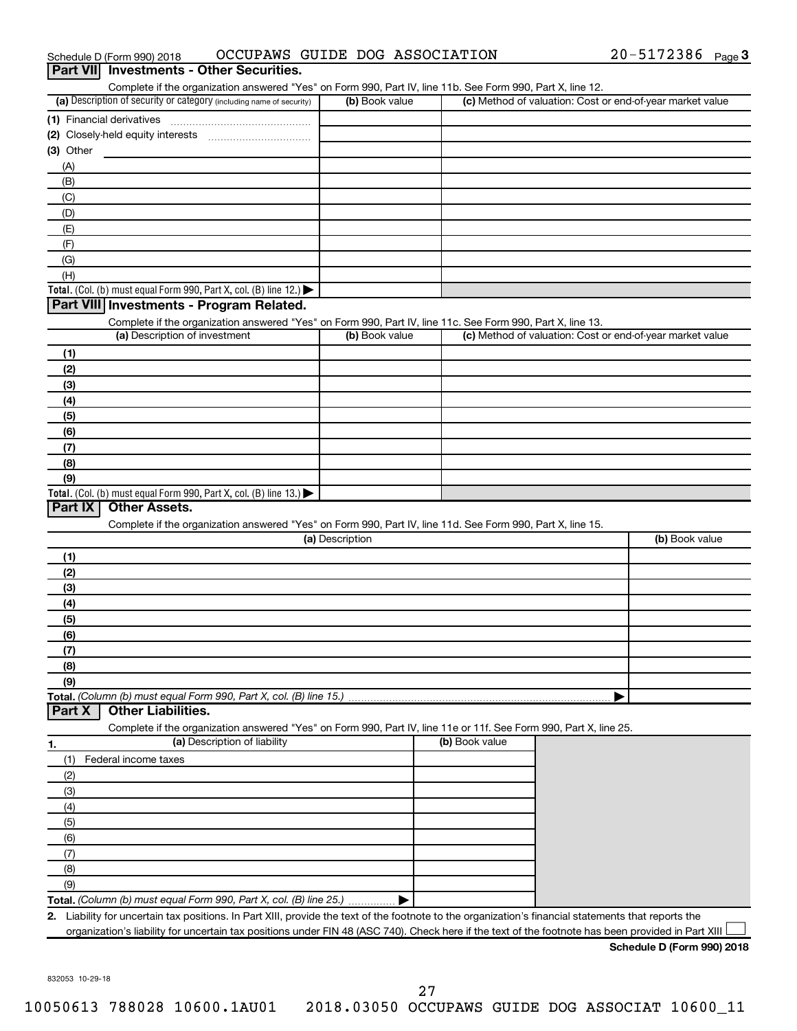## Part VII Investments - Other Securities.

Complete if the organization answered "Yes" on Form 990, Part IV, line 11b. See Form 990, Part X, line 12.

| (a) Description of security or category (including name of security) | (b) Book value | (c) Method of valuation: Cost or end-of-year market value |
|---|---|---|
| (1) Financial derivatives | | |
| (2) Closely-held equity interests | | |
| (3) Other | | |
| (A) | | |
| (B) | | |
| (C) | | |
| (D) | | |
| (E) | | |
| (F) | | |
| (G) | | |
| (H) | | |
| **Total.** (Col. (b) must equal Form 990, Part X, col. (B) line 12.) ▶ | | |

## Part VIII Investments - Program Related.

Complete if the organization answered "Yes" on Form 990, Part IV, line 11c. See Form 990, Part X, line 13.

| (a) Description of investment | (b) Book value | (c) Method of valuation: Cost or end-of-year market value |
|---|---|---|
| (1) | | |
| (2) | | |
| (3) | | |
| (4) | | |
| (5) | | |
| (6) | | |
| (7) | | |
| (8) | | |
| (9) | | |
| **Total.** (Col. (b) must equal Form 990, Part X, col. (B) line 13.) ▶ | | |

## Part IX Other Assets.

Complete if the organization answered "Yes" on Form 990, Part IV, line 11d. See Form 990, Part X, line 15.

| (a) Description | (b) Book value |
|---|---|
| (1) | |
| (2) | |
| (3) | |
| (4) | |
| (5) | |
| (6) | |
| (7) | |
| (8) | |
| (9) | |
| **Total.** *(Column (b) must equal Form 990, Part X, col. (B) line 15.)* ▶ | |

## Part X Other Liabilities.

Complete if the organization answered "Yes" on Form 990, Part IV, line 11e or 11f. See Form 990, Part X, line 25.

| 1. (a) Description of liability | (b) Book value |
|---|---|
| (1) Federal income taxes | |
| (2) | |
| (3) | |
| (4) | |
| (5) | |
| (6) | |
| (7) | |
| (8) | |
| (9) | |
| **Total.** *(Column (b) must equal Form 990, Part X, col. (B) line 25.)* ▶ | |

**2.** Liability for uncertain tax positions. In Part XIII, provide the text of the footnote to the organization's financial statements that reports the organization's liability for uncertain tax positions under FIN 48 (ASC 740). Check here if the text of the footnote has been provided in Part XIII ☐

**Schedule D (Form 990) 2018**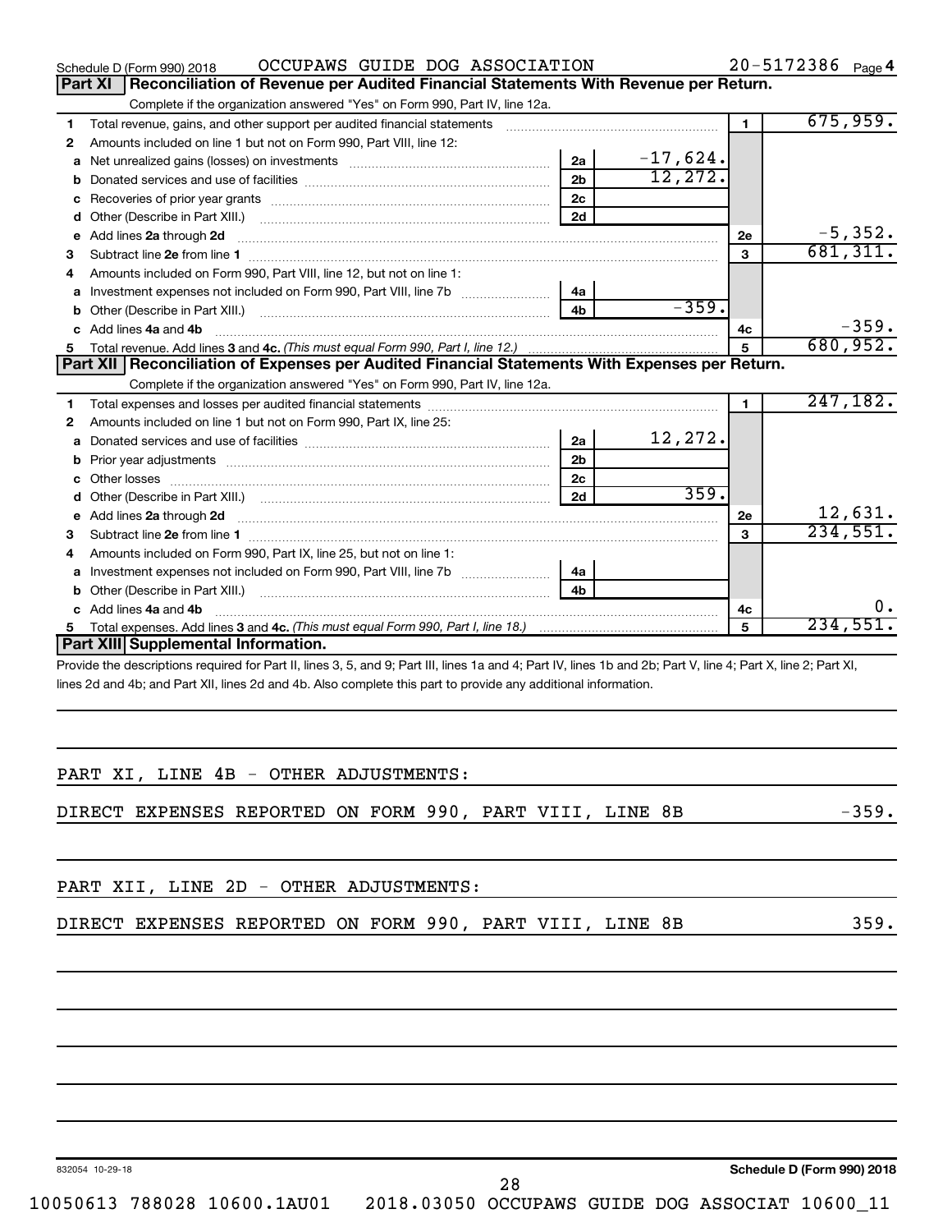Schedule D (Form 990) 2018 OCCUPAWS GUIDE DOG ASSOCIATION 20-5172386 Page 4

## Part XI Reconciliation of Revenue per Audited Financial Statements With Revenue per Return.

Complete if the organization answered "Yes" on Form 990, Part IV, line 12a.

| | | | | | |
|---|---|---|---|---|---|
| 1 | Total revenue, gains, and other support per audited financial statements | | | 1 | 675,959. |
| 2 | Amounts included on line 1 but not on Form 990, Part VIII, line 12: | | | | |
| a | Net unrealized gains (losses) on investments | 2a | -17,624. | | |
| b | Donated services and use of facilities | 2b | 12,272. | | |
| c | Recoveries of prior year grants | 2c | | | |
| d | Other (Describe in Part XIII.) | 2d | | | |
| e | Add lines 2a through 2d | | | 2e | -5,352. |
| 3 | Subtract line 2e from line 1 | | | 3 | 681,311. |
| 4 | Amounts included on Form 990, Part VIII, line 12, but not on line 1: | | | | |
| a | Investment expenses not included on Form 990, Part VIII, line 7b | 4a | | | |
| b | Other (Describe in Part XIII.) | 4b | -359. | | |
| c | Add lines 4a and 4b | | | 4c | -359. |
| 5 | Total revenue. Add lines 3 and 4c. *(This must equal Form 990, Part I, line 12.)* | | | 5 | 680,952. |

## Part XII Reconciliation of Expenses per Audited Financial Statements With Expenses per Return.

Complete if the organization answered "Yes" on Form 990, Part IV, line 12a.

| | | | | | |
|---|---|---|---|---|---|
| 1 | Total expenses and losses per audited financial statements | | | 1 | 247,182. |
| 2 | Amounts included on line 1 but not on Form 990, Part IX, line 25: | | | | |
| a | Donated services and use of facilities | 2a | 12,272. | | |
| b | Prior year adjustments | 2b | | | |
| c | Other losses | 2c | | | |
| d | Other (Describe in Part XIII.) | 2d | 359. | | |
| e | Add lines 2a through 2d | | | 2e | 12,631. |
| 3 | Subtract line 2e from line 1 | | | 3 | 234,551. |
| 4 | Amounts included on Form 990, Part IX, line 25, but not on line 1: | | | | |
| a | Investment expenses not included on Form 990, Part VIII, line 7b | 4a | | | |
| b | Other (Describe in Part XIII.) | 4b | | | |
| c | Add lines 4a and 4b | | | 4c | 0. |
| 5 | Total expenses. Add lines 3 and 4c. *(This must equal Form 990, Part I, line 18.)* | | | 5 | 234,551. |

## Part XIII Supplemental Information.

Provide the descriptions required for Part II, lines 3, 5, and 9; Part III, lines 1a and 4; Part IV, lines 1b and 2b; Part V, line 4; Part X, line 2; Part XI, lines 2d and 4b; and Part XII, lines 2d and 4b. Also complete this part to provide any additional information.

PART XI, LINE 4B - OTHER ADJUSTMENTS:

DIRECT EXPENSES REPORTED ON FORM 990, PART VIII, LINE 8B -359.

PART XII, LINE 2D - OTHER ADJUSTMENTS:

DIRECT EXPENSES REPORTED ON FORM 990, PART VIII, LINE 8B 359.

832054 10-29-18 Schedule D (Form 990) 2018

10050613 788028 10600.1AU01 2018.03050 OCCUPAWS GUIDE DOG ASSOCIAT 10600_11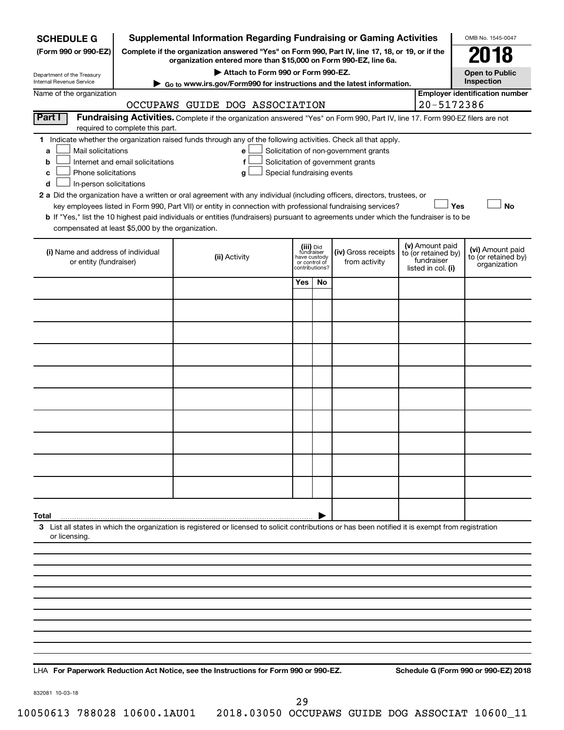**SCHEDULE G**
**(Form 990 or 990-EZ)**

Department of the Treasury
Internal Revenue Service

# Supplemental Information Regarding Fundraising or Gaming Activities

**Complete if the organization answered "Yes" on Form 990, Part IV, line 17, 18, or 19, or if the organization entered more than $15,000 on Form 990-EZ, line 6a.**

**▶ Attach to Form 990 or Form 990-EZ.**

**▶ Go to www.irs.gov/Form990 for instructions and the latest information.**

OMB No. 1545-0047

**2018**

**Open to Public Inspection**

Name of the organization: OCCUPAWS GUIDE DOG ASSOCIATION

**Employer identification number:** 20-5172386

**Part I** **Fundraising Activities.** Complete if the organization answered "Yes" on Form 990, Part IV, line 17. Form 990-EZ filers are not required to complete this part.

**1** Indicate whether the organization raised funds through any of the following activities. Check all that apply.

- **a** ☐ Mail solicitations
- **b** ☐ Internet and email solicitations
- **c** ☐ Phone solicitations
- **d** ☐ In-person solicitations
- **e** ☐ Solicitation of non-government grants
- **f** ☐ Solicitation of government grants
- **g** ☐ Special fundraising events

**2 a** Did the organization have a written or oral agreement with any individual (including officers, directors, trustees, or key employees listed in Form 990, Part VII) or entity in connection with professional fundraising services? ☐ **Yes** ☐ **No**

**b** If "Yes," list the 10 highest paid individuals or entities (fundraisers) pursuant to agreements under which the fundraiser is to be compensated at least $5,000 by the organization.

| (i) Name and address of individual or entity (fundraiser) | (ii) Activity | (iii) Did fundraiser have custody or control of contributions? | | (iv) Gross receipts from activity | (v) Amount paid to (or retained by) fundraiser listed in col. (i) | (vi) Amount paid to (or retained by) organization |
|---|---|---|---|---|---|---|
| | | Yes | No | | | |
| | | | | | | |
| | | | | | | |
| | | | | | | |
| | | | | | | |
| | | | | | | |
| | | | | | | |
| | | | | | | |
| | | | | | | |
| | | | | | | |
| | | | | | | |
| **Total** ▶ | | | | | | |

**3** List all states in which the organization is registered or licensed to solicit contributions or has been notified it is exempt from registration or licensing.

LHA **For Paperwork Reduction Act Notice, see the Instructions for Form 990 or 990-EZ.** **Schedule G (Form 990 or 990-EZ) 2018**

832081 10-03-18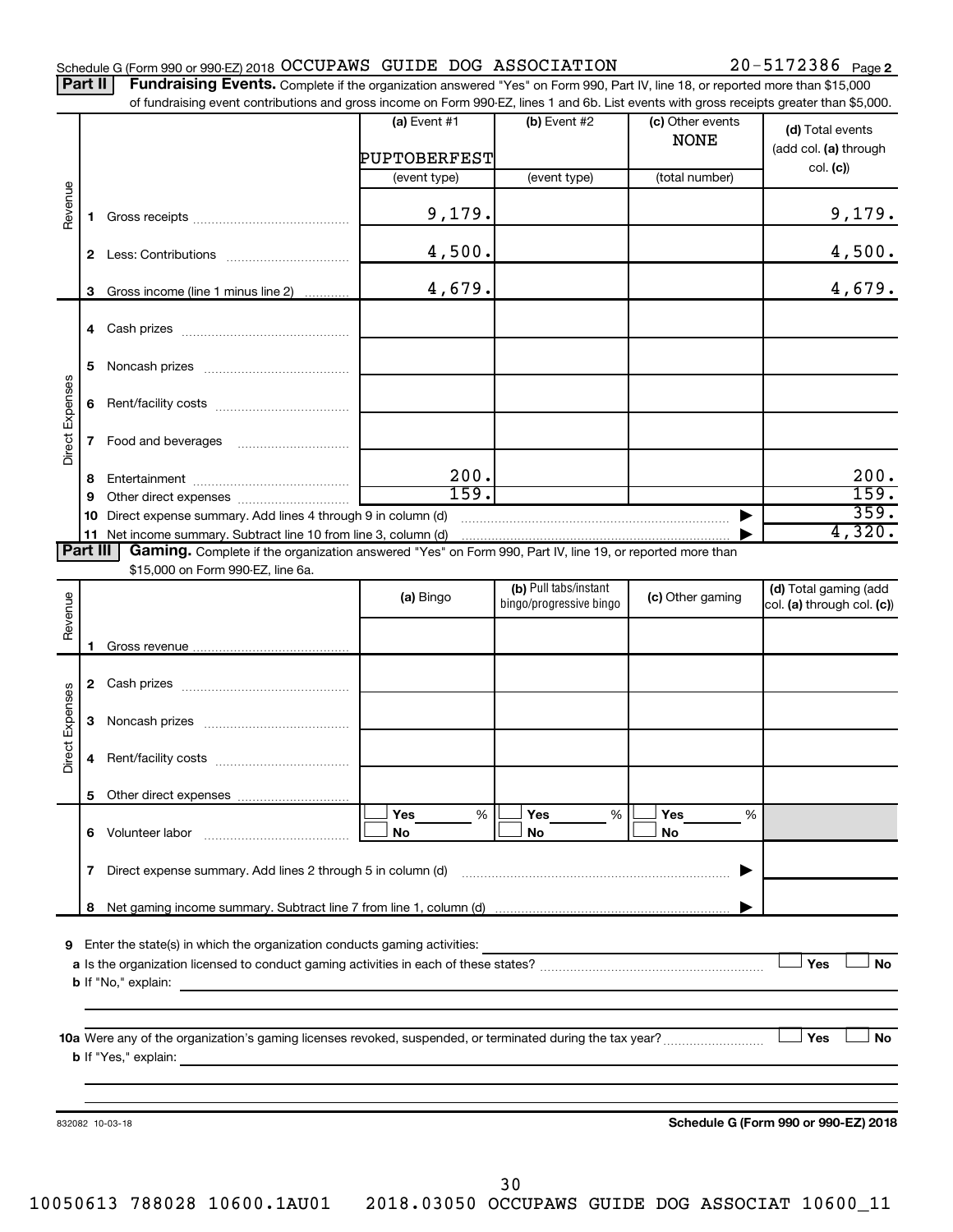Schedule G (Form 990 or 990-EZ) 2018 OCCUPAWS GUIDE DOG ASSOCIATION 20-5172386 Page **2**

**Part II** **Fundraising Events.** Complete if the organization answered "Yes" on Form 990, Part IV, line 18, or reported more than $15,000 of fundraising event contributions and gross income on Form 990-EZ, lines 1 and 6b. List events with gross receipts greater than $5,000.

| | | (a) Event #1 | (b) Event #2 | (c) Other events | (d) Total events (add col. (a) through col. (c)) |
|---|---|---|---|---|---|
| | | PUPTOBERFEST | | NONE | |
| | | (event type) | (event type) | (total number) | |
| Revenue | 1 Gross receipts | 9,179. | | | 9,179. |
| | 2 Less: Contributions | 4,500. | | | 4,500. |
| | 3 Gross income (line 1 minus line 2) | 4,679. | | | 4,679. |
| Direct Expenses | 4 Cash prizes | | | | |
| | 5 Noncash prizes | | | | |
| | 6 Rent/facility costs | | | | |
| | 7 Food and beverages | | | | |
| | 8 Entertainment | 200. | | | 200. |
| | 9 Other direct expenses | 159. | | | 159. |
| | 10 Direct expense summary. Add lines 4 through 9 in column (d) | | | ▶ | 359. |
| | 11 Net income summary. Subtract line 10 from line 3, column (d) | | | ▶ | 4,320. |

**Part III** **Gaming.** Complete if the organization answered "Yes" on Form 990, Part IV, line 19, or reported more than $15,000 on Form 990-EZ, line 6a.

| | | (a) Bingo | (b) Pull tabs/instant bingo/progressive bingo | (c) Other gaming | (d) Total gaming (add col. (a) through col. (c)) |
|---|---|---|---|---|---|
| Revenue | 1 Gross revenue | | | | |
| Direct Expenses | 2 Cash prizes | | | | |
| | 3 Noncash prizes | | | | |
| | 4 Rent/facility costs | | | | |
| | 5 Other direct expenses | | | | |
| | 6 Volunteer labor | ☐ Yes ___% ☐ No | ☐ Yes ___% ☐ No | ☐ Yes ___% ☐ No | |
| | 7 Direct expense summary. Add lines 2 through 5 in column (d) | | | ▶ | |
| | 8 Net gaming income summary. Subtract line 7 from line 1, column (d) | | | ▶ | |

**9** Enter the state(s) in which the organization conducts gaming activities:

**a** Is the organization licensed to conduct gaming activities in each of these states? ☐ Yes ☐ No

**b** If "No," explain:

**10a** Were any of the organization's gaming licenses revoked, suspended, or terminated during the tax year? ☐ Yes ☐ No

**b** If "Yes," explain:

832082 10-03-18 **Schedule G (Form 990 or 990-EZ) 2018**

10050613 788028 10600.1AU01 2018.03050 OCCUPAWS GUIDE DOG ASSOCIAT 10600_11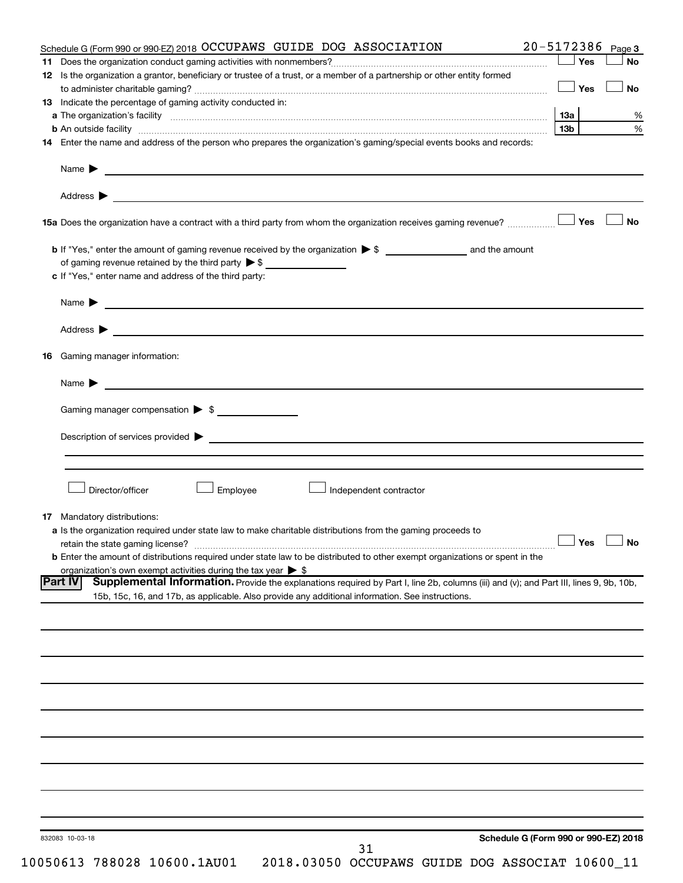Schedule G (Form 990 or 990-EZ) 2018 OCCUPAWS GUIDE DOG ASSOCIATION 20-5172386 Page **3**

**11** Does the organization conduct gaming activities with nonmembers? ☐ Yes ☐ No

**12** Is the organization a grantor, beneficiary or trustee of a trust, or a member of a partnership or other entity formed to administer charitable gaming? ☐ Yes ☐ No

**13** Indicate the percentage of gaming activity conducted in:

**a** The organization's facility **13a** %

**b** An outside facility **13b** %

**14** Enter the name and address of the person who prepares the organization's gaming/special events books and records:

Name ▶

Address ▶

**15a** Does the organization have a contract with a third party from whom the organization receives gaming revenue? ☐ Yes ☐ No

**b** If "Yes," enter the amount of gaming revenue received by the organization ▶ $ and the amount of gaming revenue retained by the third party ▶ $

**c** If "Yes," enter name and address of the third party:

Name ▶

Address ▶

**16** Gaming manager information:

Name ▶

Gaming manager compensation ▶ $

Description of services provided ▶

☐ Director/officer ☐ Employee ☐ Independent contractor

**17** Mandatory distributions:

**a** Is the organization required under state law to make charitable distributions from the gaming proceeds to retain the state gaming license? ☐ Yes ☐ No

**b** Enter the amount of distributions required under state law to be distributed to other exempt organizations or spent in the organization's own exempt activities during the tax year ▶ $

**Part IV Supplemental Information.** Provide the explanations required by Part I, line 2b, columns (iii) and (v); and Part III, lines 9, 9b, 10b, 15b, 15c, 16, and 17b, as applicable. Also provide any additional information. See instructions.

832083 10-03-18 **Schedule G (Form 990 or 990-EZ) 2018**

10050613 788028 10600.1AU01 2018.03050 OCCUPAWS GUIDE DOG ASSOCIAT 10600_11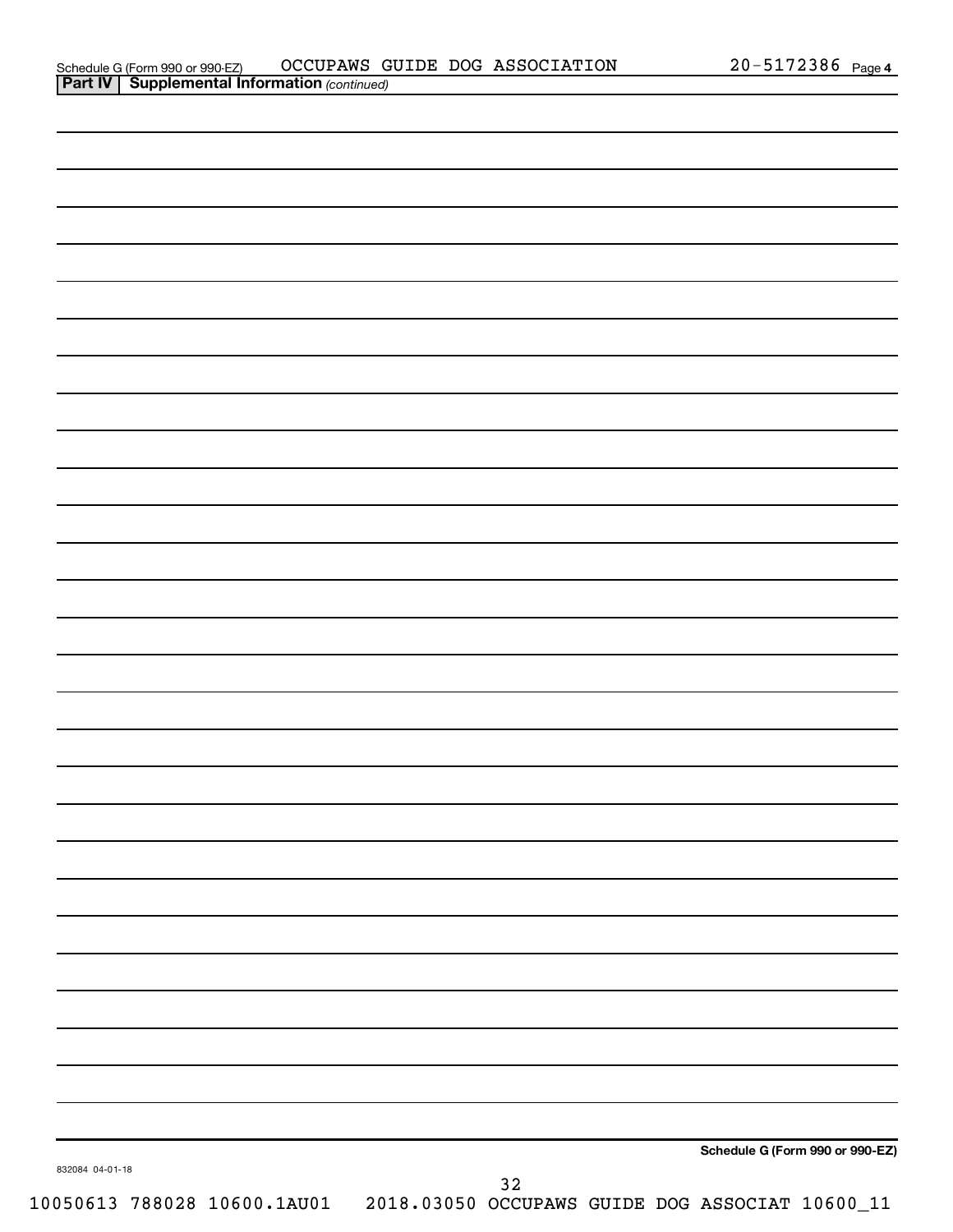Schedule G (Form 990 or 990-EZ) OCCUPAWS GUIDE DOG ASSOCIATION 20-5172386 Page 4

**Part IV | Supplemental Information** *(continued)*

**Schedule G (Form 990 or 990-EZ)**

832084 04-01-18

10050613 788028 10600.1AU01 2018.03050 OCCUPAWS GUIDE DOG ASSOCIAT 10600_11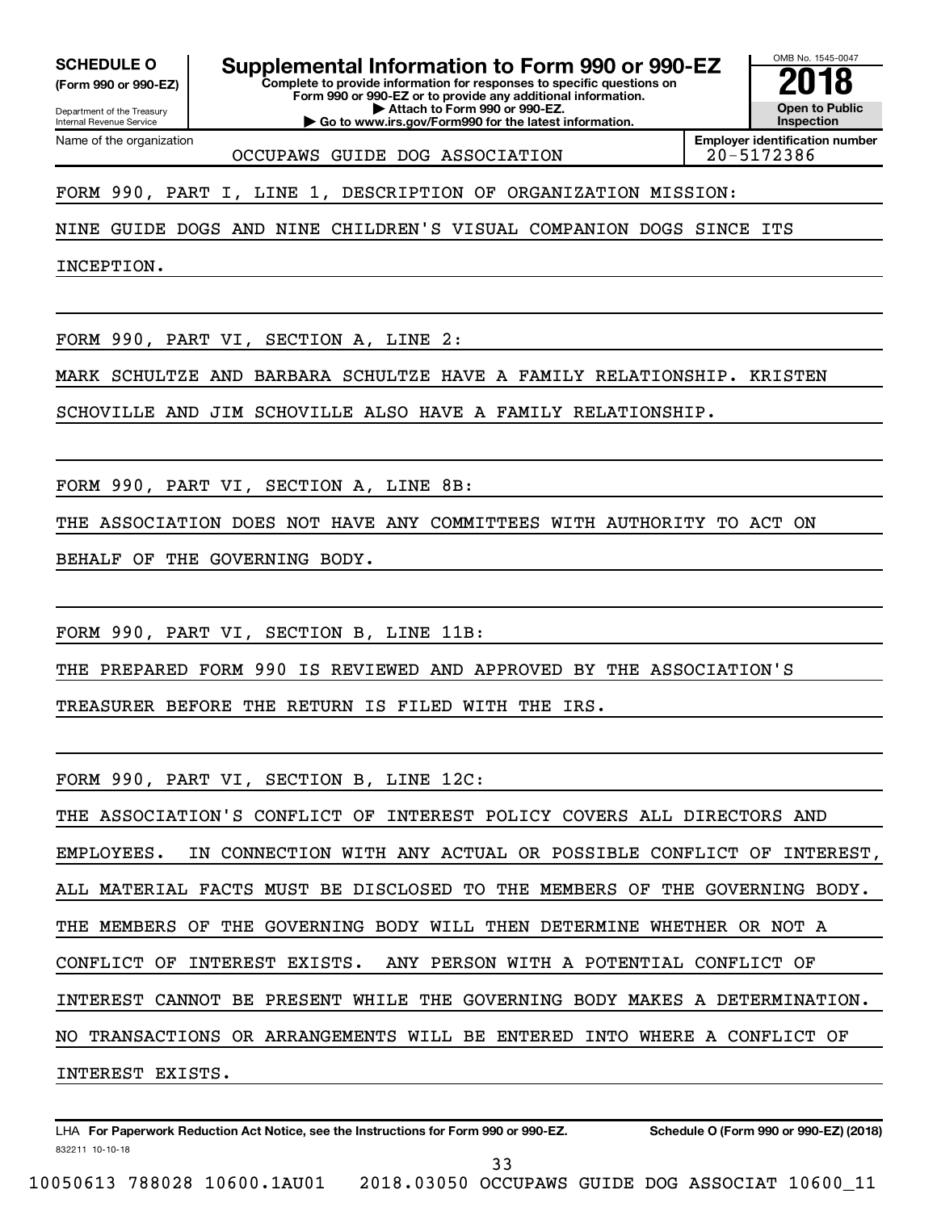**SCHEDULE O** **(Form 990 or 990-EZ)**

Department of the Treasury
Internal Revenue Service

# Supplemental Information to Form 990 or 990-EZ

**Complete to provide information for responses to specific questions on Form 990 or 990-EZ or to provide any additional information.**
**▶ Attach to Form 990 or 990-EZ.**
**▶ Go to www.irs.gov/Form990 for the latest information.**

OMB No. 1545-0047

**2018**

**Open to Public Inspection**

Name of the organization: OCCUPAWS GUIDE DOG ASSOCIATION

**Employer identification number** 20-5172386

FORM 990, PART I, LINE 1, DESCRIPTION OF ORGANIZATION MISSION:

NINE GUIDE DOGS AND NINE CHILDREN'S VISUAL COMPANION DOGS SINCE ITS INCEPTION.

FORM 990, PART VI, SECTION A, LINE 2:

MARK SCHULTZE AND BARBARA SCHULTZE HAVE A FAMILY RELATIONSHIP. KRISTEN SCHOVILLE AND JIM SCHOVILLE ALSO HAVE A FAMILY RELATIONSHIP.

FORM 990, PART VI, SECTION A, LINE 8B:

THE ASSOCIATION DOES NOT HAVE ANY COMMITTEES WITH AUTHORITY TO ACT ON BEHALF OF THE GOVERNING BODY.

FORM 990, PART VI, SECTION B, LINE 11B:

THE PREPARED FORM 990 IS REVIEWED AND APPROVED BY THE ASSOCIATION'S TREASURER BEFORE THE RETURN IS FILED WITH THE IRS.

FORM 990, PART VI, SECTION B, LINE 12C:

THE ASSOCIATION'S CONFLICT OF INTEREST POLICY COVERS ALL DIRECTORS AND EMPLOYEES. IN CONNECTION WITH ANY ACTUAL OR POSSIBLE CONFLICT OF INTEREST, ALL MATERIAL FACTS MUST BE DISCLOSED TO THE MEMBERS OF THE GOVERNING BODY. THE MEMBERS OF THE GOVERNING BODY WILL THEN DETERMINE WHETHER OR NOT A CONFLICT OF INTEREST EXISTS. ANY PERSON WITH A POTENTIAL CONFLICT OF INTEREST CANNOT BE PRESENT WHILE THE GOVERNING BODY MAKES A DETERMINATION. NO TRANSACTIONS OR ARRANGEMENTS WILL BE ENTERED INTO WHERE A CONFLICT OF INTEREST EXISTS.

LHA **For Paperwork Reduction Act Notice, see the Instructions for Form 990 or 990-EZ.** **Schedule O (Form 990 or 990-EZ) (2018)**

832211 10-10-18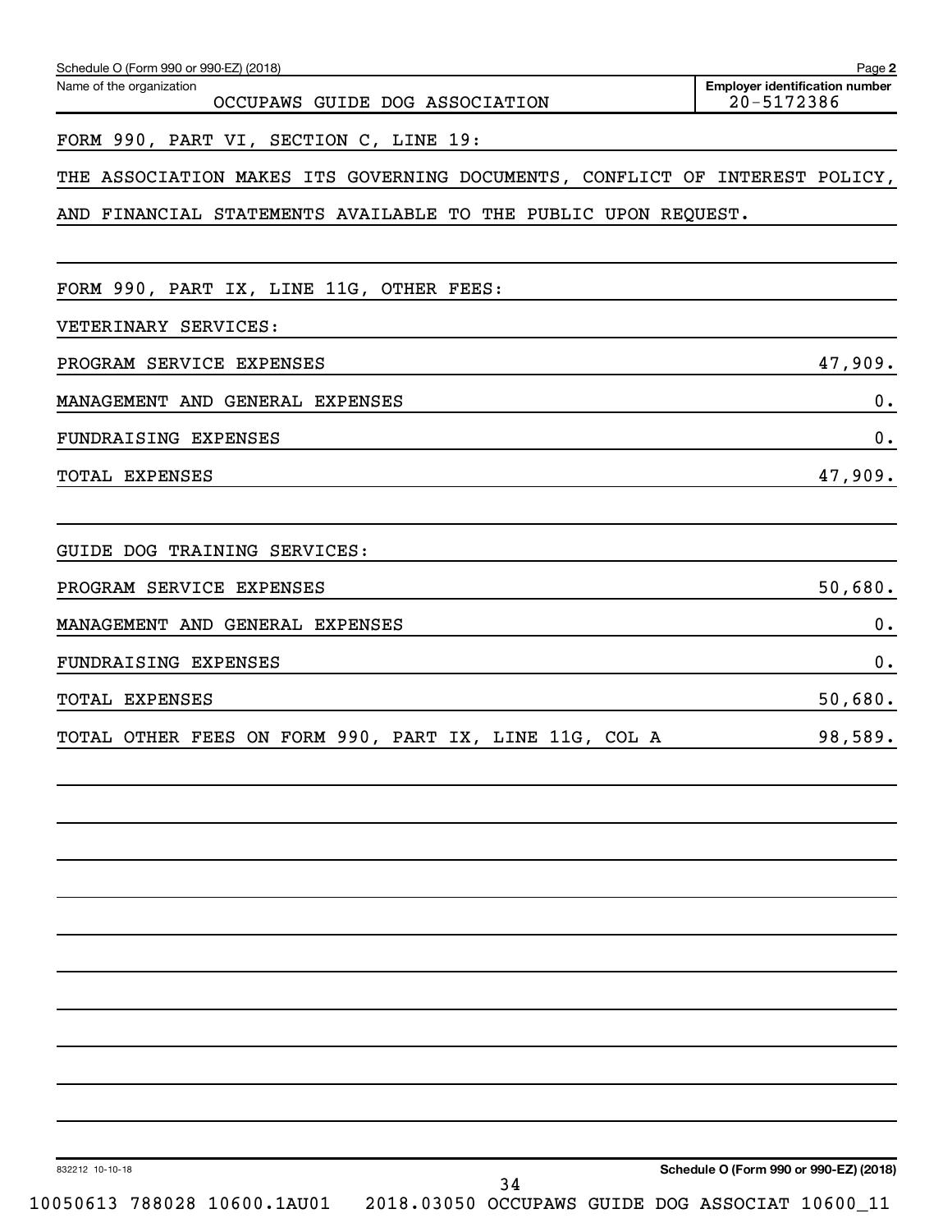Schedule O (Form 990 or 990-EZ) (2018) Page **2**

Name of the organization: OCCUPAWS GUIDE DOG ASSOCIATION

**Employer identification number** 20-5172386

FORM 990, PART VI, SECTION C, LINE 19:

THE ASSOCIATION MAKES ITS GOVERNING DOCUMENTS, CONFLICT OF INTEREST POLICY, AND FINANCIAL STATEMENTS AVAILABLE TO THE PUBLIC UPON REQUEST.

FORM 990, PART IX, LINE 11G, OTHER FEES:

VETERINARY SERVICES:

| | |
|---|---|
| PROGRAM SERVICE EXPENSES | 47,909. |
| MANAGEMENT AND GENERAL EXPENSES | 0. |
| FUNDRAISING EXPENSES | 0. |
| TOTAL EXPENSES | 47,909. |

GUIDE DOG TRAINING SERVICES:

| | |
|---|---|
| PROGRAM SERVICE EXPENSES | 50,680. |
| MANAGEMENT AND GENERAL EXPENSES | 0. |
| FUNDRAISING EXPENSES | 0. |
| TOTAL EXPENSES | 50,680. |
| TOTAL OTHER FEES ON FORM 990, PART IX, LINE 11G, COL A | 98,589. |

832212 10-10-18

**Schedule O (Form 990 or 990-EZ) (2018)**

10050613 788028 10600.1AU01 2018.03050 OCCUPAWS GUIDE DOG ASSOCIAT 10600_11